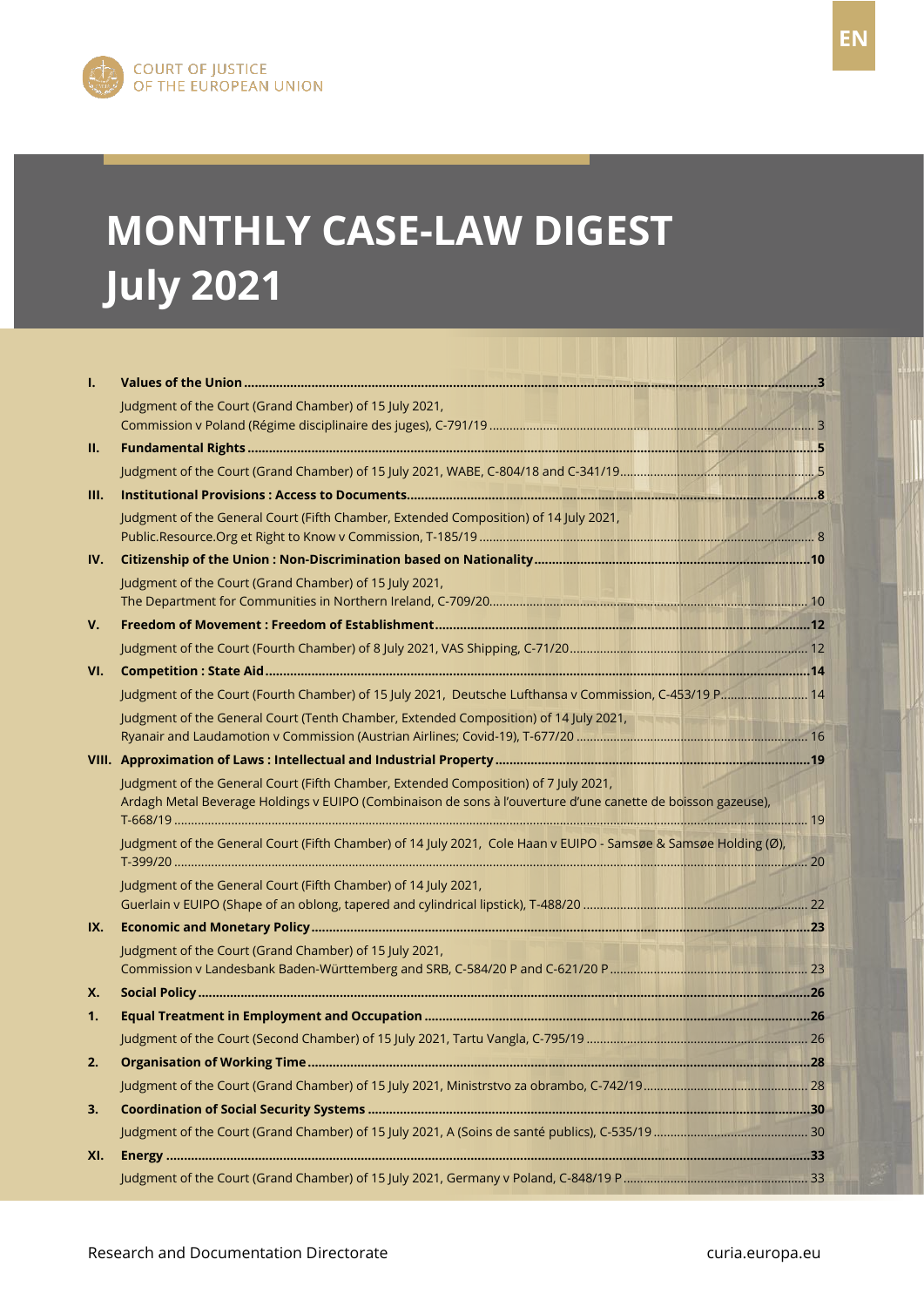COURT OF JUSTICE
OF THE EUROPEAN UNION

EN

# MONTHLY CASE-LAW DIGEST
# July 2021

**I. Values of the Union** ..... 3

Judgment of the Court (Grand Chamber) of 15 July 2021, Commission v Poland (Régime disciplinaire des juges), C-791/19 ..... 3

**II. Fundamental Rights** ..... 5

Judgment of the Court (Grand Chamber) of 15 July 2021, WABE, C-804/18 and C-341/19 ..... 5

**III. Institutional Provisions : Access to Documents** ..... 8

Judgment of the General Court (Fifth Chamber, Extended Composition) of 14 July 2021, Public.Resource.Org et Right to Know v Commission, T-185/19 ..... 8

**IV. Citizenship of the Union : Non-Discrimination based on Nationality** ..... 10

Judgment of the Court (Grand Chamber) of 15 July 2021, The Department for Communities in Northern Ireland, C-709/20 ..... 10

**V. Freedom of Movement : Freedom of Establishment** ..... 12

Judgment of the Court (Fourth Chamber) of 8 July 2021, VAS Shipping, C-71/20 ..... 12

**VI. Competition : State Aid** ..... 14

Judgment of the Court (Fourth Chamber) of 15 July 2021, Deutsche Lufthansa v Commission, C-453/19 P ..... 14

Judgment of the General Court (Tenth Chamber, Extended Composition) of 14 July 2021, Ryanair and Laudamotion v Commission (Austrian Airlines; Covid-19), T-677/20 ..... 16

**VIII. Approximation of Laws : Intellectual and Industrial Property** ..... 19

Judgment of the General Court (Fifth Chamber, Extended Composition) of 7 July 2021, Ardagh Metal Beverage Holdings v EUIPO (Combinaison de sons à l'ouverture d'une canette de boisson gazeuse), T-668/19 ..... 19

Judgment of the General Court (Fifth Chamber) of 14 July 2021, Cole Haan v EUIPO - Samsøe & Samsøe Holding (Ø), T-399/20 ..... 20

Judgment of the General Court (Fifth Chamber) of 14 July 2021, Guerlain v EUIPO (Shape of an oblong, tapered and cylindrical lipstick), T-488/20 ..... 22

**IX. Economic and Monetary Policy** ..... 23

Judgment of the Court (Grand Chamber) of 15 July 2021, Commission v Landesbank Baden-Württemberg and SRB, C-584/20 P and C-621/20 P ..... 23

**X. Social Policy** ..... 26

**1. Equal Treatment in Employment and Occupation** ..... 26

Judgment of the Court (Second Chamber) of 15 July 2021, Tartu Vangla, C-795/19 ..... 26

**2. Organisation of Working Time** ..... 28

Judgment of the Court (Grand Chamber) of 15 July 2021, Ministrstvo za obrambo, C-742/19 ..... 28

**3. Coordination of Social Security Systems** ..... 30

Judgment of the Court (Grand Chamber) of 15 July 2021, A (Soins de santé publics), C-535/19 ..... 30

**XI. Energy** ..... 33

Judgment of the Court (Grand Chamber) of 15 July 2021, Germany v Poland, C-848/19 P ..... 33

Research and Documentation Directorate

curia.europa.eu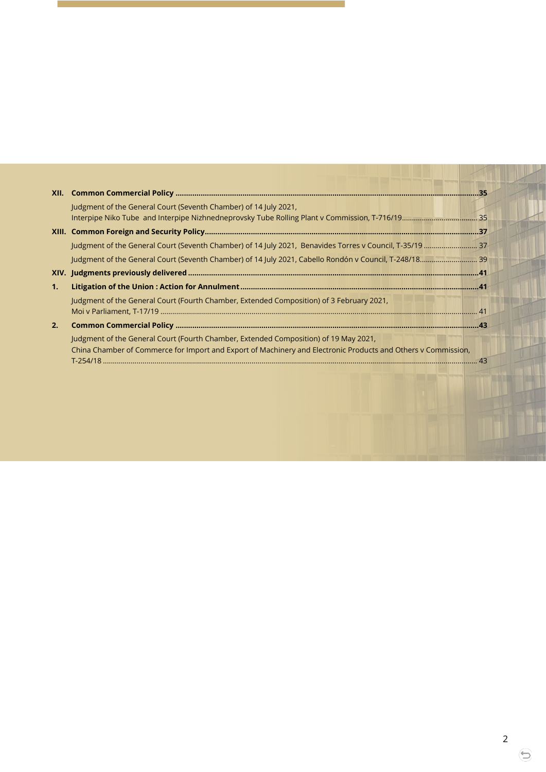**XII. Common Commercial Policy ....................................................................................................................................35**

Judgment of the General Court (Seventh Chamber) of 14 July 2021, Interpipe Niko Tube and Interpipe Nizhnedneprovsky Tube Rolling Plant v Commission, T-716/19...................................... 35

**XIII. Common Foreign and Security Policy...................................................................................................................37**

Judgment of the General Court (Seventh Chamber) of 14 July 2021, Benavides Torres v Council, T-35/19 ........................... 37

Judgment of the General Court (Seventh Chamber) of 14 July 2021, Cabello Rondón v Council, T-248/18............................ 39

**XIV. Judgments previously delivered ...........................................................................................................................41**

**1. Litigation of the Union : Action for Annulment ..................................................................................................41**

Judgment of the General Court (Fourth Chamber, Extended Composition) of 3 February 2021, Moi v Parliament, T-17/19 .................................................................................................................................................... 41

**2. Common Commercial Policy ...................................................................................................................................43**

Judgment of the General Court (Fourth Chamber, Extended Composition) of 19 May 2021, China Chamber of Commerce for Import and Export of Machinery and Electronic Products and Others v Commission, T-254/18 ................................................................................................................................................................ 43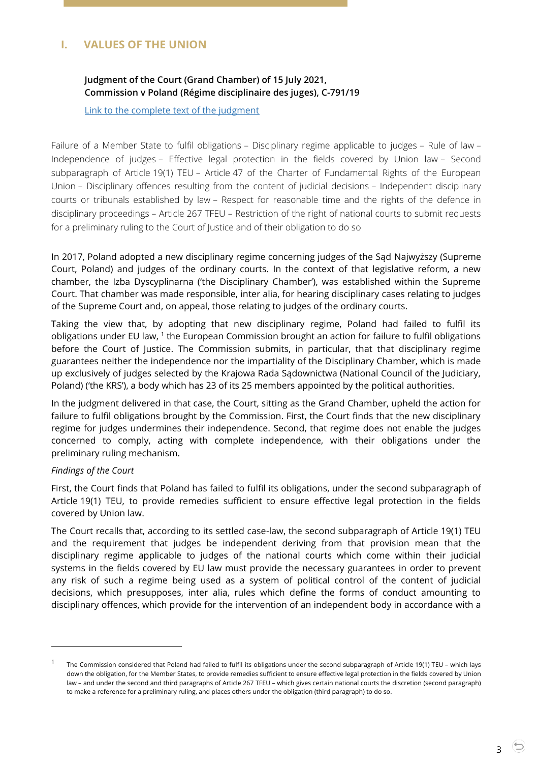# I. VALUES OF THE UNION

**Judgment of the Court (Grand Chamber) of 15 July 2021, Commission v Poland (Régime disciplinaire des juges), C-791/19**

Link to the complete text of the judgment

Failure of a Member State to fulfil obligations – Disciplinary regime applicable to judges – Rule of law – Independence of judges – Effective legal protection in the fields covered by Union law – Second subparagraph of Article 19(1) TEU – Article 47 of the Charter of Fundamental Rights of the European Union – Disciplinary offences resulting from the content of judicial decisions – Independent disciplinary courts or tribunals established by law – Respect for reasonable time and the rights of the defence in disciplinary proceedings – Article 267 TFEU – Restriction of the right of national courts to submit requests for a preliminary ruling to the Court of Justice and of their obligation to do so

In 2017, Poland adopted a new disciplinary regime concerning judges of the Sąd Najwyższy (Supreme Court, Poland) and judges of the ordinary courts. In the context of that legislative reform, a new chamber, the Izba Dyscyplinarna ('the Disciplinary Chamber'), was established within the Supreme Court. That chamber was made responsible, inter alia, for hearing disciplinary cases relating to judges of the Supreme Court and, on appeal, those relating to judges of the ordinary courts.

Taking the view that, by adopting that new disciplinary regime, Poland had failed to fulfil its obligations under EU law, [1] the European Commission brought an action for failure to fulfil obligations before the Court of Justice. The Commission submits, in particular, that that disciplinary regime guarantees neither the independence nor the impartiality of the Disciplinary Chamber, which is made up exclusively of judges selected by the Krajowa Rada Sądownictwa (National Council of the Judiciary, Poland) ('the KRS'), a body which has 23 of its 25 members appointed by the political authorities.

In the judgment delivered in that case, the Court, sitting as the Grand Chamber, upheld the action for failure to fulfil obligations brought by the Commission. First, the Court finds that the new disciplinary regime for judges undermines their independence. Second, that regime does not enable the judges concerned to comply, acting with complete independence, with their obligations under the preliminary ruling mechanism.

*Findings of the Court*

First, the Court finds that Poland has failed to fulfil its obligations, under the second subparagraph of Article 19(1) TEU, to provide remedies sufficient to ensure effective legal protection in the fields covered by Union law.

The Court recalls that, according to its settled case-law, the second subparagraph of Article 19(1) TEU and the requirement that judges be independent deriving from that provision mean that the disciplinary regime applicable to judges of the national courts which come within their judicial systems in the fields covered by EU law must provide the necessary guarantees in order to prevent any risk of such a regime being used as a system of political control of the content of judicial decisions, which presupposes, inter alia, rules which define the forms of conduct amounting to disciplinary offences, which provide for the intervention of an independent body in accordance with a

---

[1] The Commission considered that Poland had failed to fulfil its obligations under the second subparagraph of Article 19(1) TEU – which lays down the obligation, for the Member States, to provide remedies sufficient to ensure effective legal protection in the fields covered by Union law – and under the second and third paragraphs of Article 267 TFEU – which gives certain national courts the discretion (second paragraph) to make a reference for a preliminary ruling, and places others under the obligation (third paragraph) to do so.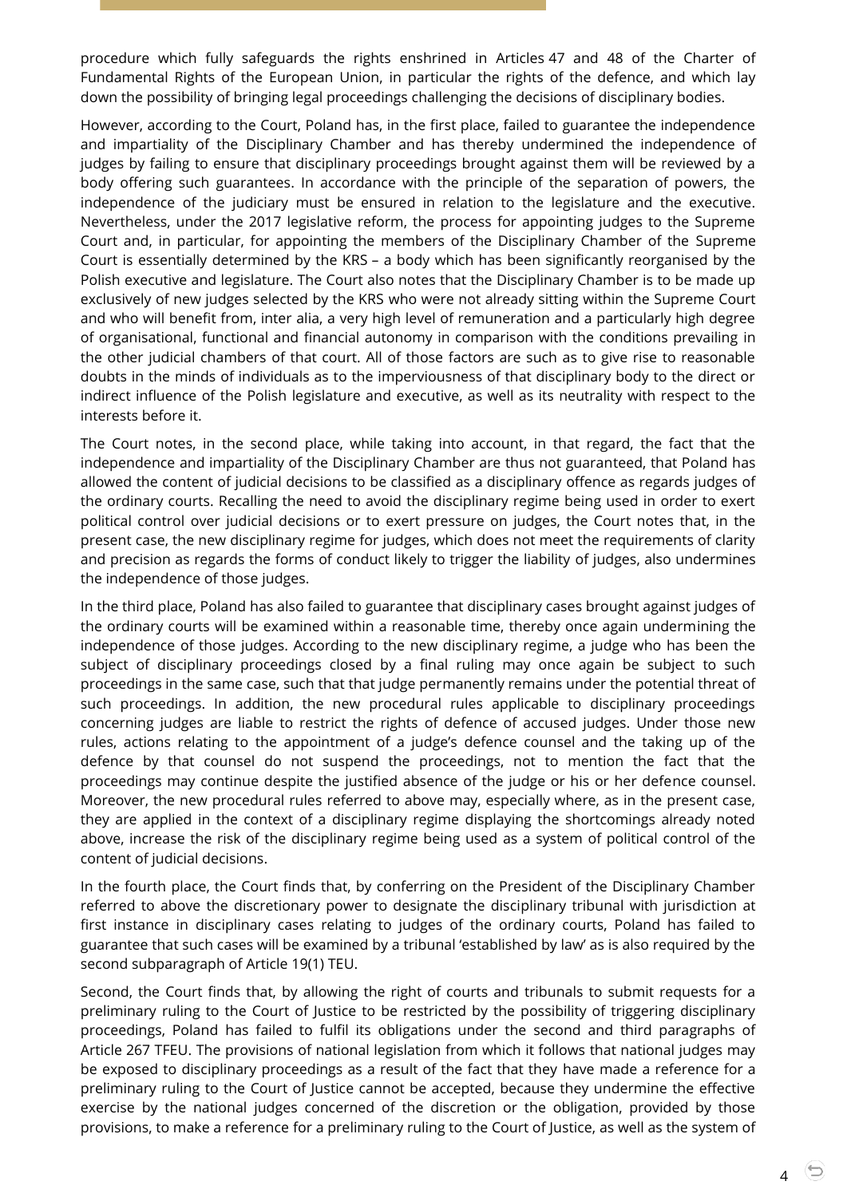procedure which fully safeguards the rights enshrined in Articles 47 and 48 of the Charter of Fundamental Rights of the European Union, in particular the rights of the defence, and which lay down the possibility of bringing legal proceedings challenging the decisions of disciplinary bodies.

However, according to the Court, Poland has, in the first place, failed to guarantee the independence and impartiality of the Disciplinary Chamber and has thereby undermined the independence of judges by failing to ensure that disciplinary proceedings brought against them will be reviewed by a body offering such guarantees. In accordance with the principle of the separation of powers, the independence of the judiciary must be ensured in relation to the legislature and the executive. Nevertheless, under the 2017 legislative reform, the process for appointing judges to the Supreme Court and, in particular, for appointing the members of the Disciplinary Chamber of the Supreme Court is essentially determined by the KRS – a body which has been significantly reorganised by the Polish executive and legislature. The Court also notes that the Disciplinary Chamber is to be made up exclusively of new judges selected by the KRS who were not already sitting within the Supreme Court and who will benefit from, inter alia, a very high level of remuneration and a particularly high degree of organisational, functional and financial autonomy in comparison with the conditions prevailing in the other judicial chambers of that court. All of those factors are such as to give rise to reasonable doubts in the minds of individuals as to the imperviousness of that disciplinary body to the direct or indirect influence of the Polish legislature and executive, as well as its neutrality with respect to the interests before it.

The Court notes, in the second place, while taking into account, in that regard, the fact that the independence and impartiality of the Disciplinary Chamber are thus not guaranteed, that Poland has allowed the content of judicial decisions to be classified as a disciplinary offence as regards judges of the ordinary courts. Recalling the need to avoid the disciplinary regime being used in order to exert political control over judicial decisions or to exert pressure on judges, the Court notes that, in the present case, the new disciplinary regime for judges, which does not meet the requirements of clarity and precision as regards the forms of conduct likely to trigger the liability of judges, also undermines the independence of those judges.

In the third place, Poland has also failed to guarantee that disciplinary cases brought against judges of the ordinary courts will be examined within a reasonable time, thereby once again undermining the independence of those judges. According to the new disciplinary regime, a judge who has been the subject of disciplinary proceedings closed by a final ruling may once again be subject to such proceedings in the same case, such that that judge permanently remains under the potential threat of such proceedings. In addition, the new procedural rules applicable to disciplinary proceedings concerning judges are liable to restrict the rights of defence of accused judges. Under those new rules, actions relating to the appointment of a judge's defence counsel and the taking up of the defence by that counsel do not suspend the proceedings, not to mention the fact that the proceedings may continue despite the justified absence of the judge or his or her defence counsel. Moreover, the new procedural rules referred to above may, especially where, as in the present case, they are applied in the context of a disciplinary regime displaying the shortcomings already noted above, increase the risk of the disciplinary regime being used as a system of political control of the content of judicial decisions.

In the fourth place, the Court finds that, by conferring on the President of the Disciplinary Chamber referred to above the discretionary power to designate the disciplinary tribunal with jurisdiction at first instance in disciplinary cases relating to judges of the ordinary courts, Poland has failed to guarantee that such cases will be examined by a tribunal 'established by law' as is also required by the second subparagraph of Article 19(1) TEU.

Second, the Court finds that, by allowing the right of courts and tribunals to submit requests for a preliminary ruling to the Court of Justice to be restricted by the possibility of triggering disciplinary proceedings, Poland has failed to fulfil its obligations under the second and third paragraphs of Article 267 TFEU. The provisions of national legislation from which it follows that national judges may be exposed to disciplinary proceedings as a result of the fact that they have made a reference for a preliminary ruling to the Court of Justice cannot be accepted, because they undermine the effective exercise by the national judges concerned of the discretion or the obligation, provided by those provisions, to make a reference for a preliminary ruling to the Court of Justice, as well as the system of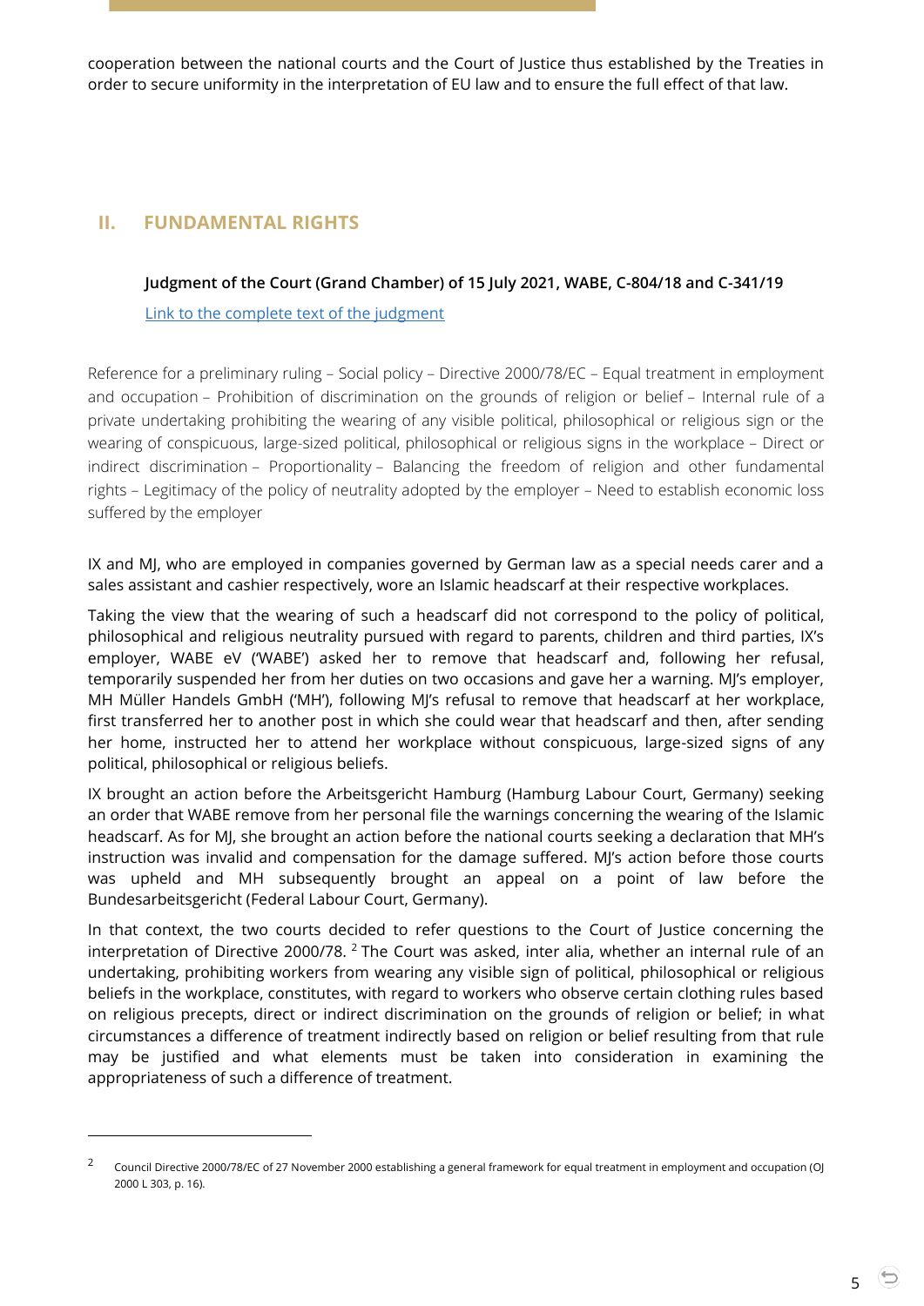cooperation between the national courts and the Court of Justice thus established by the Treaties in order to secure uniformity in the interpretation of EU law and to ensure the full effect of that law.

## II. FUNDAMENTAL RIGHTS

### Judgment of the Court (Grand Chamber) of 15 July 2021, WABE, C-804/18 and C-341/19

Link to the complete text of the judgment

Reference for a preliminary ruling – Social policy – Directive 2000/78/EC – Equal treatment in employment and occupation – Prohibition of discrimination on the grounds of religion or belief – Internal rule of a private undertaking prohibiting the wearing of any visible political, philosophical or religious sign or the wearing of conspicuous, large-sized political, philosophical or religious signs in the workplace – Direct or indirect discrimination – Proportionality – Balancing the freedom of religion and other fundamental rights – Legitimacy of the policy of neutrality adopted by the employer – Need to establish economic loss suffered by the employer

IX and MJ, who are employed in companies governed by German law as a special needs carer and a sales assistant and cashier respectively, wore an Islamic headscarf at their respective workplaces.

Taking the view that the wearing of such a headscarf did not correspond to the policy of political, philosophical and religious neutrality pursued with regard to parents, children and third parties, IX's employer, WABE eV ('WABE') asked her to remove that headscarf and, following her refusal, temporarily suspended her from her duties on two occasions and gave her a warning. MJ's employer, MH Müller Handels GmbH ('MH'), following MJ's refusal to remove that headscarf at her workplace, first transferred her to another post in which she could wear that headscarf and then, after sending her home, instructed her to attend her workplace without conspicuous, large-sized signs of any political, philosophical or religious beliefs.

IX brought an action before the Arbeitsgericht Hamburg (Hamburg Labour Court, Germany) seeking an order that WABE remove from her personal file the warnings concerning the wearing of the Islamic headscarf. As for MJ, she brought an action before the national courts seeking a declaration that MH's instruction was invalid and compensation for the damage suffered. MJ's action before those courts was upheld and MH subsequently brought an appeal on a point of law before the Bundesarbeitsgericht (Federal Labour Court, Germany).

In that context, the two courts decided to refer questions to the Court of Justice concerning the interpretation of Directive 2000/78. [2] The Court was asked, inter alia, whether an internal rule of an undertaking, prohibiting workers from wearing any visible sign of political, philosophical or religious beliefs in the workplace, constitutes, with regard to workers who observe certain clothing rules based on religious precepts, direct or indirect discrimination on the grounds of religion or belief; in what circumstances a difference of treatment indirectly based on religion or belief resulting from that rule may be justified and what elements must be taken into consideration in examining the appropriateness of such a difference of treatment.

---

[2] Council Directive 2000/78/EC of 27 November 2000 establishing a general framework for equal treatment in employment and occupation (OJ 2000 L 303, p. 16).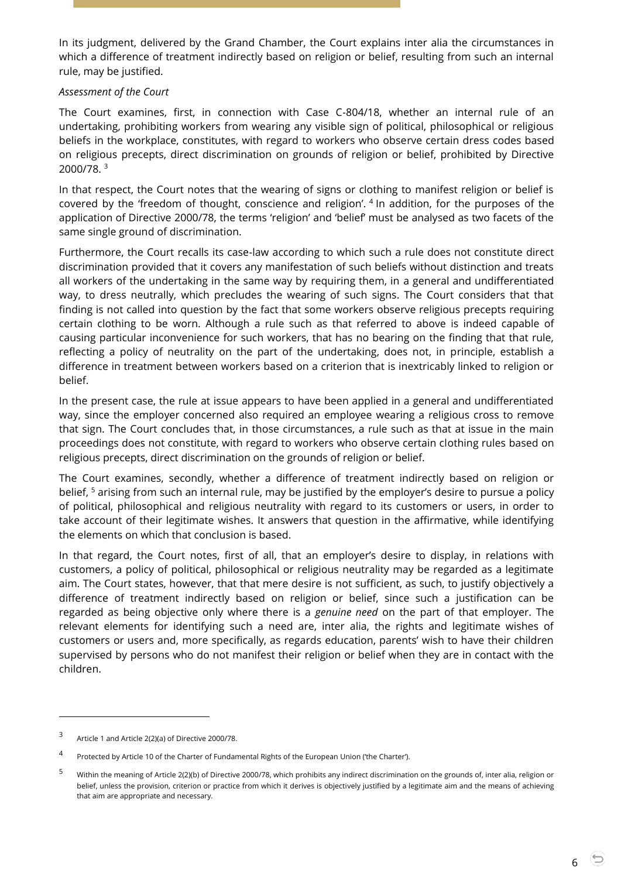In its judgment, delivered by the Grand Chamber, the Court explains inter alia the circumstances in which a difference of treatment indirectly based on religion or belief, resulting from such an internal rule, may be justified.

*Assessment of the Court*

The Court examines, first, in connection with Case C-804/18, whether an internal rule of an undertaking, prohibiting workers from wearing any visible sign of political, philosophical or religious beliefs in the workplace, constitutes, with regard to workers who observe certain dress codes based on religious precepts, direct discrimination on grounds of religion or belief, prohibited by Directive 2000/78. [3]

In that respect, the Court notes that the wearing of signs or clothing to manifest religion or belief is covered by the 'freedom of thought, conscience and religion'. [4] In addition, for the purposes of the application of Directive 2000/78, the terms 'religion' and 'belief' must be analysed as two facets of the same single ground of discrimination.

Furthermore, the Court recalls its case-law according to which such a rule does not constitute direct discrimination provided that it covers any manifestation of such beliefs without distinction and treats all workers of the undertaking in the same way by requiring them, in a general and undifferentiated way, to dress neutrally, which precludes the wearing of such signs. The Court considers that that finding is not called into question by the fact that some workers observe religious precepts requiring certain clothing to be worn. Although a rule such as that referred to above is indeed capable of causing particular inconvenience for such workers, that has no bearing on the finding that that rule, reflecting a policy of neutrality on the part of the undertaking, does not, in principle, establish a difference in treatment between workers based on a criterion that is inextricably linked to religion or belief.

In the present case, the rule at issue appears to have been applied in a general and undifferentiated way, since the employer concerned also required an employee wearing a religious cross to remove that sign. The Court concludes that, in those circumstances, a rule such as that at issue in the main proceedings does not constitute, with regard to workers who observe certain clothing rules based on religious precepts, direct discrimination on the grounds of religion or belief.

The Court examines, secondly, whether a difference of treatment indirectly based on religion or belief, [5] arising from such an internal rule, may be justified by the employer's desire to pursue a policy of political, philosophical and religious neutrality with regard to its customers or users, in order to take account of their legitimate wishes. It answers that question in the affirmative, while identifying the elements on which that conclusion is based.

In that regard, the Court notes, first of all, that an employer's desire to display, in relations with customers, a policy of political, philosophical or religious neutrality may be regarded as a legitimate aim. The Court states, however, that that mere desire is not sufficient, as such, to justify objectively a difference of treatment indirectly based on religion or belief, since such a justification can be regarded as being objective only where there is a *genuine need* on the part of that employer. The relevant elements for identifying such a need are, inter alia, the rights and legitimate wishes of customers or users and, more specifically, as regards education, parents' wish to have their children supervised by persons who do not manifest their religion or belief when they are in contact with the children.

---

[3] Article 1 and Article 2(2)(a) of Directive 2000/78.

[4] Protected by Article 10 of the Charter of Fundamental Rights of the European Union ('the Charter').

[5] Within the meaning of Article 2(2)(b) of Directive 2000/78, which prohibits any indirect discrimination on the grounds of, inter alia, religion or belief, unless the provision, criterion or practice from which it derives is objectively justified by a legitimate aim and the means of achieving that aim are appropriate and necessary.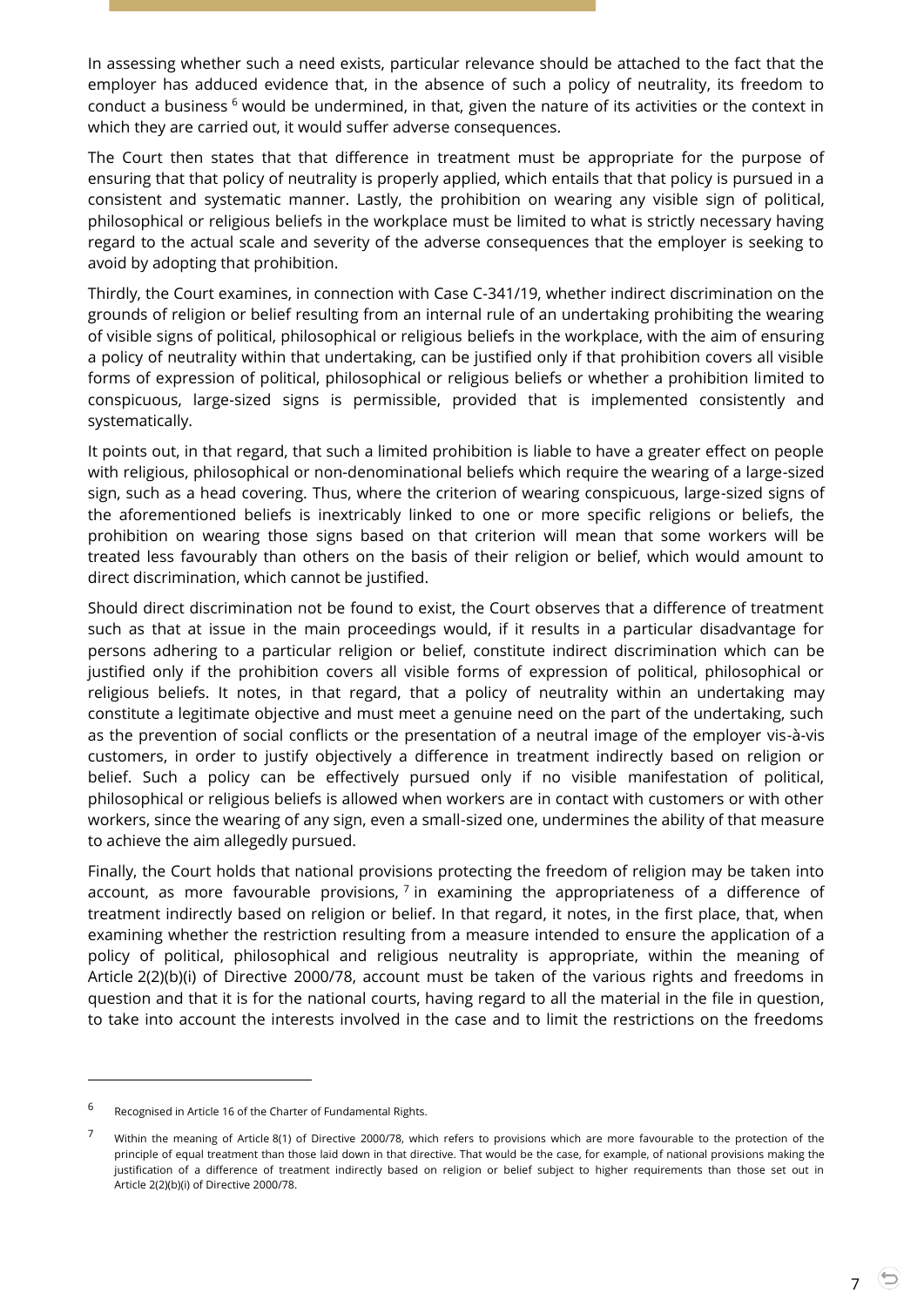In assessing whether such a need exists, particular relevance should be attached to the fact that the employer has adduced evidence that, in the absence of such a policy of neutrality, its freedom to conduct a business [6] would be undermined, in that, given the nature of its activities or the context in which they are carried out, it would suffer adverse consequences.

The Court then states that that difference in treatment must be appropriate for the purpose of ensuring that that policy of neutrality is properly applied, which entails that that policy is pursued in a consistent and systematic manner. Lastly, the prohibition on wearing any visible sign of political, philosophical or religious beliefs in the workplace must be limited to what is strictly necessary having regard to the actual scale and severity of the adverse consequences that the employer is seeking to avoid by adopting that prohibition.

Thirdly, the Court examines, in connection with Case C-341/19, whether indirect discrimination on the grounds of religion or belief resulting from an internal rule of an undertaking prohibiting the wearing of visible signs of political, philosophical or religious beliefs in the workplace, with the aim of ensuring a policy of neutrality within that undertaking, can be justified only if that prohibition covers all visible forms of expression of political, philosophical or religious beliefs or whether a prohibition limited to conspicuous, large-sized signs is permissible, provided that is implemented consistently and systematically.

It points out, in that regard, that such a limited prohibition is liable to have a greater effect on people with religious, philosophical or non-denominational beliefs which require the wearing of a large-sized sign, such as a head covering. Thus, where the criterion of wearing conspicuous, large-sized signs of the aforementioned beliefs is inextricably linked to one or more specific religions or beliefs, the prohibition on wearing those signs based on that criterion will mean that some workers will be treated less favourably than others on the basis of their religion or belief, which would amount to direct discrimination, which cannot be justified.

Should direct discrimination not be found to exist, the Court observes that a difference of treatment such as that at issue in the main proceedings would, if it results in a particular disadvantage for persons adhering to a particular religion or belief, constitute indirect discrimination which can be justified only if the prohibition covers all visible forms of expression of political, philosophical or religious beliefs. It notes, in that regard, that a policy of neutrality within an undertaking may constitute a legitimate objective and must meet a genuine need on the part of the undertaking, such as the prevention of social conflicts or the presentation of a neutral image of the employer vis-à-vis customers, in order to justify objectively a difference in treatment indirectly based on religion or belief. Such a policy can be effectively pursued only if no visible manifestation of political, philosophical or religious beliefs is allowed when workers are in contact with customers or with other workers, since the wearing of any sign, even a small-sized one, undermines the ability of that measure to achieve the aim allegedly pursued.

Finally, the Court holds that national provisions protecting the freedom of religion may be taken into account, as more favourable provisions, [7] in examining the appropriateness of a difference of treatment indirectly based on religion or belief. In that regard, it notes, in the first place, that, when examining whether the restriction resulting from a measure intended to ensure the application of a policy of political, philosophical and religious neutrality is appropriate, within the meaning of Article 2(2)(b)(i) of Directive 2000/78, account must be taken of the various rights and freedoms in question and that it is for the national courts, having regard to all the material in the file in question, to take into account the interests involved in the case and to limit the restrictions on the freedoms

---

[6] Recognised in Article 16 of the Charter of Fundamental Rights.

[7] Within the meaning of Article 8(1) of Directive 2000/78, which refers to provisions which are more favourable to the protection of the principle of equal treatment than those laid down in that directive. That would be the case, for example, of national provisions making the justification of a difference of treatment indirectly based on religion or belief subject to higher requirements than those set out in Article 2(2)(b)(i) of Directive 2000/78.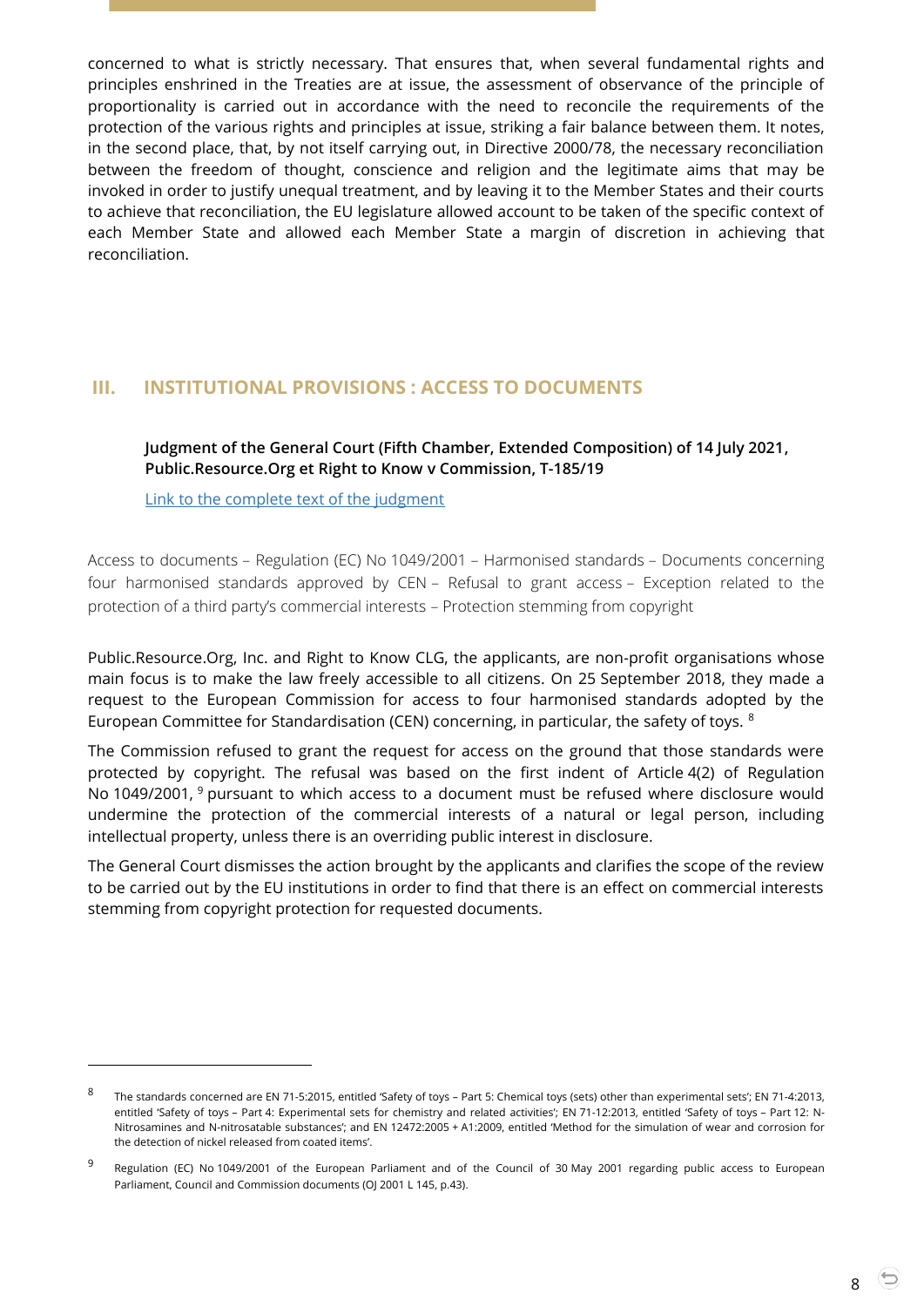concerned to what is strictly necessary. That ensures that, when several fundamental rights and principles enshrined in the Treaties are at issue, the assessment of observance of the principle of proportionality is carried out in accordance with the need to reconcile the requirements of the protection of the various rights and principles at issue, striking a fair balance between them. It notes, in the second place, that, by not itself carrying out, in Directive 2000/78, the necessary reconciliation between the freedom of thought, conscience and religion and the legitimate aims that may be invoked in order to justify unequal treatment, and by leaving it to the Member States and their courts to achieve that reconciliation, the EU legislature allowed account to be taken of the specific context of each Member State and allowed each Member State a margin of discretion in achieving that reconciliation.

## III. INSTITUTIONAL PROVISIONS : ACCESS TO DOCUMENTS

**Judgment of the General Court (Fifth Chamber, Extended Composition) of 14 July 2021, Public.Resource.Org et Right to Know v Commission, T-185/19**

Link to the complete text of the judgment

Access to documents – Regulation (EC) No 1049/2001 – Harmonised standards – Documents concerning four harmonised standards approved by CEN – Refusal to grant access – Exception related to the protection of a third party's commercial interests – Protection stemming from copyright

Public.Resource.Org, Inc. and Right to Know CLG, the applicants, are non-profit organisations whose main focus is to make the law freely accessible to all citizens. On 25 September 2018, they made a request to the European Commission for access to four harmonised standards adopted by the European Committee for Standardisation (CEN) concerning, in particular, the safety of toys. [8]

The Commission refused to grant the request for access on the ground that those standards were protected by copyright. The refusal was based on the first indent of Article 4(2) of Regulation No 1049/2001, [9] pursuant to which access to a document must be refused where disclosure would undermine the protection of the commercial interests of a natural or legal person, including intellectual property, unless there is an overriding public interest in disclosure.

The General Court dismisses the action brought by the applicants and clarifies the scope of the review to be carried out by the EU institutions in order to find that there is an effect on commercial interests stemming from copyright protection for requested documents.

---

[8] The standards concerned are EN 71-5:2015, entitled 'Safety of toys – Part 5: Chemical toys (sets) other than experimental sets'; EN 71-4:2013, entitled 'Safety of toys – Part 4: Experimental sets for chemistry and related activities'; EN 71-12:2013, entitled 'Safety of toys – Part 12: N-Nitrosamines and N-nitrosatable substances'; and EN 12472:2005 + A1:2009, entitled 'Method for the simulation of wear and corrosion for the detection of nickel released from coated items'.

[9] Regulation (EC) No 1049/2001 of the European Parliament and of the Council of 30 May 2001 regarding public access to European Parliament, Council and Commission documents (OJ 2001 L 145, p.43).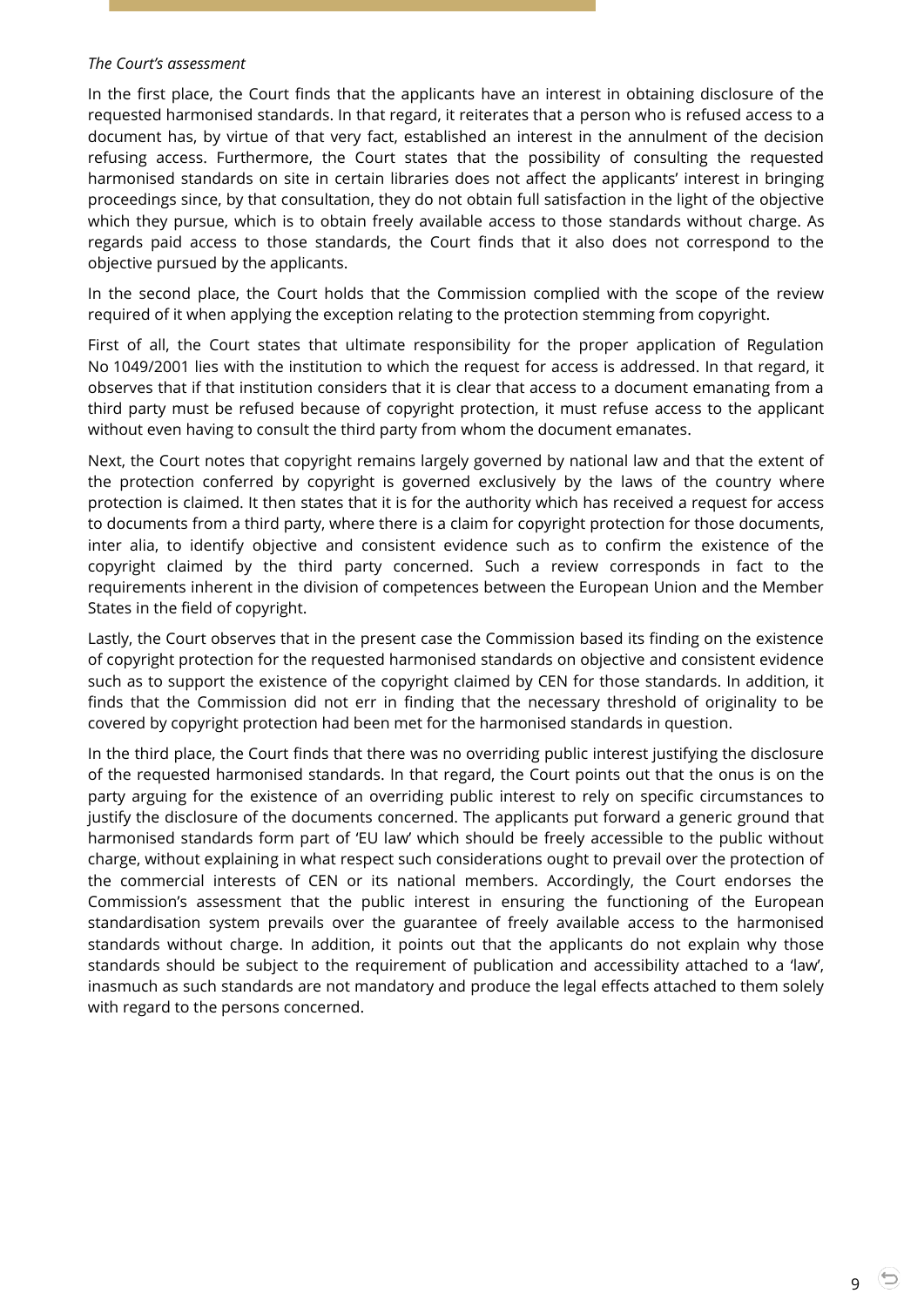*The Court's assessment*

In the first place, the Court finds that the applicants have an interest in obtaining disclosure of the requested harmonised standards. In that regard, it reiterates that a person who is refused access to a document has, by virtue of that very fact, established an interest in the annulment of the decision refusing access. Furthermore, the Court states that the possibility of consulting the requested harmonised standards on site in certain libraries does not affect the applicants' interest in bringing proceedings since, by that consultation, they do not obtain full satisfaction in the light of the objective which they pursue, which is to obtain freely available access to those standards without charge. As regards paid access to those standards, the Court finds that it also does not correspond to the objective pursued by the applicants.

In the second place, the Court holds that the Commission complied with the scope of the review required of it when applying the exception relating to the protection stemming from copyright.

First of all, the Court states that ultimate responsibility for the proper application of Regulation No 1049/2001 lies with the institution to which the request for access is addressed. In that regard, it observes that if that institution considers that it is clear that access to a document emanating from a third party must be refused because of copyright protection, it must refuse access to the applicant without even having to consult the third party from whom the document emanates.

Next, the Court notes that copyright remains largely governed by national law and that the extent of the protection conferred by copyright is governed exclusively by the laws of the country where protection is claimed. It then states that it is for the authority which has received a request for access to documents from a third party, where there is a claim for copyright protection for those documents, inter alia, to identify objective and consistent evidence such as to confirm the existence of the copyright claimed by the third party concerned. Such a review corresponds in fact to the requirements inherent in the division of competences between the European Union and the Member States in the field of copyright.

Lastly, the Court observes that in the present case the Commission based its finding on the existence of copyright protection for the requested harmonised standards on objective and consistent evidence such as to support the existence of the copyright claimed by CEN for those standards. In addition, it finds that the Commission did not err in finding that the necessary threshold of originality to be covered by copyright protection had been met for the harmonised standards in question.

In the third place, the Court finds that there was no overriding public interest justifying the disclosure of the requested harmonised standards. In that regard, the Court points out that the onus is on the party arguing for the existence of an overriding public interest to rely on specific circumstances to justify the disclosure of the documents concerned. The applicants put forward a generic ground that harmonised standards form part of 'EU law' which should be freely accessible to the public without charge, without explaining in what respect such considerations ought to prevail over the protection of the commercial interests of CEN or its national members. Accordingly, the Court endorses the Commission's assessment that the public interest in ensuring the functioning of the European standardisation system prevails over the guarantee of freely available access to the harmonised standards without charge. In addition, it points out that the applicants do not explain why those standards should be subject to the requirement of publication and accessibility attached to a 'law', inasmuch as such standards are not mandatory and produce the legal effects attached to them solely with regard to the persons concerned.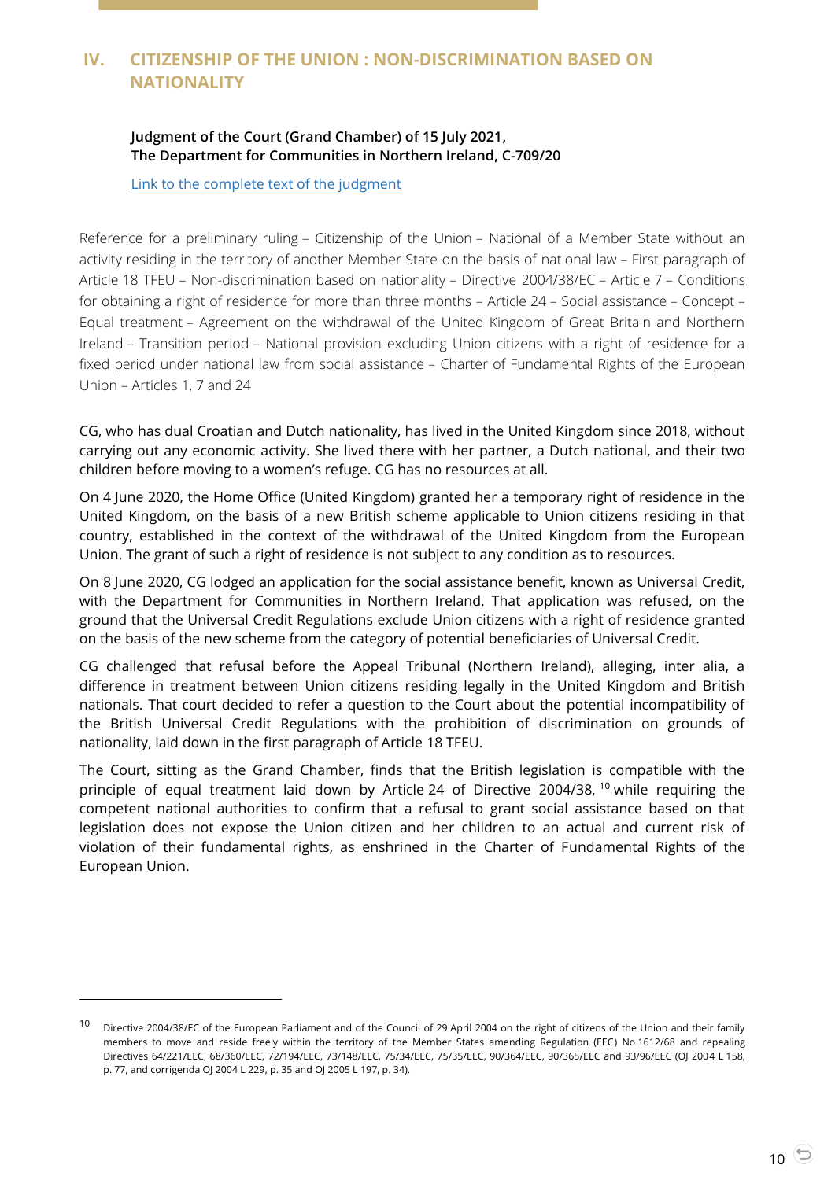## IV. CITIZENSHIP OF THE UNION : NON-DISCRIMINATION BASED ON NATIONALITY

**Judgment of the Court (Grand Chamber) of 15 July 2021,**
**The Department for Communities in Northern Ireland, C-709/20**

[Link to the complete text of the judgment]

Reference for a preliminary ruling – Citizenship of the Union – National of a Member State without an activity residing in the territory of another Member State on the basis of national law – First paragraph of Article 18 TFEU – Non-discrimination based on nationality – Directive 2004/38/EC – Article 7 – Conditions for obtaining a right of residence for more than three months – Article 24 – Social assistance – Concept – Equal treatment – Agreement on the withdrawal of the United Kingdom of Great Britain and Northern Ireland – Transition period – National provision excluding Union citizens with a right of residence for a fixed period under national law from social assistance – Charter of Fundamental Rights of the European Union – Articles 1, 7 and 24

CG, who has dual Croatian and Dutch nationality, has lived in the United Kingdom since 2018, without carrying out any economic activity. She lived there with her partner, a Dutch national, and their two children before moving to a women's refuge. CG has no resources at all.

On 4 June 2020, the Home Office (United Kingdom) granted her a temporary right of residence in the United Kingdom, on the basis of a new British scheme applicable to Union citizens residing in that country, established in the context of the withdrawal of the United Kingdom from the European Union. The grant of such a right of residence is not subject to any condition as to resources.

On 8 June 2020, CG lodged an application for the social assistance benefit, known as Universal Credit, with the Department for Communities in Northern Ireland. That application was refused, on the ground that the Universal Credit Regulations exclude Union citizens with a right of residence granted on the basis of the new scheme from the category of potential beneficiaries of Universal Credit.

CG challenged that refusal before the Appeal Tribunal (Northern Ireland), alleging, inter alia, a difference in treatment between Union citizens residing legally in the United Kingdom and British nationals. That court decided to refer a question to the Court about the potential incompatibility of the British Universal Credit Regulations with the prohibition of discrimination on grounds of nationality, laid down in the first paragraph of Article 18 TFEU.

The Court, sitting as the Grand Chamber, finds that the British legislation is compatible with the principle of equal treatment laid down by Article 24 of Directive 2004/38,[10] while requiring the competent national authorities to confirm that a refusal to grant social assistance based on that legislation does not expose the Union citizen and her children to an actual and current risk of violation of their fundamental rights, as enshrined in the Charter of Fundamental Rights of the European Union.

---

[10] Directive 2004/38/EC of the European Parliament and of the Council of 29 April 2004 on the right of citizens of the Union and their family members to move and reside freely within the territory of the Member States amending Regulation (EEC) No 1612/68 and repealing Directives 64/221/EEC, 68/360/EEC, 72/194/EEC, 73/148/EEC, 75/34/EEC, 75/35/EEC, 90/364/EEC, 90/365/EEC and 93/96/EEC (OJ 2004 L 158, p. 77, and corrigenda OJ 2004 L 229, p. 35 and OJ 2005 L 197, p. 34).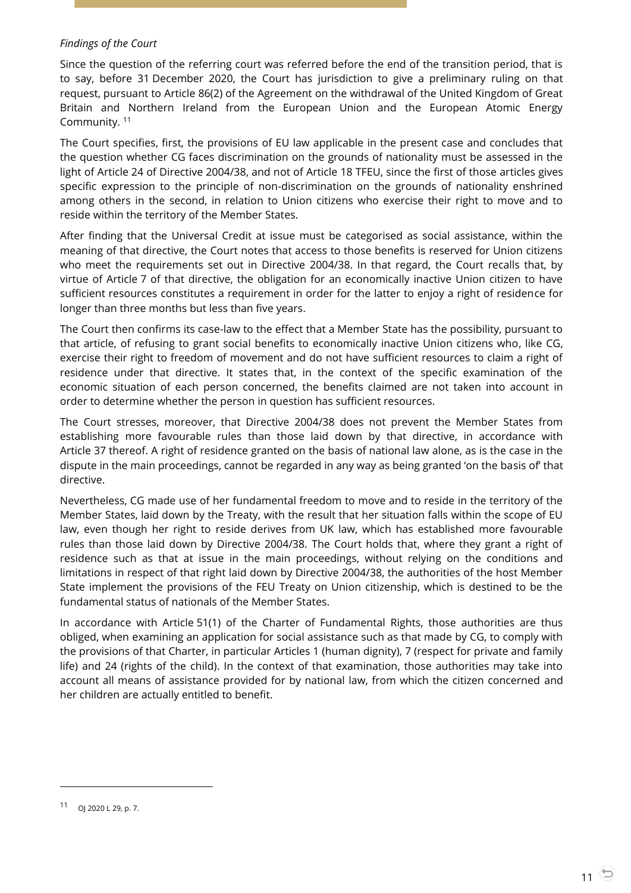*Findings of the Court*

Since the question of the referring court was referred before the end of the transition period, that is to say, before 31 December 2020, the Court has jurisdiction to give a preliminary ruling on that request, pursuant to Article 86(2) of the Agreement on the withdrawal of the United Kingdom of Great Britain and Northern Ireland from the European Union and the European Atomic Energy Community. [11]

The Court specifies, first, the provisions of EU law applicable in the present case and concludes that the question whether CG faces discrimination on the grounds of nationality must be assessed in the light of Article 24 of Directive 2004/38, and not of Article 18 TFEU, since the first of those articles gives specific expression to the principle of non-discrimination on the grounds of nationality enshrined among others in the second, in relation to Union citizens who exercise their right to move and to reside within the territory of the Member States.

After finding that the Universal Credit at issue must be categorised as social assistance, within the meaning of that directive, the Court notes that access to those benefits is reserved for Union citizens who meet the requirements set out in Directive 2004/38. In that regard, the Court recalls that, by virtue of Article 7 of that directive, the obligation for an economically inactive Union citizen to have sufficient resources constitutes a requirement in order for the latter to enjoy a right of residence for longer than three months but less than five years.

The Court then confirms its case-law to the effect that a Member State has the possibility, pursuant to that article, of refusing to grant social benefits to economically inactive Union citizens who, like CG, exercise their right to freedom of movement and do not have sufficient resources to claim a right of residence under that directive. It states that, in the context of the specific examination of the economic situation of each person concerned, the benefits claimed are not taken into account in order to determine whether the person in question has sufficient resources.

The Court stresses, moreover, that Directive 2004/38 does not prevent the Member States from establishing more favourable rules than those laid down by that directive, in accordance with Article 37 thereof. A right of residence granted on the basis of national law alone, as is the case in the dispute in the main proceedings, cannot be regarded in any way as being granted 'on the basis of' that directive.

Nevertheless, CG made use of her fundamental freedom to move and to reside in the territory of the Member States, laid down by the Treaty, with the result that her situation falls within the scope of EU law, even though her right to reside derives from UK law, which has established more favourable rules than those laid down by Directive 2004/38. The Court holds that, where they grant a right of residence such as that at issue in the main proceedings, without relying on the conditions and limitations in respect of that right laid down by Directive 2004/38, the authorities of the host Member State implement the provisions of the FEU Treaty on Union citizenship, which is destined to be the fundamental status of nationals of the Member States.

In accordance with Article 51(1) of the Charter of Fundamental Rights, those authorities are thus obliged, when examining an application for social assistance such as that made by CG, to comply with the provisions of that Charter, in particular Articles 1 (human dignity), 7 (respect for private and family life) and 24 (rights of the child). In the context of that examination, those authorities may take into account all means of assistance provided for by national law, from which the citizen concerned and her children are actually entitled to benefit.

---

[11] OJ 2020 L 29, p. 7.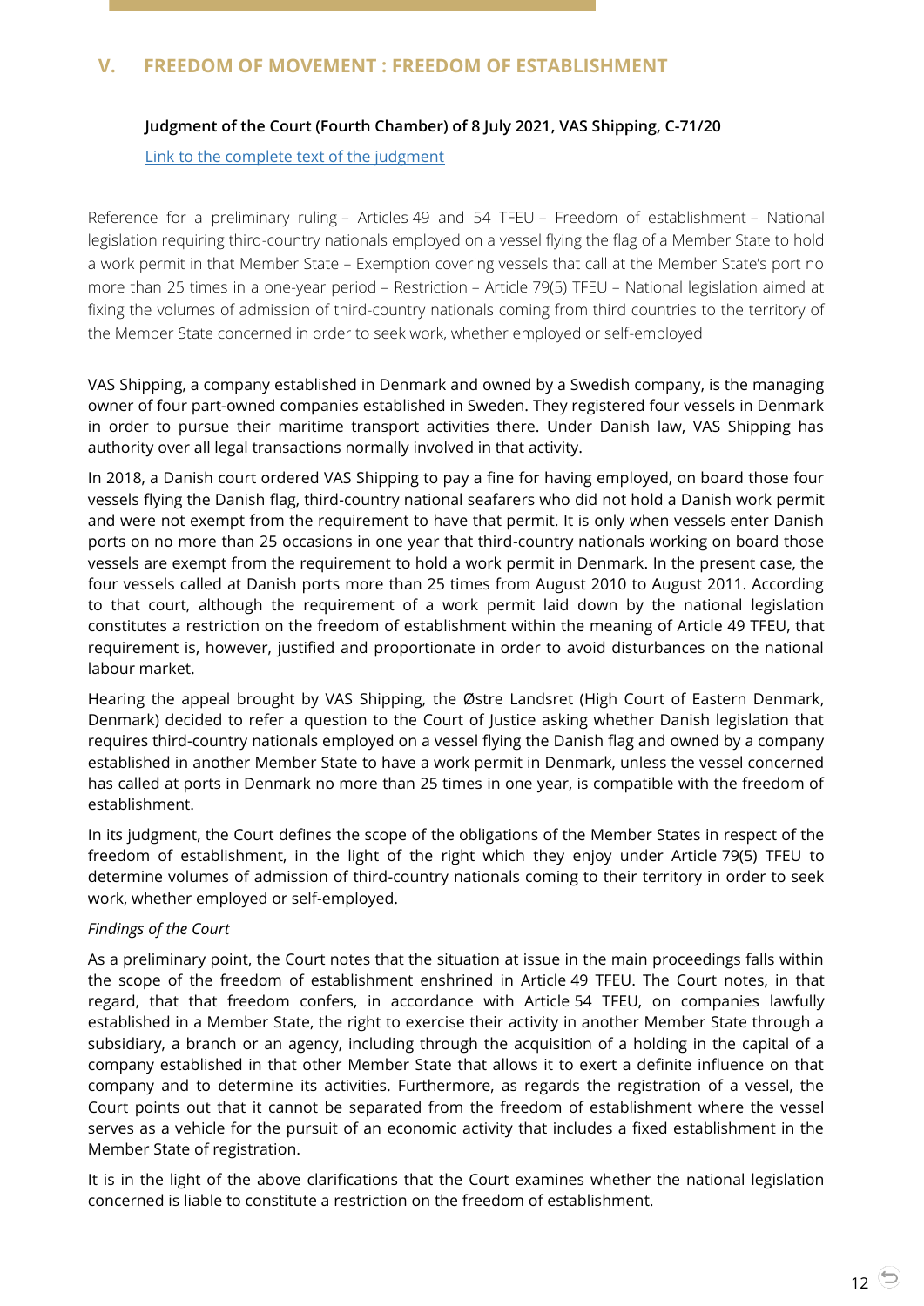## V. FREEDOM OF MOVEMENT : FREEDOM OF ESTABLISHMENT

**Judgment of the Court (Fourth Chamber) of 8 July 2021, VAS Shipping, C-71/20**

[Link to the complete text of the judgment]

Reference for a preliminary ruling – Articles 49 and 54 TFEU – Freedom of establishment – National legislation requiring third-country nationals employed on a vessel flying the flag of a Member State to hold a work permit in that Member State – Exemption covering vessels that call at the Member State's port no more than 25 times in a one-year period – Restriction – Article 79(5) TFEU – National legislation aimed at fixing the volumes of admission of third-country nationals coming from third countries to the territory of the Member State concerned in order to seek work, whether employed or self-employed

VAS Shipping, a company established in Denmark and owned by a Swedish company, is the managing owner of four part-owned companies established in Sweden. They registered four vessels in Denmark in order to pursue their maritime transport activities there. Under Danish law, VAS Shipping has authority over all legal transactions normally involved in that activity.

In 2018, a Danish court ordered VAS Shipping to pay a fine for having employed, on board those four vessels flying the Danish flag, third-country national seafarers who did not hold a Danish work permit and were not exempt from the requirement to have that permit. It is only when vessels enter Danish ports on no more than 25 occasions in one year that third-country nationals working on board those vessels are exempt from the requirement to hold a work permit in Denmark. In the present case, the four vessels called at Danish ports more than 25 times from August 2010 to August 2011. According to that court, although the requirement of a work permit laid down by the national legislation constitutes a restriction on the freedom of establishment within the meaning of Article 49 TFEU, that requirement is, however, justified and proportionate in order to avoid disturbances on the national labour market.

Hearing the appeal brought by VAS Shipping, the Østre Landsret (High Court of Eastern Denmark, Denmark) decided to refer a question to the Court of Justice asking whether Danish legislation that requires third-country nationals employed on a vessel flying the Danish flag and owned by a company established in another Member State to have a work permit in Denmark, unless the vessel concerned has called at ports in Denmark no more than 25 times in one year, is compatible with the freedom of establishment.

In its judgment, the Court defines the scope of the obligations of the Member States in respect of the freedom of establishment, in the light of the right which they enjoy under Article 79(5) TFEU to determine volumes of admission of third-country nationals coming to their territory in order to seek work, whether employed or self-employed.

*Findings of the Court*

As a preliminary point, the Court notes that the situation at issue in the main proceedings falls within the scope of the freedom of establishment enshrined in Article 49 TFEU. The Court notes, in that regard, that that freedom confers, in accordance with Article 54 TFEU, on companies lawfully established in a Member State, the right to exercise their activity in another Member State through a subsidiary, a branch or an agency, including through the acquisition of a holding in the capital of a company established in that other Member State that allows it to exert a definite influence on that company and to determine its activities. Furthermore, as regards the registration of a vessel, the Court points out that it cannot be separated from the freedom of establishment where the vessel serves as a vehicle for the pursuit of an economic activity that includes a fixed establishment in the Member State of registration.

It is in the light of the above clarifications that the Court examines whether the national legislation concerned is liable to constitute a restriction on the freedom of establishment.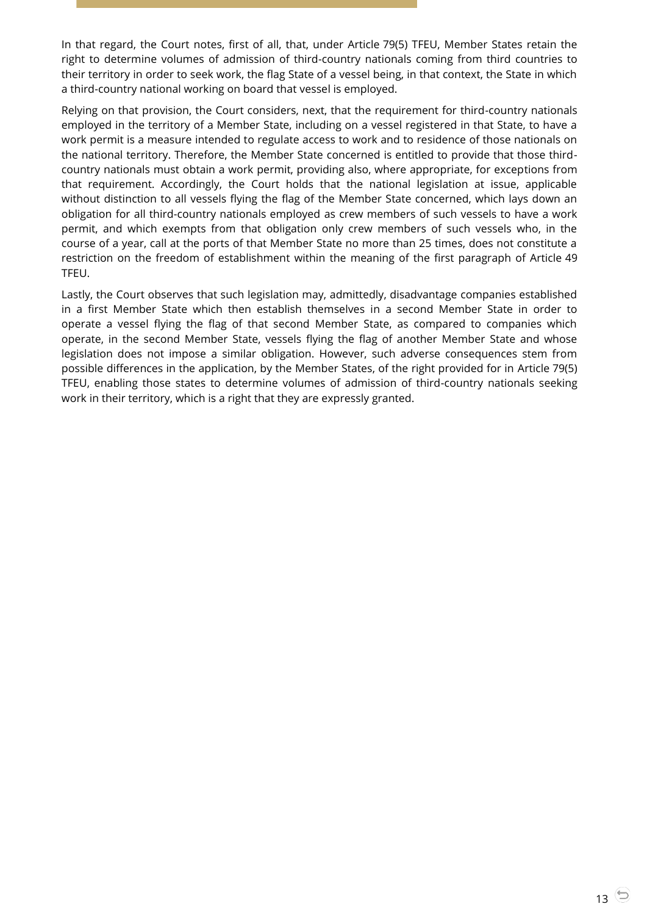In that regard, the Court notes, first of all, that, under Article 79(5) TFEU, Member States retain the right to determine volumes of admission of third-country nationals coming from third countries to their territory in order to seek work, the flag State of a vessel being, in that context, the State in which a third-country national working on board that vessel is employed.

Relying on that provision, the Court considers, next, that the requirement for third-country nationals employed in the territory of a Member State, including on a vessel registered in that State, to have a work permit is a measure intended to regulate access to work and to residence of those nationals on the national territory. Therefore, the Member State concerned is entitled to provide that those third-country nationals must obtain a work permit, providing also, where appropriate, for exceptions from that requirement. Accordingly, the Court holds that the national legislation at issue, applicable without distinction to all vessels flying the flag of the Member State concerned, which lays down an obligation for all third-country nationals employed as crew members of such vessels to have a work permit, and which exempts from that obligation only crew members of such vessels who, in the course of a year, call at the ports of that Member State no more than 25 times, does not constitute a restriction on the freedom of establishment within the meaning of the first paragraph of Article 49 TFEU.

Lastly, the Court observes that such legislation may, admittedly, disadvantage companies established in a first Member State which then establish themselves in a second Member State in order to operate a vessel flying the flag of that second Member State, as compared to companies which operate, in the second Member State, vessels flying the flag of another Member State and whose legislation does not impose a similar obligation. However, such adverse consequences stem from possible differences in the application, by the Member States, of the right provided for in Article 79(5) TFEU, enabling those states to determine volumes of admission of third-country nationals seeking work in their territory, which is a right that they are expressly granted.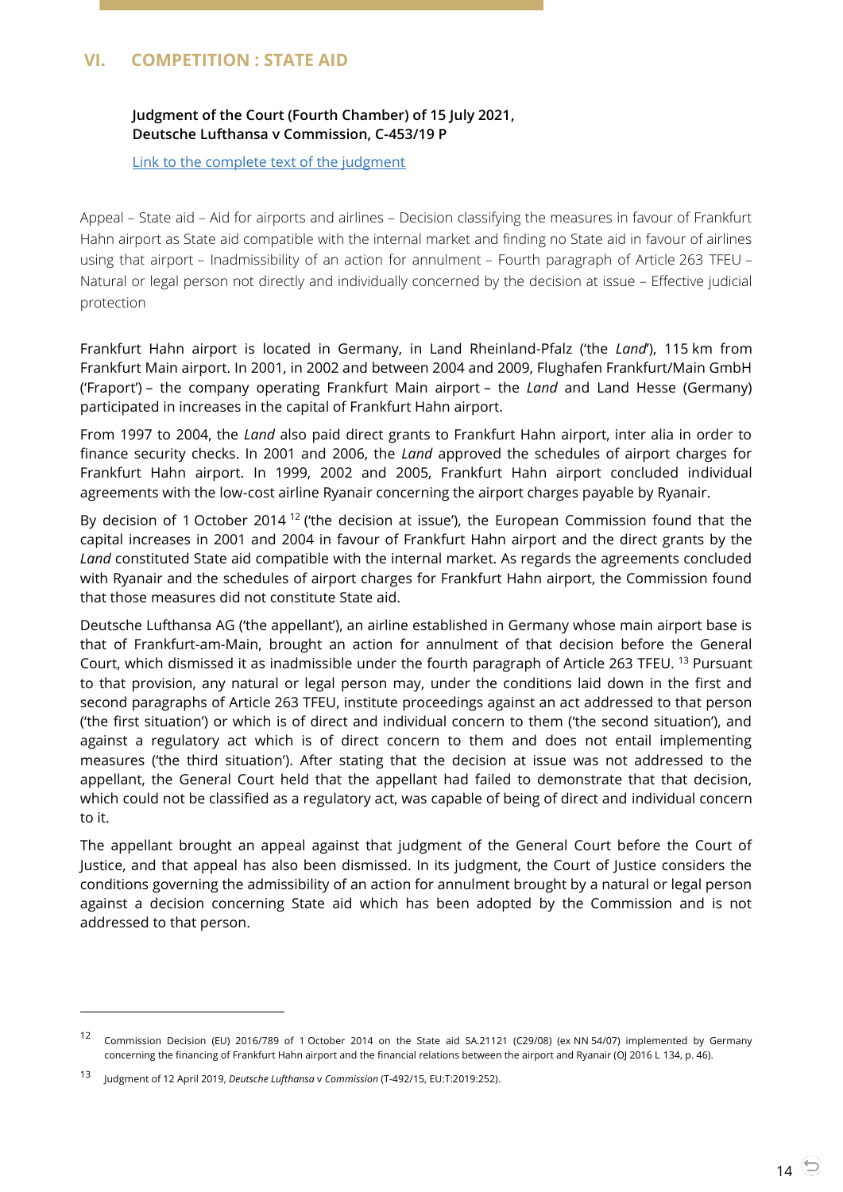## VI. COMPETITION : STATE AID

**Judgment of the Court (Fourth Chamber) of 15 July 2021, Deutsche Lufthansa v Commission, C-453/19 P**

Link to the complete text of the judgment

Appeal – State aid – Aid for airports and airlines – Decision classifying the measures in favour of Frankfurt Hahn airport as State aid compatible with the internal market and finding no State aid in favour of airlines using that airport – Inadmissibility of an action for annulment – Fourth paragraph of Article 263 TFEU – Natural or legal person not directly and individually concerned by the decision at issue – Effective judicial protection

Frankfurt Hahn airport is located in Germany, in Land Rheinland-Pfalz ('the *Land*'), 115 km from Frankfurt Main airport. In 2001, in 2002 and between 2004 and 2009, Flughafen Frankfurt/Main GmbH ('Fraport') – the company operating Frankfurt Main airport – the *Land* and Land Hesse (Germany) participated in increases in the capital of Frankfurt Hahn airport.

From 1997 to 2004, the *Land* also paid direct grants to Frankfurt Hahn airport, inter alia in order to finance security checks. In 2001 and 2006, the *Land* approved the schedules of airport charges for Frankfurt Hahn airport. In 1999, 2002 and 2005, Frankfurt Hahn airport concluded individual agreements with the low-cost airline Ryanair concerning the airport charges payable by Ryanair.

By decision of 1 October 2014 [12] ('the decision at issue'), the European Commission found that the capital increases in 2001 and 2004 in favour of Frankfurt Hahn airport and the direct grants by the *Land* constituted State aid compatible with the internal market. As regards the agreements concluded with Ryanair and the schedules of airport charges for Frankfurt Hahn airport, the Commission found that those measures did not constitute State aid.

Deutsche Lufthansa AG ('the appellant'), an airline established in Germany whose main airport base is that of Frankfurt-am-Main, brought an action for annulment of that decision before the General Court, which dismissed it as inadmissible under the fourth paragraph of Article 263 TFEU. [13] Pursuant to that provision, any natural or legal person may, under the conditions laid down in the first and second paragraphs of Article 263 TFEU, institute proceedings against an act addressed to that person ('the first situation') or which is of direct and individual concern to them ('the second situation'), and against a regulatory act which is of direct concern to them and does not entail implementing measures ('the third situation'). After stating that the decision at issue was not addressed to the appellant, the General Court held that the appellant had failed to demonstrate that that decision, which could not be classified as a regulatory act, was capable of being of direct and individual concern to it.

The appellant brought an appeal against that judgment of the General Court before the Court of Justice, and that appeal has also been dismissed. In its judgment, the Court of Justice considers the conditions governing the admissibility of an action for annulment brought by a natural or legal person against a decision concerning State aid which has been adopted by the Commission and is not addressed to that person.

---

[12] Commission Decision (EU) 2016/789 of 1 October 2014 on the State aid SA.21121 (C29/08) (ex NN 54/07) implemented by Germany concerning the financing of Frankfurt Hahn airport and the financial relations between the airport and Ryanair (OJ 2016 L 134, p. 46).

[13] Judgment of 12 April 2019, *Deutsche Lufthansa* v *Commission* (T-492/15, EU:T:2019:252).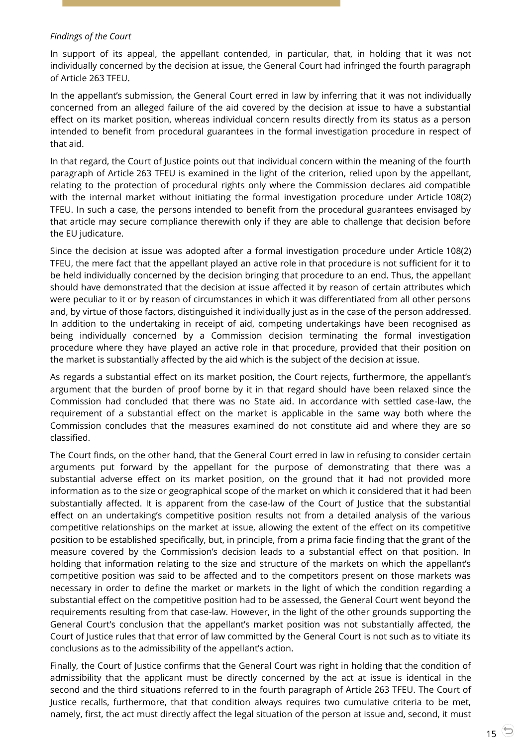*Findings of the Court*

In support of its appeal, the appellant contended, in particular, that, in holding that it was not individually concerned by the decision at issue, the General Court had infringed the fourth paragraph of Article 263 TFEU.

In the appellant's submission, the General Court erred in law by inferring that it was not individually concerned from an alleged failure of the aid covered by the decision at issue to have a substantial effect on its market position, whereas individual concern results directly from its status as a person intended to benefit from procedural guarantees in the formal investigation procedure in respect of that aid.

In that regard, the Court of Justice points out that individual concern within the meaning of the fourth paragraph of Article 263 TFEU is examined in the light of the criterion, relied upon by the appellant, relating to the protection of procedural rights only where the Commission declares aid compatible with the internal market without initiating the formal investigation procedure under Article 108(2) TFEU. In such a case, the persons intended to benefit from the procedural guarantees envisaged by that article may secure compliance therewith only if they are able to challenge that decision before the EU judicature.

Since the decision at issue was adopted after a formal investigation procedure under Article 108(2) TFEU, the mere fact that the appellant played an active role in that procedure is not sufficient for it to be held individually concerned by the decision bringing that procedure to an end. Thus, the appellant should have demonstrated that the decision at issue affected it by reason of certain attributes which were peculiar to it or by reason of circumstances in which it was differentiated from all other persons and, by virtue of those factors, distinguished it individually just as in the case of the person addressed. In addition to the undertaking in receipt of aid, competing undertakings have been recognised as being individually concerned by a Commission decision terminating the formal investigation procedure where they have played an active role in that procedure, provided that their position on the market is substantially affected by the aid which is the subject of the decision at issue.

As regards a substantial effect on its market position, the Court rejects, furthermore, the appellant's argument that the burden of proof borne by it in that regard should have been relaxed since the Commission had concluded that there was no State aid. In accordance with settled case-law, the requirement of a substantial effect on the market is applicable in the same way both where the Commission concludes that the measures examined do not constitute aid and where they are so classified.

The Court finds, on the other hand, that the General Court erred in law in refusing to consider certain arguments put forward by the appellant for the purpose of demonstrating that there was a substantial adverse effect on its market position, on the ground that it had not provided more information as to the size or geographical scope of the market on which it considered that it had been substantially affected. It is apparent from the case-law of the Court of Justice that the substantial effect on an undertaking's competitive position results not from a detailed analysis of the various competitive relationships on the market at issue, allowing the extent of the effect on its competitive position to be established specifically, but, in principle, from a prima facie finding that the grant of the measure covered by the Commission's decision leads to a substantial effect on that position. In holding that information relating to the size and structure of the markets on which the appellant's competitive position was said to be affected and to the competitors present on those markets was necessary in order to define the market or markets in the light of which the condition regarding a substantial effect on the competitive position had to be assessed, the General Court went beyond the requirements resulting from that case-law. However, in the light of the other grounds supporting the General Court's conclusion that the appellant's market position was not substantially affected, the Court of Justice rules that that error of law committed by the General Court is not such as to vitiate its conclusions as to the admissibility of the appellant's action.

Finally, the Court of Justice confirms that the General Court was right in holding that the condition of admissibility that the applicant must be directly concerned by the act at issue is identical in the second and the third situations referred to in the fourth paragraph of Article 263 TFEU. The Court of Justice recalls, furthermore, that that condition always requires two cumulative criteria to be met, namely, first, the act must directly affect the legal situation of the person at issue and, second, it must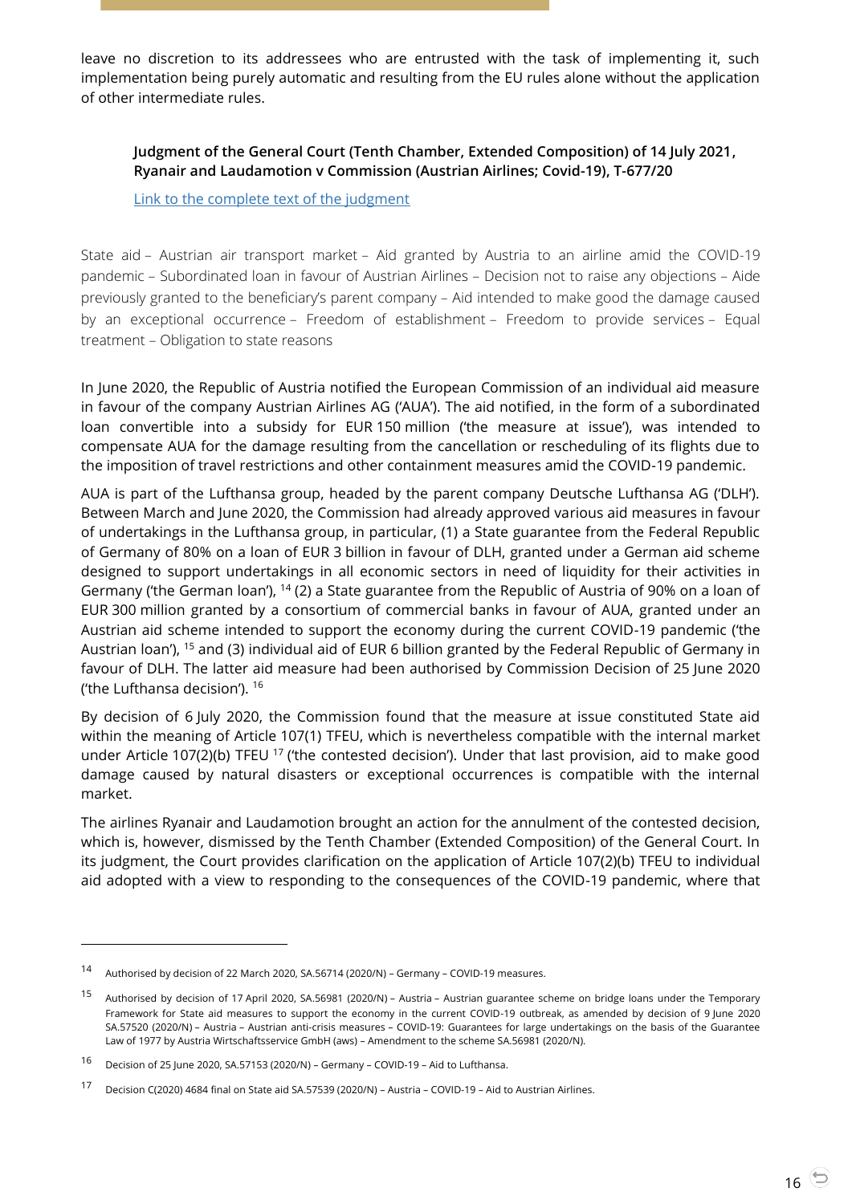leave no discretion to its addressees who are entrusted with the task of implementing it, such implementation being purely automatic and resulting from the EU rules alone without the application of other intermediate rules.

**Judgment of the General Court (Tenth Chamber, Extended Composition) of 14 July 2021, Ryanair and Laudamotion v Commission (Austrian Airlines; Covid-19), T-677/20**

Link to the complete text of the judgment

State aid – Austrian air transport market – Aid granted by Austria to an airline amid the COVID-19 pandemic – Subordinated loan in favour of Austrian Airlines – Decision not to raise any objections – Aide previously granted to the beneficiary's parent company – Aid intended to make good the damage caused by an exceptional occurrence – Freedom of establishment – Freedom to provide services – Equal treatment – Obligation to state reasons

In June 2020, the Republic of Austria notified the European Commission of an individual aid measure in favour of the company Austrian Airlines AG ('AUA'). The aid notified, in the form of a subordinated loan convertible into a subsidy for EUR 150 million ('the measure at issue'), was intended to compensate AUA for the damage resulting from the cancellation or rescheduling of its flights due to the imposition of travel restrictions and other containment measures amid the COVID-19 pandemic.

AUA is part of the Lufthansa group, headed by the parent company Deutsche Lufthansa AG ('DLH'). Between March and June 2020, the Commission had already approved various aid measures in favour of undertakings in the Lufthansa group, in particular, (1) a State guarantee from the Federal Republic of Germany of 80% on a loan of EUR 3 billion in favour of DLH, granted under a German aid scheme designed to support undertakings in all economic sectors in need of liquidity for their activities in Germany ('the German loan'), [14] (2) a State guarantee from the Republic of Austria of 90% on a loan of EUR 300 million granted by a consortium of commercial banks in favour of AUA, granted under an Austrian aid scheme intended to support the economy during the current COVID-19 pandemic ('the Austrian loan'), [15] and (3) individual aid of EUR 6 billion granted by the Federal Republic of Germany in favour of DLH. The latter aid measure had been authorised by Commission Decision of 25 June 2020 ('the Lufthansa decision'). [16]

By decision of 6 July 2020, the Commission found that the measure at issue constituted State aid within the meaning of Article 107(1) TFEU, which is nevertheless compatible with the internal market under Article 107(2)(b) TFEU [17] ('the contested decision'). Under that last provision, aid to make good damage caused by natural disasters or exceptional occurrences is compatible with the internal market.

The airlines Ryanair and Laudamotion brought an action for the annulment of the contested decision, which is, however, dismissed by the Tenth Chamber (Extended Composition) of the General Court. In its judgment, the Court provides clarification on the application of Article 107(2)(b) TFEU to individual aid adopted with a view to responding to the consequences of the COVID-19 pandemic, where that

---

[14] Authorised by decision of 22 March 2020, SA.56714 (2020/N) – Germany – COVID-19 measures.

[15] Authorised by decision of 17 April 2020, SA.56981 (2020/N) – Austria – Austrian guarantee scheme on bridge loans under the Temporary Framework for State aid measures to support the economy in the current COVID-19 outbreak, as amended by decision of 9 June 2020 SA.57520 (2020/N) – Austria – Austrian anti-crisis measures – COVID-19: Guarantees for large undertakings on the basis of the Guarantee Law of 1977 by Austria Wirtschaftsservice GmbH (aws) – Amendment to the scheme SA.56981 (2020/N).

[16] Decision of 25 June 2020, SA.57153 (2020/N) – Germany – COVID-19 – Aid to Lufthansa.

[17] Decision C(2020) 4684 final on State aid SA.57539 (2020/N) – Austria – COVID-19 – Aid to Austrian Airlines.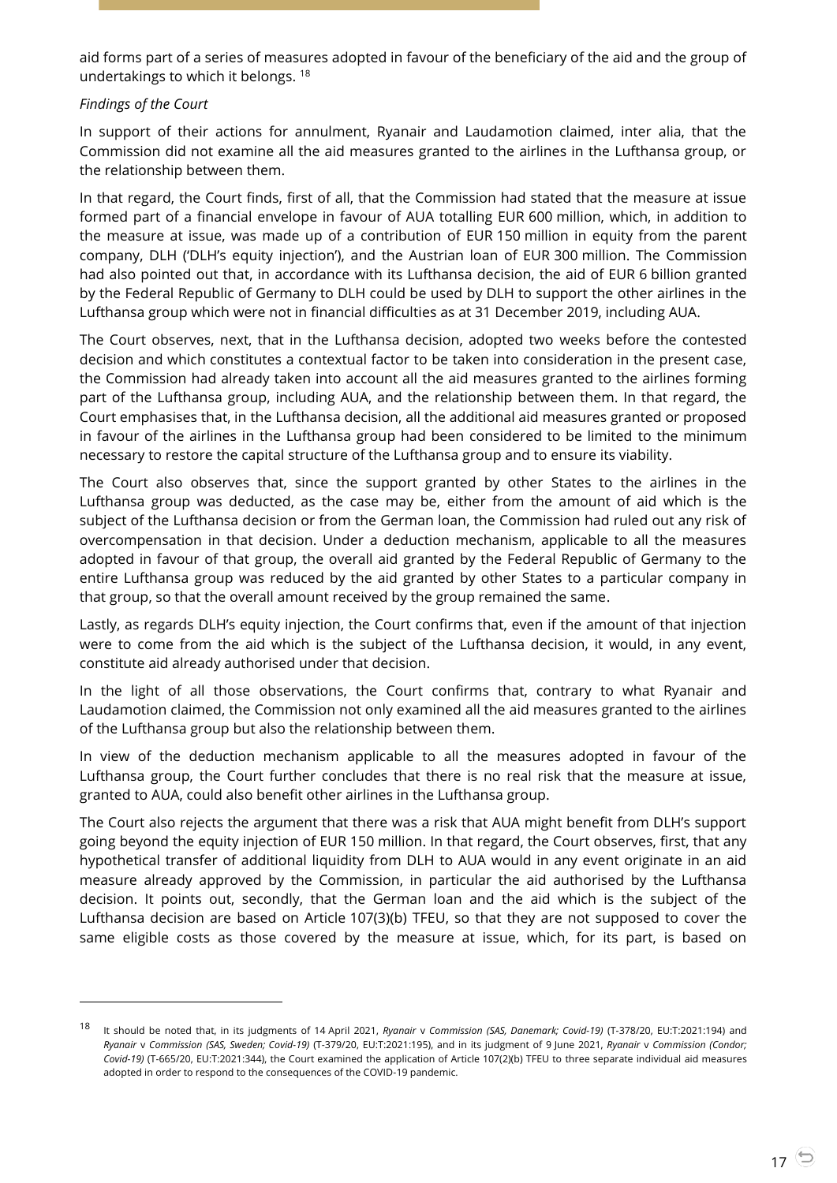aid forms part of a series of measures adopted in favour of the beneficiary of the aid and the group of undertakings to which it belongs. [18]

*Findings of the Court*

In support of their actions for annulment, Ryanair and Laudamotion claimed, inter alia, that the Commission did not examine all the aid measures granted to the airlines in the Lufthansa group, or the relationship between them.

In that regard, the Court finds, first of all, that the Commission had stated that the measure at issue formed part of a financial envelope in favour of AUA totalling EUR 600 million, which, in addition to the measure at issue, was made up of a contribution of EUR 150 million in equity from the parent company, DLH ('DLH's equity injection'), and the Austrian loan of EUR 300 million. The Commission had also pointed out that, in accordance with its Lufthansa decision, the aid of EUR 6 billion granted by the Federal Republic of Germany to DLH could be used by DLH to support the other airlines in the Lufthansa group which were not in financial difficulties as at 31 December 2019, including AUA.

The Court observes, next, that in the Lufthansa decision, adopted two weeks before the contested decision and which constitutes a contextual factor to be taken into consideration in the present case, the Commission had already taken into account all the aid measures granted to the airlines forming part of the Lufthansa group, including AUA, and the relationship between them. In that regard, the Court emphasises that, in the Lufthansa decision, all the additional aid measures granted or proposed in favour of the airlines in the Lufthansa group had been considered to be limited to the minimum necessary to restore the capital structure of the Lufthansa group and to ensure its viability.

The Court also observes that, since the support granted by other States to the airlines in the Lufthansa group was deducted, as the case may be, either from the amount of aid which is the subject of the Lufthansa decision or from the German loan, the Commission had ruled out any risk of overcompensation in that decision. Under a deduction mechanism, applicable to all the measures adopted in favour of that group, the overall aid granted by the Federal Republic of Germany to the entire Lufthansa group was reduced by the aid granted by other States to a particular company in that group, so that the overall amount received by the group remained the same.

Lastly, as regards DLH's equity injection, the Court confirms that, even if the amount of that injection were to come from the aid which is the subject of the Lufthansa decision, it would, in any event, constitute aid already authorised under that decision.

In the light of all those observations, the Court confirms that, contrary to what Ryanair and Laudamotion claimed, the Commission not only examined all the aid measures granted to the airlines of the Lufthansa group but also the relationship between them.

In view of the deduction mechanism applicable to all the measures adopted in favour of the Lufthansa group, the Court further concludes that there is no real risk that the measure at issue, granted to AUA, could also benefit other airlines in the Lufthansa group.

The Court also rejects the argument that there was a risk that AUA might benefit from DLH's support going beyond the equity injection of EUR 150 million. In that regard, the Court observes, first, that any hypothetical transfer of additional liquidity from DLH to AUA would in any event originate in an aid measure already approved by the Commission, in particular the aid authorised by the Lufthansa decision. It points out, secondly, that the German loan and the aid which is the subject of the Lufthansa decision are based on Article 107(3)(b) TFEU, so that they are not supposed to cover the same eligible costs as those covered by the measure at issue, which, for its part, is based on

---

[18] It should be noted that, in its judgments of 14 April 2021, *Ryanair* v *Commission (SAS, Danemark; Covid-19)* (T-378/20, EU:T:2021:194) and *Ryanair* v *Commission (SAS, Sweden; Covid-19)* (T-379/20, EU:T:2021:195), and in its judgment of 9 June 2021, *Ryanair* v *Commission (Condor; Covid-19)* (T-665/20, EU:T:2021:344), the Court examined the application of Article 107(2)(b) TFEU to three separate individual aid measures adopted in order to respond to the consequences of the COVID-19 pandemic.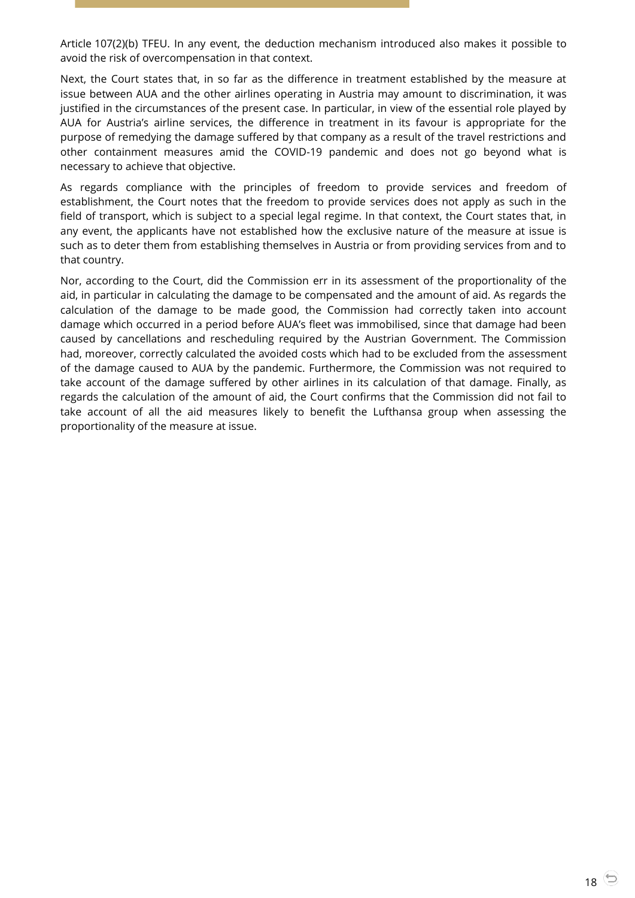Article 107(2)(b) TFEU. In any event, the deduction mechanism introduced also makes it possible to avoid the risk of overcompensation in that context.

Next, the Court states that, in so far as the difference in treatment established by the measure at issue between AUA and the other airlines operating in Austria may amount to discrimination, it was justified in the circumstances of the present case. In particular, in view of the essential role played by AUA for Austria's airline services, the difference in treatment in its favour is appropriate for the purpose of remedying the damage suffered by that company as a result of the travel restrictions and other containment measures amid the COVID-19 pandemic and does not go beyond what is necessary to achieve that objective.

As regards compliance with the principles of freedom to provide services and freedom of establishment, the Court notes that the freedom to provide services does not apply as such in the field of transport, which is subject to a special legal regime. In that context, the Court states that, in any event, the applicants have not established how the exclusive nature of the measure at issue is such as to deter them from establishing themselves in Austria or from providing services from and to that country.

Nor, according to the Court, did the Commission err in its assessment of the proportionality of the aid, in particular in calculating the damage to be compensated and the amount of aid. As regards the calculation of the damage to be made good, the Commission had correctly taken into account damage which occurred in a period before AUA's fleet was immobilised, since that damage had been caused by cancellations and rescheduling required by the Austrian Government. The Commission had, moreover, correctly calculated the avoided costs which had to be excluded from the assessment of the damage caused to AUA by the pandemic. Furthermore, the Commission was not required to take account of the damage suffered by other airlines in its calculation of that damage. Finally, as regards the calculation of the amount of aid, the Court confirms that the Commission did not fail to take account of all the aid measures likely to benefit the Lufthansa group when assessing the proportionality of the measure at issue.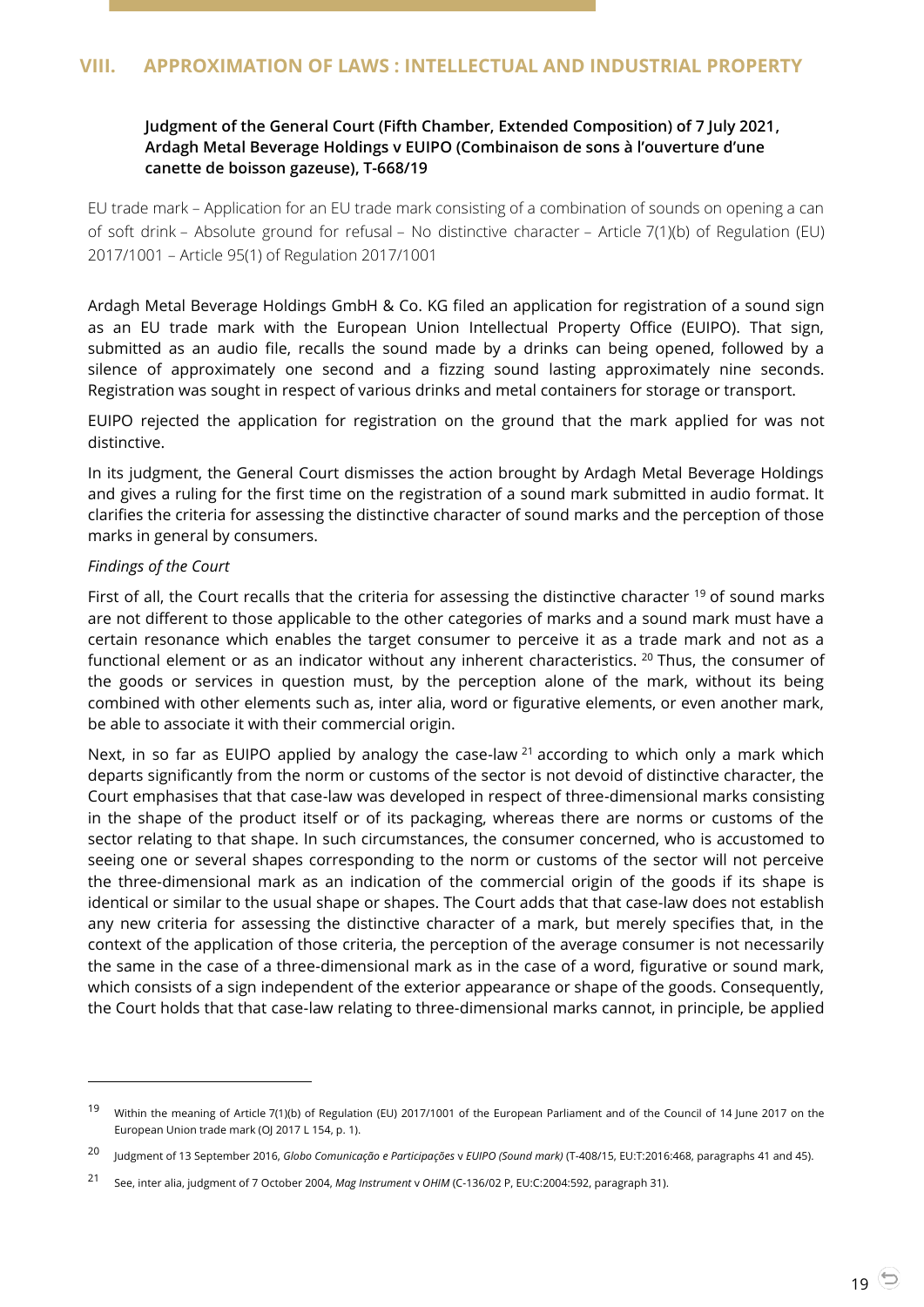## VIII. APPROXIMATION OF LAWS : INTELLECTUAL AND INDUSTRIAL PROPERTY

**Judgment of the General Court (Fifth Chamber, Extended Composition) of 7 July 2021, Ardagh Metal Beverage Holdings v EUIPO (Combinaison de sons à l'ouverture d'une canette de boisson gazeuse), T-668/19**

EU trade mark – Application for an EU trade mark consisting of a combination of sounds on opening a can of soft drink – Absolute ground for refusal – No distinctive character – Article 7(1)(b) of Regulation (EU) 2017/1001 – Article 95(1) of Regulation 2017/1001

Ardagh Metal Beverage Holdings GmbH & Co. KG filed an application for registration of a sound sign as an EU trade mark with the European Union Intellectual Property Office (EUIPO). That sign, submitted as an audio file, recalls the sound made by a drinks can being opened, followed by a silence of approximately one second and a fizzing sound lasting approximately nine seconds. Registration was sought in respect of various drinks and metal containers for storage or transport.

EUIPO rejected the application for registration on the ground that the mark applied for was not distinctive.

In its judgment, the General Court dismisses the action brought by Ardagh Metal Beverage Holdings and gives a ruling for the first time on the registration of a sound mark submitted in audio format. It clarifies the criteria for assessing the distinctive character of sound marks and the perception of those marks in general by consumers.

*Findings of the Court*

First of all, the Court recalls that the criteria for assessing the distinctive character [19] of sound marks are not different to those applicable to the other categories of marks and a sound mark must have a certain resonance which enables the target consumer to perceive it as a trade mark and not as a functional element or as an indicator without any inherent characteristics. [20] Thus, the consumer of the goods or services in question must, by the perception alone of the mark, without its being combined with other elements such as, inter alia, word or figurative elements, or even another mark, be able to associate it with their commercial origin.

Next, in so far as EUIPO applied by analogy the case-law [21] according to which only a mark which departs significantly from the norm or customs of the sector is not devoid of distinctive character, the Court emphasises that that case-law was developed in respect of three-dimensional marks consisting in the shape of the product itself or of its packaging, whereas there are norms or customs of the sector relating to that shape. In such circumstances, the consumer concerned, who is accustomed to seeing one or several shapes corresponding to the norm or customs of the sector will not perceive the three-dimensional mark as an indication of the commercial origin of the goods if its shape is identical or similar to the usual shape or shapes. The Court adds that that case-law does not establish any new criteria for assessing the distinctive character of a mark, but merely specifies that, in the context of the application of those criteria, the perception of the average consumer is not necessarily the same in the case of a three-dimensional mark as in the case of a word, figurative or sound mark, which consists of a sign independent of the exterior appearance or shape of the goods. Consequently, the Court holds that that case-law relating to three-dimensional marks cannot, in principle, be applied

---

[19] Within the meaning of Article 7(1)(b) of Regulation (EU) 2017/1001 of the European Parliament and of the Council of 14 June 2017 on the European Union trade mark (OJ 2017 L 154, p. 1).

[20] Judgment of 13 September 2016, *Globo Comunicação e Participações* v *EUIPO (Sound mark)* (T-408/15, EU:T:2016:468, paragraphs 41 and 45).

[21] See, inter alia, judgment of 7 October 2004, *Mag Instrument* v *OHIM* (C-136/02 P, EU:C:2004:592, paragraph 31).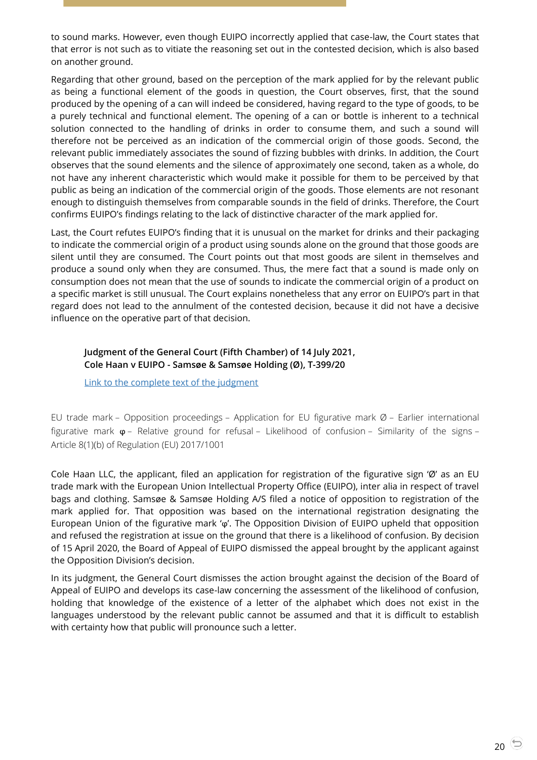to sound marks. However, even though EUIPO incorrectly applied that case-law, the Court states that that error is not such as to vitiate the reasoning set out in the contested decision, which is also based on another ground.

Regarding that other ground, based on the perception of the mark applied for by the relevant public as being a functional element of the goods in question, the Court observes, first, that the sound produced by the opening of a can will indeed be considered, having regard to the type of goods, to be a purely technical and functional element. The opening of a can or bottle is inherent to a technical solution connected to the handling of drinks in order to consume them, and such a sound will therefore not be perceived as an indication of the commercial origin of those goods. Second, the relevant public immediately associates the sound of fizzing bubbles with drinks. In addition, the Court observes that the sound elements and the silence of approximately one second, taken as a whole, do not have any inherent characteristic which would make it possible for them to be perceived by that public as being an indication of the commercial origin of the goods. Those elements are not resonant enough to distinguish themselves from comparable sounds in the field of drinks. Therefore, the Court confirms EUIPO's findings relating to the lack of distinctive character of the mark applied for.

Last, the Court refutes EUIPO's finding that it is unusual on the market for drinks and their packaging to indicate the commercial origin of a product using sounds alone on the ground that those goods are silent until they are consumed. The Court points out that most goods are silent in themselves and produce a sound only when they are consumed. Thus, the mere fact that a sound is made only on consumption does not mean that the use of sounds to indicate the commercial origin of a product on a specific market is still unusual. The Court explains nonetheless that any error on EUIPO's part in that regard does not lead to the annulment of the contested decision, because it did not have a decisive influence on the operative part of that decision.

**Judgment of the General Court (Fifth Chamber) of 14 July 2021, Cole Haan v EUIPO - Samsøe & Samsøe Holding (Ø), T-399/20**

Link to the complete text of the judgment

EU trade mark – Opposition proceedings – Application for EU figurative mark Ø – Earlier international figurative mark φ – Relative ground for refusal – Likelihood of confusion – Similarity of the signs – Article 8(1)(b) of Regulation (EU) 2017/1001

Cole Haan LLC, the applicant, filed an application for registration of the figurative sign 'Ø' as an EU trade mark with the European Union Intellectual Property Office (EUIPO), inter alia in respect of travel bags and clothing. Samsøe & Samsøe Holding A/S filed a notice of opposition to registration of the mark applied for. That opposition was based on the international registration designating the European Union of the figurative mark 'φ'. The Opposition Division of EUIPO upheld that opposition and refused the registration at issue on the ground that there is a likelihood of confusion. By decision of 15 April 2020, the Board of Appeal of EUIPO dismissed the appeal brought by the applicant against the Opposition Division's decision.

In its judgment, the General Court dismisses the action brought against the decision of the Board of Appeal of EUIPO and develops its case-law concerning the assessment of the likelihood of confusion, holding that knowledge of the existence of a letter of the alphabet which does not exist in the languages understood by the relevant public cannot be assumed and that it is difficult to establish with certainty how that public will pronounce such a letter.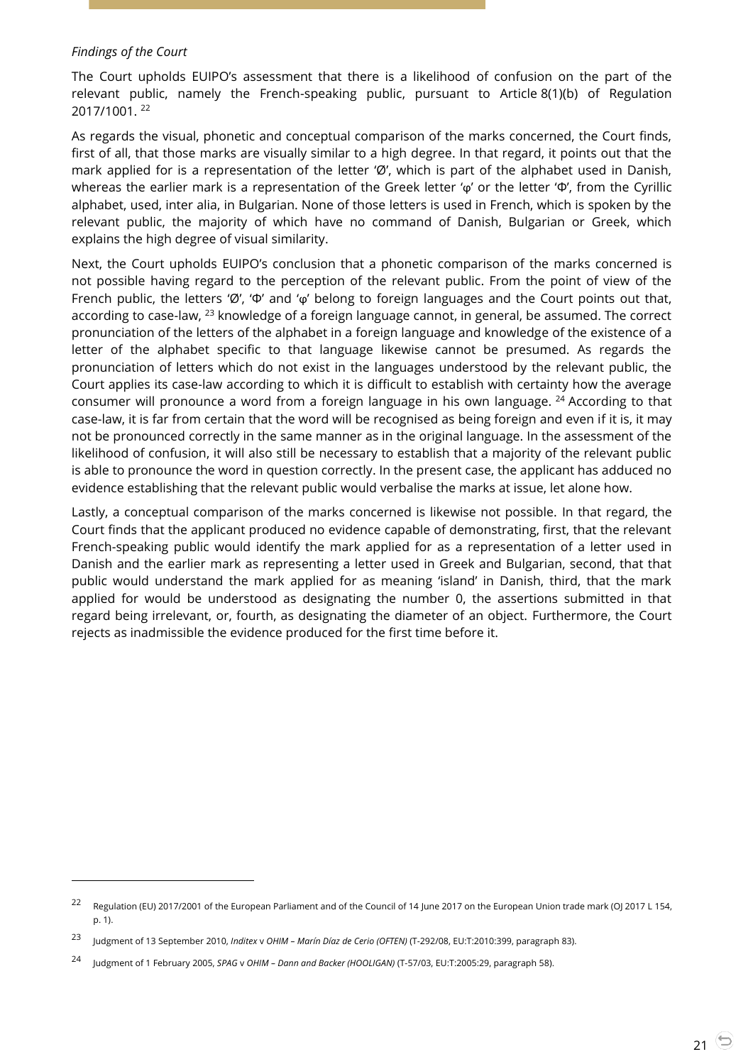*Findings of the Court*

The Court upholds EUIPO's assessment that there is a likelihood of confusion on the part of the relevant public, namely the French-speaking public, pursuant to Article 8(1)(b) of Regulation 2017/1001. [22]

As regards the visual, phonetic and conceptual comparison of the marks concerned, the Court finds, first of all, that those marks are visually similar to a high degree. In that regard, it points out that the mark applied for is a representation of the letter 'Ø', which is part of the alphabet used in Danish, whereas the earlier mark is a representation of the Greek letter 'φ' or the letter 'Φ', from the Cyrillic alphabet, used, inter alia, in Bulgarian. None of those letters is used in French, which is spoken by the relevant public, the majority of which have no command of Danish, Bulgarian or Greek, which explains the high degree of visual similarity.

Next, the Court upholds EUIPO's conclusion that a phonetic comparison of the marks concerned is not possible having regard to the perception of the relevant public. From the point of view of the French public, the letters 'Ø', 'Φ' and 'φ' belong to foreign languages and the Court points out that, according to case-law, [23] knowledge of a foreign language cannot, in general, be assumed. The correct pronunciation of the letters of the alphabet in a foreign language and knowledge of the existence of a letter of the alphabet specific to that language likewise cannot be presumed. As regards the pronunciation of letters which do not exist in the languages understood by the relevant public, the Court applies its case-law according to which it is difficult to establish with certainty how the average consumer will pronounce a word from a foreign language in his own language. [24] According to that case-law, it is far from certain that the word will be recognised as being foreign and even if it is, it may not be pronounced correctly in the same manner as in the original language. In the assessment of the likelihood of confusion, it will also still be necessary to establish that a majority of the relevant public is able to pronounce the word in question correctly. In the present case, the applicant has adduced no evidence establishing that the relevant public would verbalise the marks at issue, let alone how.

Lastly, a conceptual comparison of the marks concerned is likewise not possible. In that regard, the Court finds that the applicant produced no evidence capable of demonstrating, first, that the relevant French-speaking public would identify the mark applied for as a representation of a letter used in Danish and the earlier mark as representing a letter used in Greek and Bulgarian, second, that that public would understand the mark applied for as meaning 'island' in Danish, third, that the mark applied for would be understood as designating the number 0, the assertions submitted in that regard being irrelevant, or, fourth, as designating the diameter of an object. Furthermore, the Court rejects as inadmissible the evidence produced for the first time before it.

---

[22] Regulation (EU) 2017/2001 of the European Parliament and of the Council of 14 June 2017 on the European Union trade mark (OJ 2017 L 154, p. 1).

[23] Judgment of 13 September 2010, *Inditex* v *OHIM – Marín Díaz de Cerio (OFTEN)* (T-292/08, EU:T:2010:399, paragraph 83).

[24] Judgment of 1 February 2005, *SPAG* v *OHIM – Dann and Backer (HOOLIGAN)* (T-57/03, EU:T:2005:29, paragraph 58).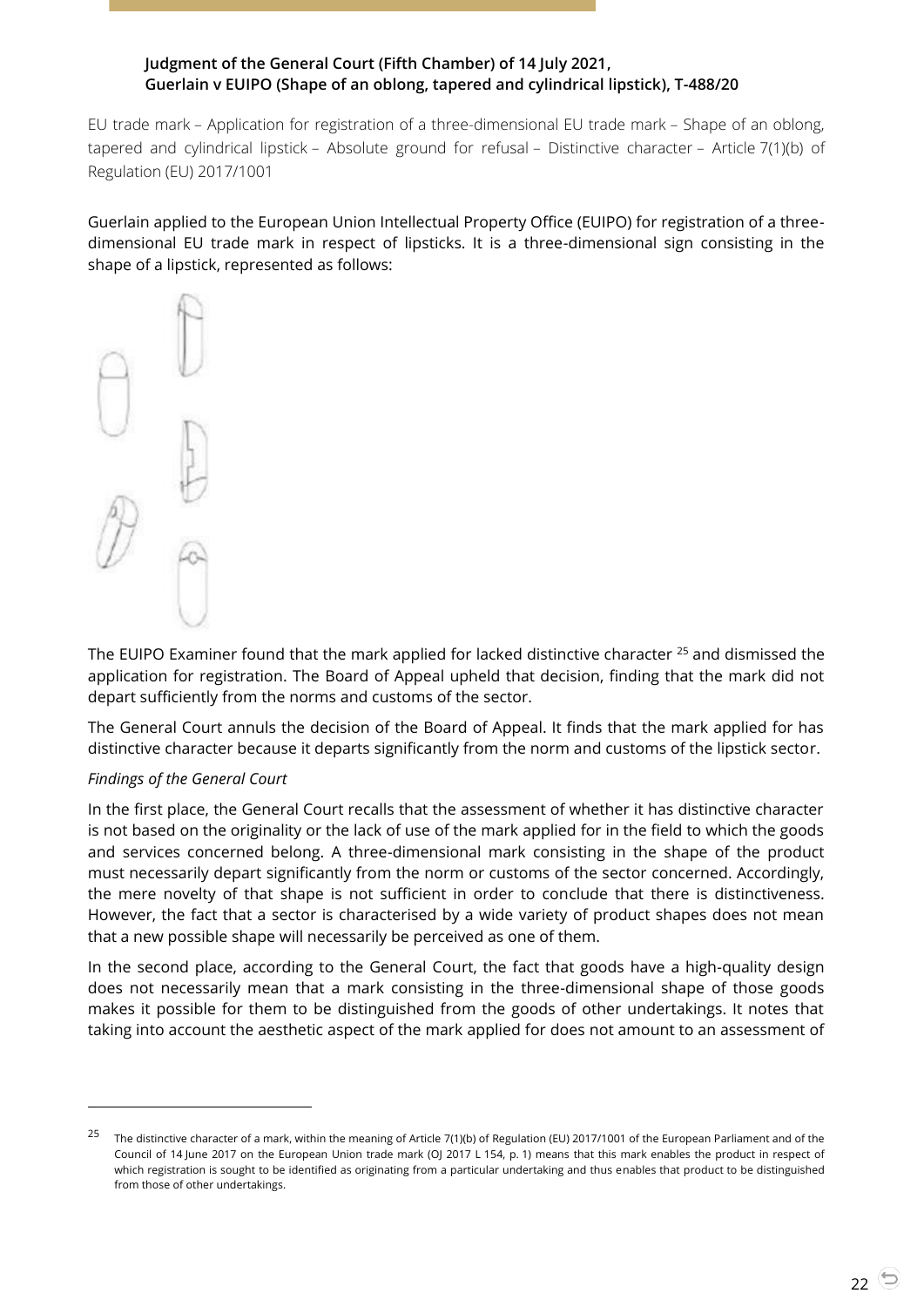**Judgment of the General Court (Fifth Chamber) of 14 July 2021, Guerlain v EUIPO (Shape of an oblong, tapered and cylindrical lipstick), T-488/20**

EU trade mark – Application for registration of a three-dimensional EU trade mark – Shape of an oblong, tapered and cylindrical lipstick – Absolute ground for refusal – Distinctive character – Article 7(1)(b) of Regulation (EU) 2017/1001

Guerlain applied to the European Union Intellectual Property Office (EUIPO) for registration of a three-dimensional EU trade mark in respect of lipsticks. It is a three-dimensional sign consisting in the shape of a lipstick, represented as follows:

The EUIPO Examiner found that the mark applied for lacked distinctive character [25] and dismissed the application for registration. The Board of Appeal upheld that decision, finding that the mark did not depart sufficiently from the norms and customs of the sector.

The General Court annuls the decision of the Board of Appeal. It finds that the mark applied for has distinctive character because it departs significantly from the norm and customs of the lipstick sector.

*Findings of the General Court*

In the first place, the General Court recalls that the assessment of whether it has distinctive character is not based on the originality or the lack of use of the mark applied for in the field to which the goods and services concerned belong. A three-dimensional mark consisting in the shape of the product must necessarily depart significantly from the norm or customs of the sector concerned. Accordingly, the mere novelty of that shape is not sufficient in order to conclude that there is distinctiveness. However, the fact that a sector is characterised by a wide variety of product shapes does not mean that a new possible shape will necessarily be perceived as one of them.

In the second place, according to the General Court, the fact that goods have a high-quality design does not necessarily mean that a mark consisting in the three-dimensional shape of those goods makes it possible for them to be distinguished from the goods of other undertakings. It notes that taking into account the aesthetic aspect of the mark applied for does not amount to an assessment of

[25] The distinctive character of a mark, within the meaning of Article 7(1)(b) of Regulation (EU) 2017/1001 of the European Parliament and of the Council of 14 June 2017 on the European Union trade mark (OJ 2017 L 154, p. 1) means that this mark enables the product in respect of which registration is sought to be identified as originating from a particular undertaking and thus enables that product to be distinguished from those of other undertakings.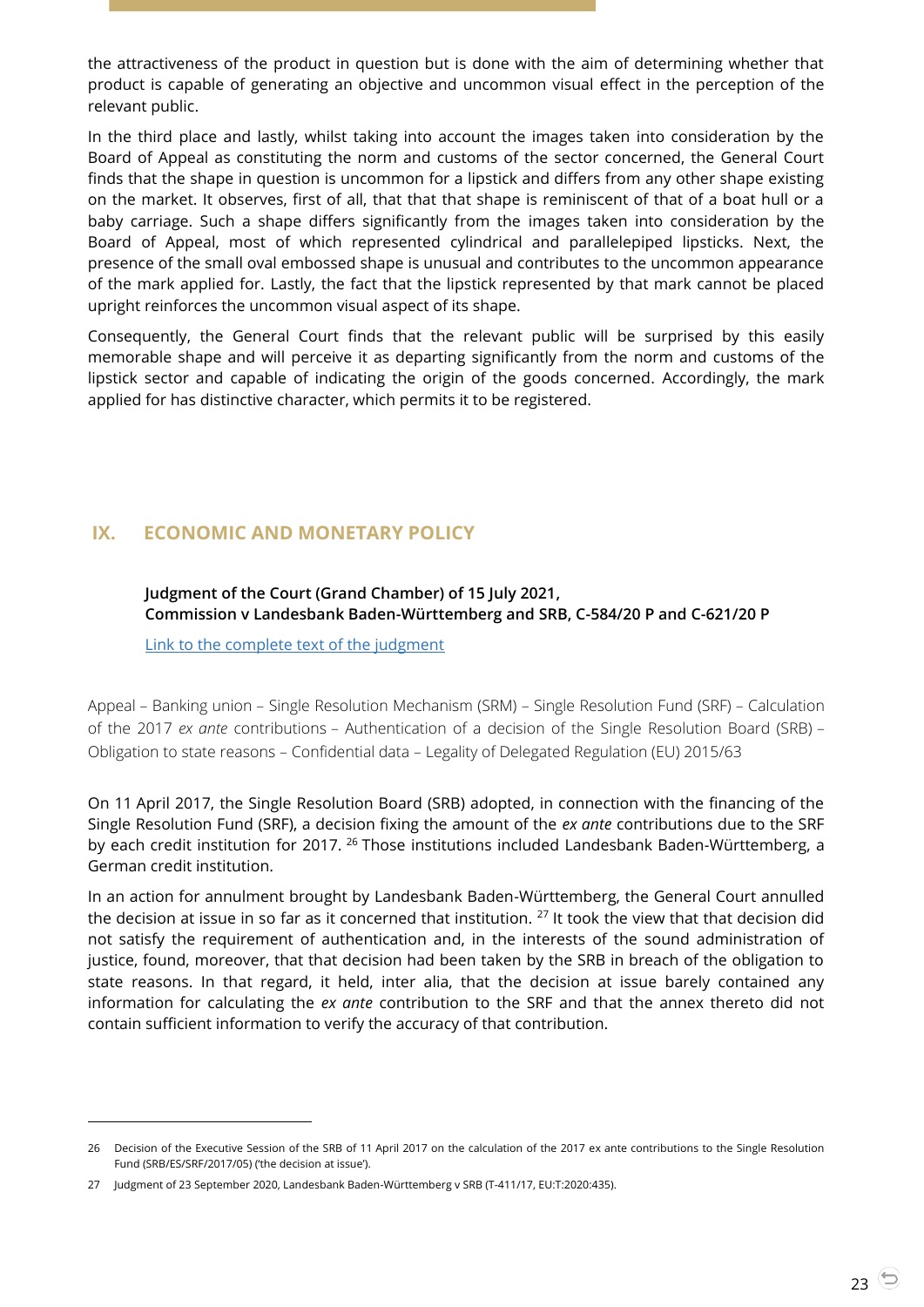the attractiveness of the product in question but is done with the aim of determining whether that product is capable of generating an objective and uncommon visual effect in the perception of the relevant public.

In the third place and lastly, whilst taking into account the images taken into consideration by the Board of Appeal as constituting the norm and customs of the sector concerned, the General Court finds that the shape in question is uncommon for a lipstick and differs from any other shape existing on the market. It observes, first of all, that that shape is reminiscent of that of a boat hull or a baby carriage. Such a shape differs significantly from the images taken into consideration by the Board of Appeal, most of which represented cylindrical and parallelepiped lipsticks. Next, the presence of the small oval embossed shape is unusual and contributes to the uncommon appearance of the mark applied for. Lastly, the fact that the lipstick represented by that mark cannot be placed upright reinforces the uncommon visual aspect of its shape.

Consequently, the General Court finds that the relevant public will be surprised by this easily memorable shape and will perceive it as departing significantly from the norm and customs of the lipstick sector and capable of indicating the origin of the goods concerned. Accordingly, the mark applied for has distinctive character, which permits it to be registered.

## IX. ECONOMIC AND MONETARY POLICY

**Judgment of the Court (Grand Chamber) of 15 July 2021,**
**Commission v Landesbank Baden-Württemberg and SRB, C-584/20 P and C-621/20 P**

Link to the complete text of the judgment

Appeal – Banking union – Single Resolution Mechanism (SRM) – Single Resolution Fund (SRF) – Calculation of the 2017 *ex ante* contributions – Authentication of a decision of the Single Resolution Board (SRB) – Obligation to state reasons – Confidential data – Legality of Delegated Regulation (EU) 2015/63

On 11 April 2017, the Single Resolution Board (SRB) adopted, in connection with the financing of the Single Resolution Fund (SRF), a decision fixing the amount of the *ex ante* contributions due to the SRF by each credit institution for 2017. [26] Those institutions included Landesbank Baden-Württemberg, a German credit institution.

In an action for annulment brought by Landesbank Baden-Württemberg, the General Court annulled the decision at issue in so far as it concerned that institution. [27] It took the view that that decision did not satisfy the requirement of authentication and, in the interests of the sound administration of justice, found, moreover, that that decision had been taken by the SRB in breach of the obligation to state reasons. In that regard, it held, inter alia, that the decision at issue barely contained any information for calculating the *ex ante* contribution to the SRF and that the annex thereto did not contain sufficient information to verify the accuracy of that contribution.

---

26 Decision of the Executive Session of the SRB of 11 April 2017 on the calculation of the 2017 ex ante contributions to the Single Resolution Fund (SRB/ES/SRF/2017/05) ('the decision at issue').

27 Judgment of 23 September 2020, Landesbank Baden-Württemberg v SRB (T-411/17, EU:T:2020:435).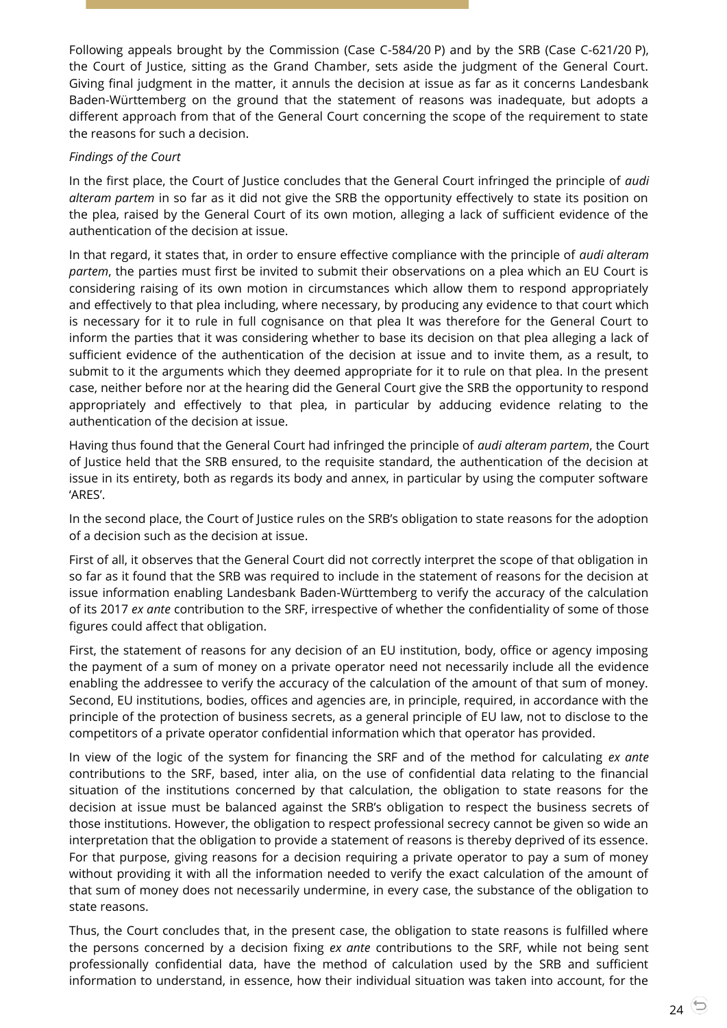Following appeals brought by the Commission (Case C-584/20 P) and by the SRB (Case C-621/20 P), the Court of Justice, sitting as the Grand Chamber, sets aside the judgment of the General Court. Giving final judgment in the matter, it annuls the decision at issue as far as it concerns Landesbank Baden-Württemberg on the ground that the statement of reasons was inadequate, but adopts a different approach from that of the General Court concerning the scope of the requirement to state the reasons for such a decision.

*Findings of the Court*

In the first place, the Court of Justice concludes that the General Court infringed the principle of *audi alteram partem* in so far as it did not give the SRB the opportunity effectively to state its position on the plea, raised by the General Court of its own motion, alleging a lack of sufficient evidence of the authentication of the decision at issue.

In that regard, it states that, in order to ensure effective compliance with the principle of *audi alteram partem*, the parties must first be invited to submit their observations on a plea which an EU Court is considering raising of its own motion in circumstances which allow them to respond appropriately and effectively to that plea including, where necessary, by producing any evidence to that court which is necessary for it to rule in full cognisance on that plea It was therefore for the General Court to inform the parties that it was considering whether to base its decision on that plea alleging a lack of sufficient evidence of the authentication of the decision at issue and to invite them, as a result, to submit to it the arguments which they deemed appropriate for it to rule on that plea. In the present case, neither before nor at the hearing did the General Court give the SRB the opportunity to respond appropriately and effectively to that plea, in particular by adducing evidence relating to the authentication of the decision at issue.

Having thus found that the General Court had infringed the principle of *audi alteram partem*, the Court of Justice held that the SRB ensured, to the requisite standard, the authentication of the decision at issue in its entirety, both as regards its body and annex, in particular by using the computer software 'ARES'.

In the second place, the Court of Justice rules on the SRB's obligation to state reasons for the adoption of a decision such as the decision at issue.

First of all, it observes that the General Court did not correctly interpret the scope of that obligation in so far as it found that the SRB was required to include in the statement of reasons for the decision at issue information enabling Landesbank Baden-Württemberg to verify the accuracy of the calculation of its 2017 *ex ante* contribution to the SRF, irrespective of whether the confidentiality of some of those figures could affect that obligation.

First, the statement of reasons for any decision of an EU institution, body, office or agency imposing the payment of a sum of money on a private operator need not necessarily include all the evidence enabling the addressee to verify the accuracy of the calculation of the amount of that sum of money. Second, EU institutions, bodies, offices and agencies are, in principle, required, in accordance with the principle of the protection of business secrets, as a general principle of EU law, not to disclose to the competitors of a private operator confidential information which that operator has provided.

In view of the logic of the system for financing the SRF and of the method for calculating *ex ante* contributions to the SRF, based, inter alia, on the use of confidential data relating to the financial situation of the institutions concerned by that calculation, the obligation to state reasons for the decision at issue must be balanced against the SRB's obligation to respect the business secrets of those institutions. However, the obligation to respect professional secrecy cannot be given so wide an interpretation that the obligation to provide a statement of reasons is thereby deprived of its essence. For that purpose, giving reasons for a decision requiring a private operator to pay a sum of money without providing it with all the information needed to verify the exact calculation of the amount of that sum of money does not necessarily undermine, in every case, the substance of the obligation to state reasons.

Thus, the Court concludes that, in the present case, the obligation to state reasons is fulfilled where the persons concerned by a decision fixing *ex ante* contributions to the SRF, while not being sent professionally confidential data, have the method of calculation used by the SRB and sufficient information to understand, in essence, how their individual situation was taken into account, for the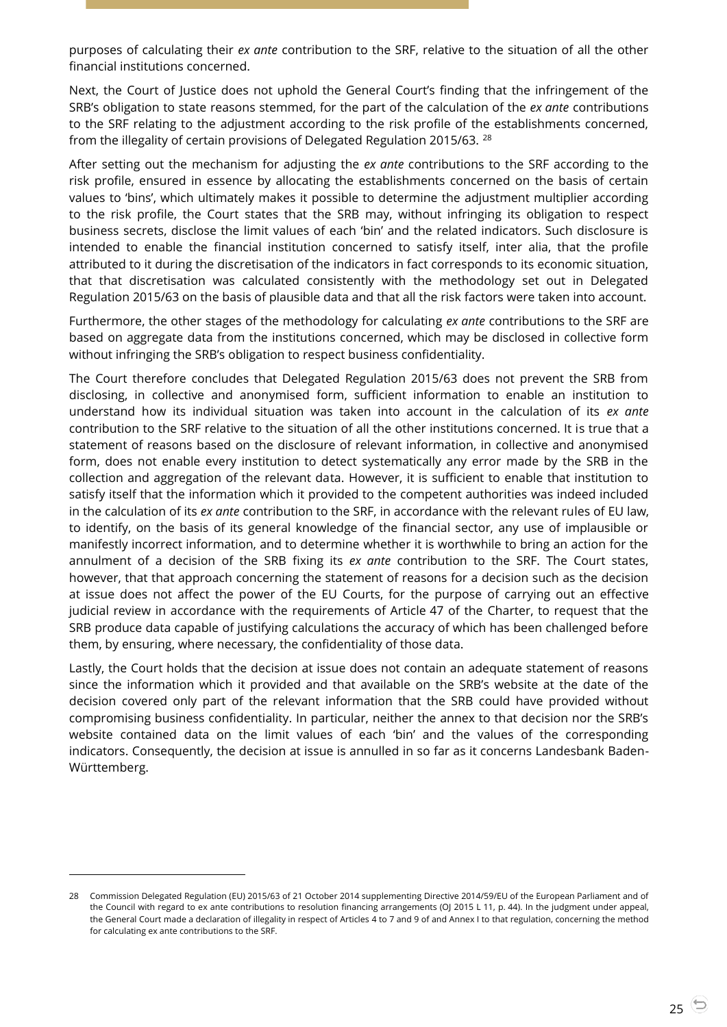purposes of calculating their *ex ante* contribution to the SRF, relative to the situation of all the other financial institutions concerned.

Next, the Court of Justice does not uphold the General Court's finding that the infringement of the SRB's obligation to state reasons stemmed, for the part of the calculation of the *ex ante* contributions to the SRF relating to the adjustment according to the risk profile of the establishments concerned, from the illegality of certain provisions of Delegated Regulation 2015/63. [28]

After setting out the mechanism for adjusting the *ex ante* contributions to the SRF according to the risk profile, ensured in essence by allocating the establishments concerned on the basis of certain values to 'bins', which ultimately makes it possible to determine the adjustment multiplier according to the risk profile, the Court states that the SRB may, without infringing its obligation to respect business secrets, disclose the limit values of each 'bin' and the related indicators. Such disclosure is intended to enable the financial institution concerned to satisfy itself, inter alia, that the profile attributed to it during the discretisation of the indicators in fact corresponds to its economic situation, that that discretisation was calculated consistently with the methodology set out in Delegated Regulation 2015/63 on the basis of plausible data and that all the risk factors were taken into account.

Furthermore, the other stages of the methodology for calculating *ex ante* contributions to the SRF are based on aggregate data from the institutions concerned, which may be disclosed in collective form without infringing the SRB's obligation to respect business confidentiality.

The Court therefore concludes that Delegated Regulation 2015/63 does not prevent the SRB from disclosing, in collective and anonymised form, sufficient information to enable an institution to understand how its individual situation was taken into account in the calculation of its *ex ante* contribution to the SRF relative to the situation of all the other institutions concerned. It is true that a statement of reasons based on the disclosure of relevant information, in collective and anonymised form, does not enable every institution to detect systematically any error made by the SRB in the collection and aggregation of the relevant data. However, it is sufficient to enable that institution to satisfy itself that the information which it provided to the competent authorities was indeed included in the calculation of its *ex ante* contribution to the SRF, in accordance with the relevant rules of EU law, to identify, on the basis of its general knowledge of the financial sector, any use of implausible or manifestly incorrect information, and to determine whether it is worthwhile to bring an action for the annulment of a decision of the SRB fixing its *ex ante* contribution to the SRF. The Court states, however, that that approach concerning the statement of reasons for a decision such as the decision at issue does not affect the power of the EU Courts, for the purpose of carrying out an effective judicial review in accordance with the requirements of Article 47 of the Charter, to request that the SRB produce data capable of justifying calculations the accuracy of which has been challenged before them, by ensuring, where necessary, the confidentiality of those data.

Lastly, the Court holds that the decision at issue does not contain an adequate statement of reasons since the information which it provided and that available on the SRB's website at the date of the decision covered only part of the relevant information that the SRB could have provided without compromising business confidentiality. In particular, neither the annex to that decision nor the SRB's website contained data on the limit values of each 'bin' and the values of the corresponding indicators. Consequently, the decision at issue is annulled in so far as it concerns Landesbank Baden-Württemberg.

---

[28] Commission Delegated Regulation (EU) 2015/63 of 21 October 2014 supplementing Directive 2014/59/EU of the European Parliament and of the Council with regard to ex ante contributions to resolution financing arrangements (OJ 2015 L 11, p. 44). In the judgment under appeal, the General Court made a declaration of illegality in respect of Articles 4 to 7 and 9 of and Annex I to that regulation, concerning the method for calculating ex ante contributions to the SRF.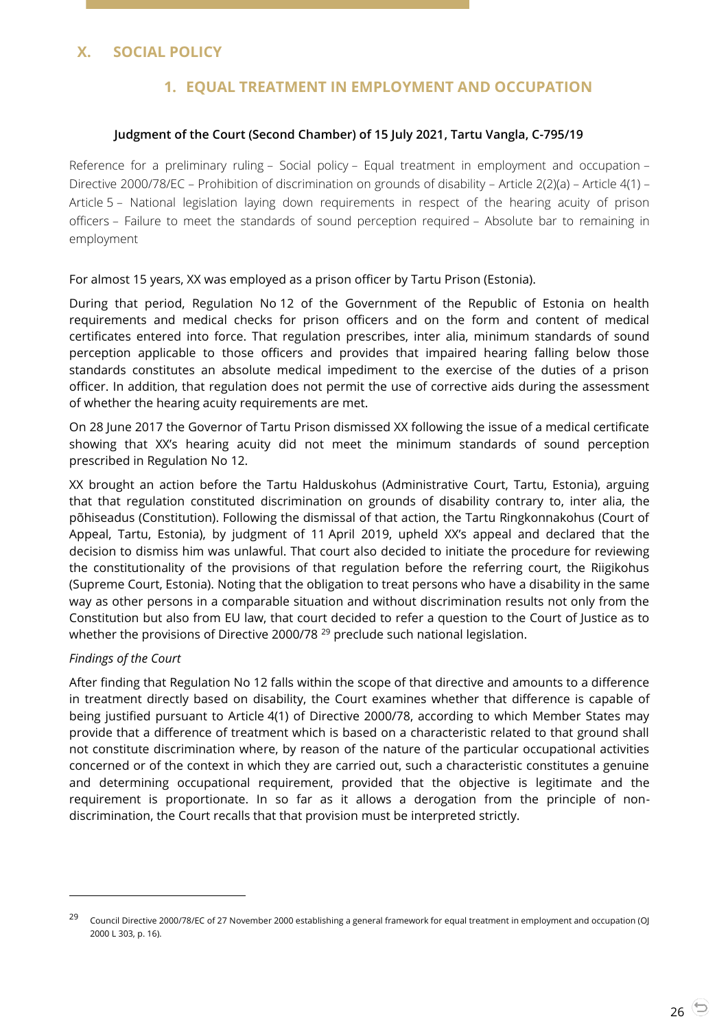# X. SOCIAL POLICY

## 1. EQUAL TREATMENT IN EMPLOYMENT AND OCCUPATION

### Judgment of the Court (Second Chamber) of 15 July 2021, Tartu Vangla, C-795/19

Reference for a preliminary ruling – Social policy – Equal treatment in employment and occupation – Directive 2000/78/EC – Prohibition of discrimination on grounds of disability – Article 2(2)(a) – Article 4(1) – Article 5 – National legislation laying down requirements in respect of the hearing acuity of prison officers – Failure to meet the standards of sound perception required – Absolute bar to remaining in employment

For almost 15 years, XX was employed as a prison officer by Tartu Prison (Estonia).

During that period, Regulation No 12 of the Government of the Republic of Estonia on health requirements and medical checks for prison officers and on the form and content of medical certificates entered into force. That regulation prescribes, inter alia, minimum standards of sound perception applicable to those officers and provides that impaired hearing falling below those standards constitutes an absolute medical impediment to the exercise of the duties of a prison officer. In addition, that regulation does not permit the use of corrective aids during the assessment of whether the hearing acuity requirements are met.

On 28 June 2017 the Governor of Tartu Prison dismissed XX following the issue of a medical certificate showing that XX's hearing acuity did not meet the minimum standards of sound perception prescribed in Regulation No 12.

XX brought an action before the Tartu Halduskohus (Administrative Court, Tartu, Estonia), arguing that that regulation constituted discrimination on grounds of disability contrary to, inter alia, the põhiseadus (Constitution). Following the dismissal of that action, the Tartu Ringkonnakohus (Court of Appeal, Tartu, Estonia), by judgment of 11 April 2019, upheld XX's appeal and declared that the decision to dismiss him was unlawful. That court also decided to initiate the procedure for reviewing the constitutionality of the provisions of that regulation before the referring court, the Riigikohus (Supreme Court, Estonia). Noting that the obligation to treat persons who have a disability in the same way as other persons in a comparable situation and without discrimination results not only from the Constitution but also from EU law, that court decided to refer a question to the Court of Justice as to whether the provisions of Directive 2000/78 [29] preclude such national legislation.

*Findings of the Court*

After finding that Regulation No 12 falls within the scope of that directive and amounts to a difference in treatment directly based on disability, the Court examines whether that difference is capable of being justified pursuant to Article 4(1) of Directive 2000/78, according to which Member States may provide that a difference of treatment which is based on a characteristic related to that ground shall not constitute discrimination where, by reason of the nature of the particular occupational activities concerned or of the context in which they are carried out, such a characteristic constitutes a genuine and determining occupational requirement, provided that the objective is legitimate and the requirement is proportionate. In so far as it allows a derogation from the principle of non-discrimination, the Court recalls that that provision must be interpreted strictly.

---

[29] Council Directive 2000/78/EC of 27 November 2000 establishing a general framework for equal treatment in employment and occupation (OJ 2000 L 303, p. 16).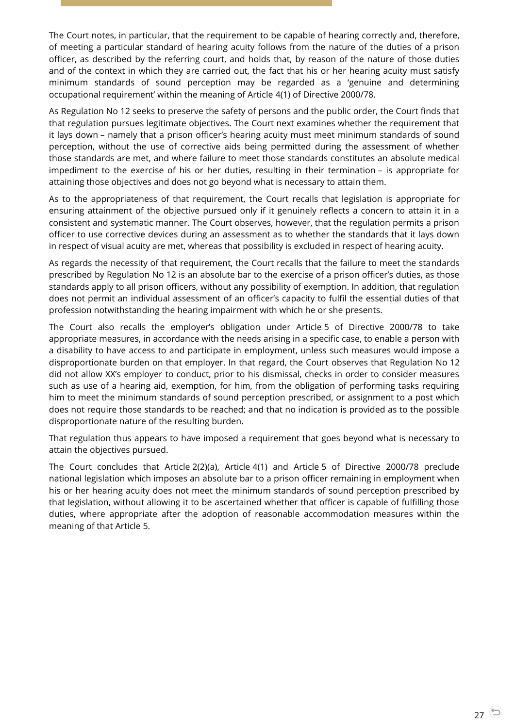The Court notes, in particular, that the requirement to be capable of hearing correctly and, therefore, of meeting a particular standard of hearing acuity follows from the nature of the duties of a prison officer, as described by the referring court, and holds that, by reason of the nature of those duties and of the context in which they are carried out, the fact that his or her hearing acuity must satisfy minimum standards of sound perception may be regarded as a 'genuine and determining occupational requirement' within the meaning of Article 4(1) of Directive 2000/78.

As Regulation No 12 seeks to preserve the safety of persons and the public order, the Court finds that that regulation pursues legitimate objectives. The Court next examines whether the requirement that it lays down – namely that a prison officer's hearing acuity must meet minimum standards of sound perception, without the use of corrective aids being permitted during the assessment of whether those standards are met, and where failure to meet those standards constitutes an absolute medical impediment to the exercise of his or her duties, resulting in their termination – is appropriate for attaining those objectives and does not go beyond what is necessary to attain them.

As to the appropriateness of that requirement, the Court recalls that legislation is appropriate for ensuring attainment of the objective pursued only if it genuinely reflects a concern to attain it in a consistent and systematic manner. The Court observes, however, that the regulation permits a prison officer to use corrective devices during an assessment as to whether the standards that it lays down in respect of visual acuity are met, whereas that possibility is excluded in respect of hearing acuity.

As regards the necessity of that requirement, the Court recalls that the failure to meet the standards prescribed by Regulation No 12 is an absolute bar to the exercise of a prison officer's duties, as those standards apply to all prison officers, without any possibility of exemption. In addition, that regulation does not permit an individual assessment of an officer's capacity to fulfil the essential duties of that profession notwithstanding the hearing impairment with which he or she presents.

The Court also recalls the employer's obligation under Article 5 of Directive 2000/78 to take appropriate measures, in accordance with the needs arising in a specific case, to enable a person with a disability to have access to and participate in employment, unless such measures would impose a disproportionate burden on that employer. In that regard, the Court observes that Regulation No 12 did not allow XX's employer to conduct, prior to his dismissal, checks in order to consider measures such as use of a hearing aid, exemption, for him, from the obligation of performing tasks requiring him to meet the minimum standards of sound perception prescribed, or assignment to a post which does not require those standards to be reached; and that no indication is provided as to the possible disproportionate nature of the resulting burden.

That regulation thus appears to have imposed a requirement that goes beyond what is necessary to attain the objectives pursued.

The Court concludes that Article 2(2)(a), Article 4(1) and Article 5 of Directive 2000/78 preclude national legislation which imposes an absolute bar to a prison officer remaining in employment when his or her hearing acuity does not meet the minimum standards of sound perception prescribed by that legislation, without allowing it to be ascertained whether that officer is capable of fulfilling those duties, where appropriate after the adoption of reasonable accommodation measures within the meaning of that Article 5.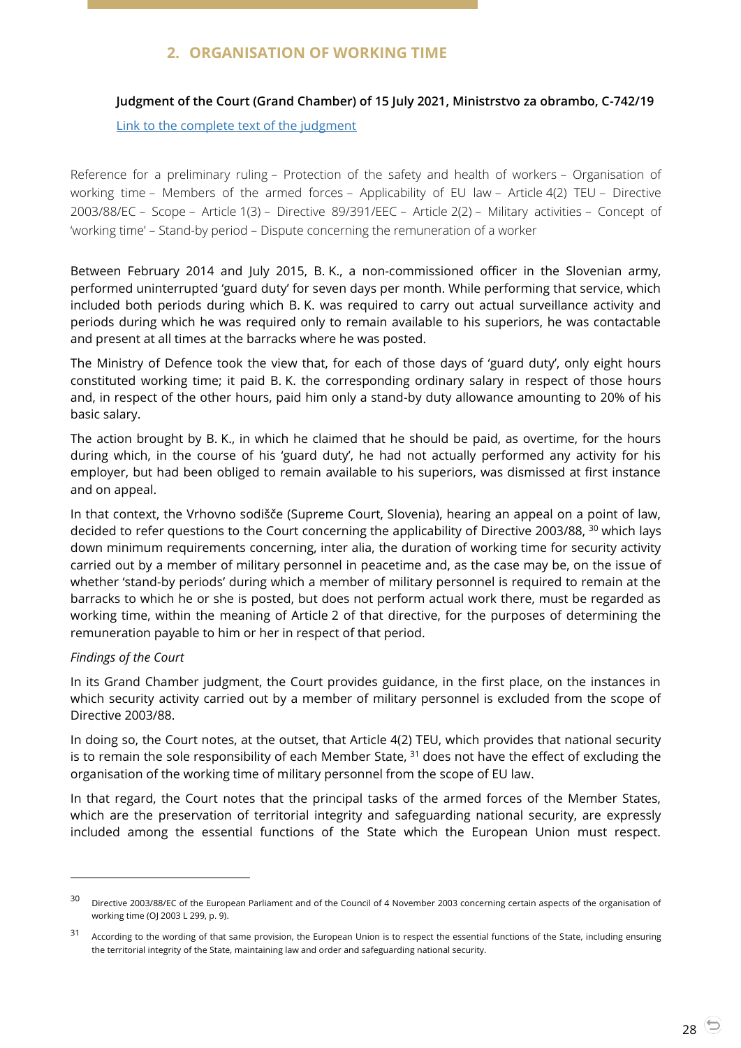## 2. ORGANISATION OF WORKING TIME

**Judgment of the Court (Grand Chamber) of 15 July 2021, Ministrstvo za obrambo, C-742/19**

Link to the complete text of the judgment

Reference for a preliminary ruling – Protection of the safety and health of workers – Organisation of working time – Members of the armed forces – Applicability of EU law – Article 4(2) TEU – Directive 2003/88/EC – Scope – Article 1(3) – Directive 89/391/EEC – Article 2(2) – Military activities – Concept of 'working time' – Stand-by period – Dispute concerning the remuneration of a worker

Between February 2014 and July 2015, B. K., a non-commissioned officer in the Slovenian army, performed uninterrupted 'guard duty' for seven days per month. While performing that service, which included both periods during which B. K. was required to carry out actual surveillance activity and periods during which he was required only to remain available to his superiors, he was contactable and present at all times at the barracks where he was posted.

The Ministry of Defence took the view that, for each of those days of 'guard duty', only eight hours constituted working time; it paid B. K. the corresponding ordinary salary in respect of those hours and, in respect of the other hours, paid him only a stand-by duty allowance amounting to 20% of his basic salary.

The action brought by B. K., in which he claimed that he should be paid, as overtime, for the hours during which, in the course of his 'guard duty', he had not actually performed any activity for his employer, but had been obliged to remain available to his superiors, was dismissed at first instance and on appeal.

In that context, the Vrhovno sodišče (Supreme Court, Slovenia), hearing an appeal on a point of law, decided to refer questions to the Court concerning the applicability of Directive 2003/88, [30] which lays down minimum requirements concerning, inter alia, the duration of working time for security activity carried out by a member of military personnel in peacetime and, as the case may be, on the issue of whether 'stand-by periods' during which a member of military personnel is required to remain at the barracks to which he or she is posted, but does not perform actual work there, must be regarded as working time, within the meaning of Article 2 of that directive, for the purposes of determining the remuneration payable to him or her in respect of that period.

*Findings of the Court*

In its Grand Chamber judgment, the Court provides guidance, in the first place, on the instances in which security activity carried out by a member of military personnel is excluded from the scope of Directive 2003/88.

In doing so, the Court notes, at the outset, that Article 4(2) TEU, which provides that national security is to remain the sole responsibility of each Member State, [31] does not have the effect of excluding the organisation of the working time of military personnel from the scope of EU law.

In that regard, the Court notes that the principal tasks of the armed forces of the Member States, which are the preservation of territorial integrity and safeguarding national security, are expressly included among the essential functions of the State which the European Union must respect.

---

[30] Directive 2003/88/EC of the European Parliament and of the Council of 4 November 2003 concerning certain aspects of the organisation of working time (OJ 2003 L 299, p. 9).

[31] According to the wording of that same provision, the European Union is to respect the essential functions of the State, including ensuring the territorial integrity of the State, maintaining law and order and safeguarding national security.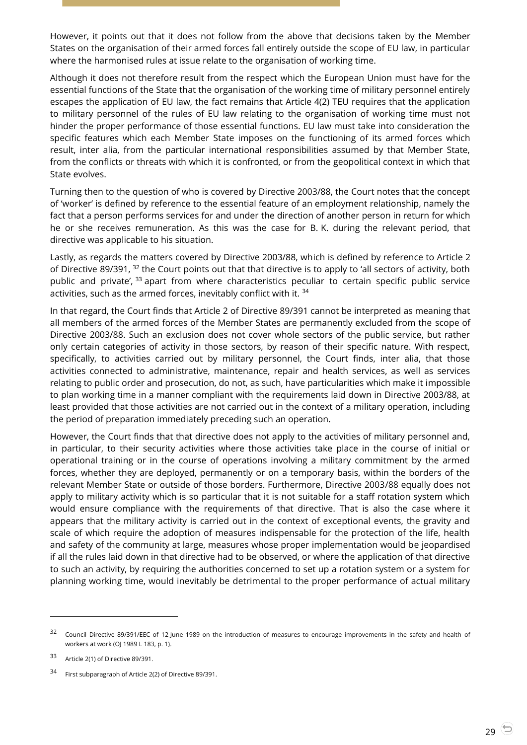However, it points out that it does not follow from the above that decisions taken by the Member States on the organisation of their armed forces fall entirely outside the scope of EU law, in particular where the harmonised rules at issue relate to the organisation of working time.

Although it does not therefore result from the respect which the European Union must have for the essential functions of the State that the organisation of the working time of military personnel entirely escapes the application of EU law, the fact remains that Article 4(2) TEU requires that the application to military personnel of the rules of EU law relating to the organisation of working time must not hinder the proper performance of those essential functions. EU law must take into consideration the specific features which each Member State imposes on the functioning of its armed forces which result, inter alia, from the particular international responsibilities assumed by that Member State, from the conflicts or threats with which it is confronted, or from the geopolitical context in which that State evolves.

Turning then to the question of who is covered by Directive 2003/88, the Court notes that the concept of 'worker' is defined by reference to the essential feature of an employment relationship, namely the fact that a person performs services for and under the direction of another person in return for which he or she receives remuneration. As this was the case for B. K. during the relevant period, that directive was applicable to his situation.

Lastly, as regards the matters covered by Directive 2003/88, which is defined by reference to Article 2 of Directive 89/391, [32] the Court points out that that directive is to apply to 'all sectors of activity, both public and private', [33] apart from where characteristics peculiar to certain specific public service activities, such as the armed forces, inevitably conflict with it. [34]

In that regard, the Court finds that Article 2 of Directive 89/391 cannot be interpreted as meaning that all members of the armed forces of the Member States are permanently excluded from the scope of Directive 2003/88. Such an exclusion does not cover whole sectors of the public service, but rather only certain categories of activity in those sectors, by reason of their specific nature. With respect, specifically, to activities carried out by military personnel, the Court finds, inter alia, that those activities connected to administrative, maintenance, repair and health services, as well as services relating to public order and prosecution, do not, as such, have particularities which make it impossible to plan working time in a manner compliant with the requirements laid down in Directive 2003/88, at least provided that those activities are not carried out in the context of a military operation, including the period of preparation immediately preceding such an operation.

However, the Court finds that that directive does not apply to the activities of military personnel and, in particular, to their security activities where those activities take place in the course of initial or operational training or in the course of operations involving a military commitment by the armed forces, whether they are deployed, permanently or on a temporary basis, within the borders of the relevant Member State or outside of those borders. Furthermore, Directive 2003/88 equally does not apply to military activity which is so particular that it is not suitable for a staff rotation system which would ensure compliance with the requirements of that directive. That is also the case where it appears that the military activity is carried out in the context of exceptional events, the gravity and scale of which require the adoption of measures indispensable for the protection of the life, health and safety of the community at large, measures whose proper implementation would be jeopardised if all the rules laid down in that directive had to be observed, or where the application of that directive to such an activity, by requiring the authorities concerned to set up a rotation system or a system for planning working time, would inevitably be detrimental to the proper performance of actual military

---

[32] Council Directive 89/391/EEC of 12 June 1989 on the introduction of measures to encourage improvements in the safety and health of workers at work (OJ 1989 L 183, p. 1).

[33] Article 2(1) of Directive 89/391.

[34] First subparagraph of Article 2(2) of Directive 89/391.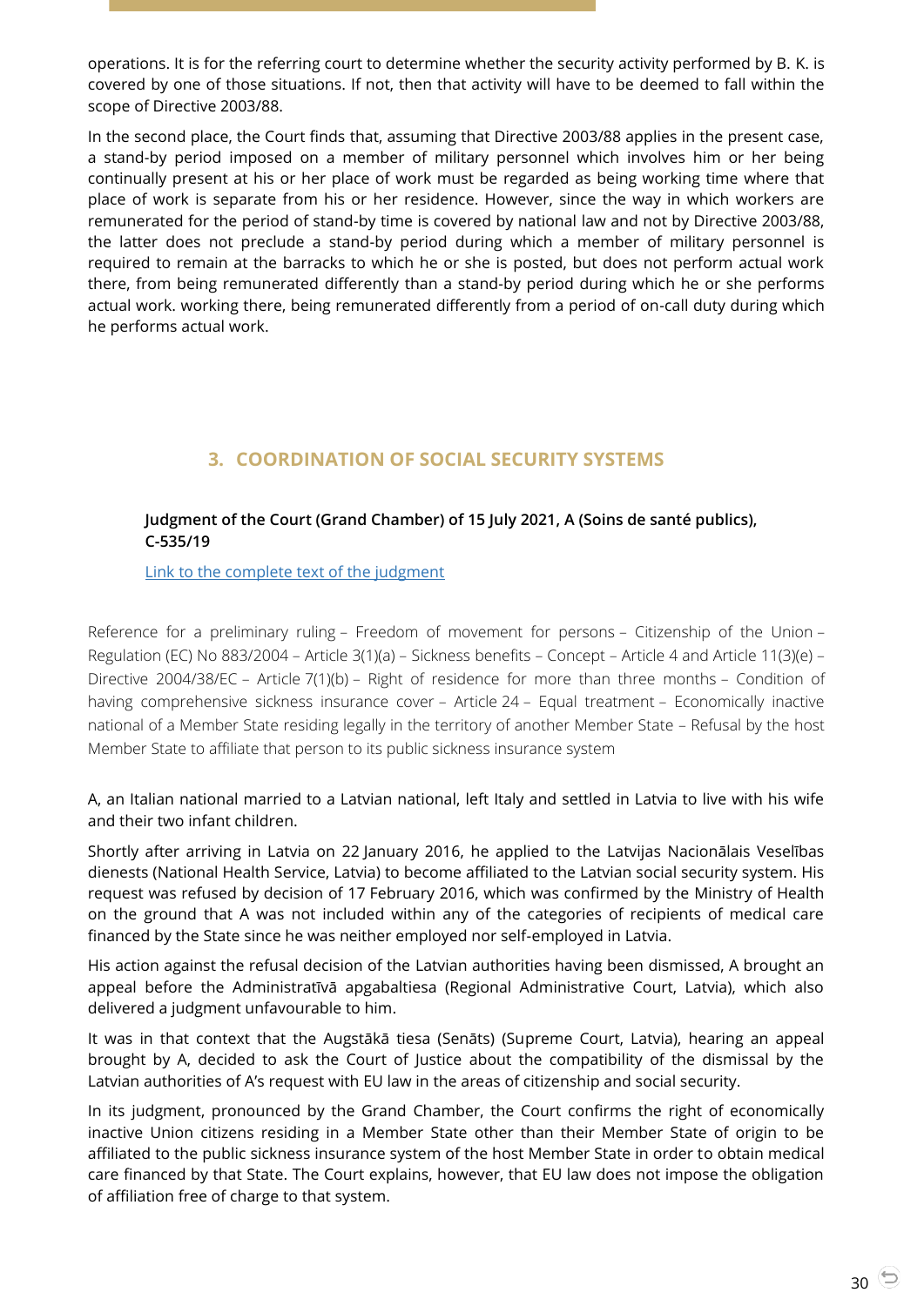operations. It is for the referring court to determine whether the security activity performed by B. K. is covered by one of those situations. If not, then that activity will have to be deemed to fall within the scope of Directive 2003/88.

In the second place, the Court finds that, assuming that Directive 2003/88 applies in the present case, a stand-by period imposed on a member of military personnel which involves him or her being continually present at his or her place of work must be regarded as being working time where that place of work is separate from his or her residence. However, since the way in which workers are remunerated for the period of stand-by time is covered by national law and not by Directive 2003/88, the latter does not preclude a stand-by period during which a member of military personnel is required to remain at the barracks to which he or she is posted, but does not perform actual work there, from being remunerated differently than a stand-by period during which he or she performs actual work. working there, being remunerated differently from a period of on-call duty during which he performs actual work.

## 3. COORDINATION OF SOCIAL SECURITY SYSTEMS

**Judgment of the Court (Grand Chamber) of 15 July 2021, A (Soins de santé publics), C-535/19**

[Link to the complete text of the judgment]

Reference for a preliminary ruling – Freedom of movement for persons – Citizenship of the Union – Regulation (EC) No 883/2004 – Article 3(1)(a) – Sickness benefits – Concept – Article 4 and Article 11(3)(e) – Directive 2004/38/EC – Article 7(1)(b) – Right of residence for more than three months – Condition of having comprehensive sickness insurance cover – Article 24 – Equal treatment – Economically inactive national of a Member State residing legally in the territory of another Member State – Refusal by the host Member State to affiliate that person to its public sickness insurance system

A, an Italian national married to a Latvian national, left Italy and settled in Latvia to live with his wife and their two infant children.

Shortly after arriving in Latvia on 22 January 2016, he applied to the Latvijas Nacionālais Veselības dienests (National Health Service, Latvia) to become affiliated to the Latvian social security system. His request was refused by decision of 17 February 2016, which was confirmed by the Ministry of Health on the ground that A was not included within any of the categories of recipients of medical care financed by the State since he was neither employed nor self-employed in Latvia.

His action against the refusal decision of the Latvian authorities having been dismissed, A brought an appeal before the Administratīvā apgabaltiesa (Regional Administrative Court, Latvia), which also delivered a judgment unfavourable to him.

It was in that context that the Augstākā tiesa (Senāts) (Supreme Court, Latvia), hearing an appeal brought by A, decided to ask the Court of Justice about the compatibility of the dismissal by the Latvian authorities of A's request with EU law in the areas of citizenship and social security.

In its judgment, pronounced by the Grand Chamber, the Court confirms the right of economically inactive Union citizens residing in a Member State other than their Member State of origin to be affiliated to the public sickness insurance system of the host Member State in order to obtain medical care financed by that State. The Court explains, however, that EU law does not impose the obligation of affiliation free of charge to that system.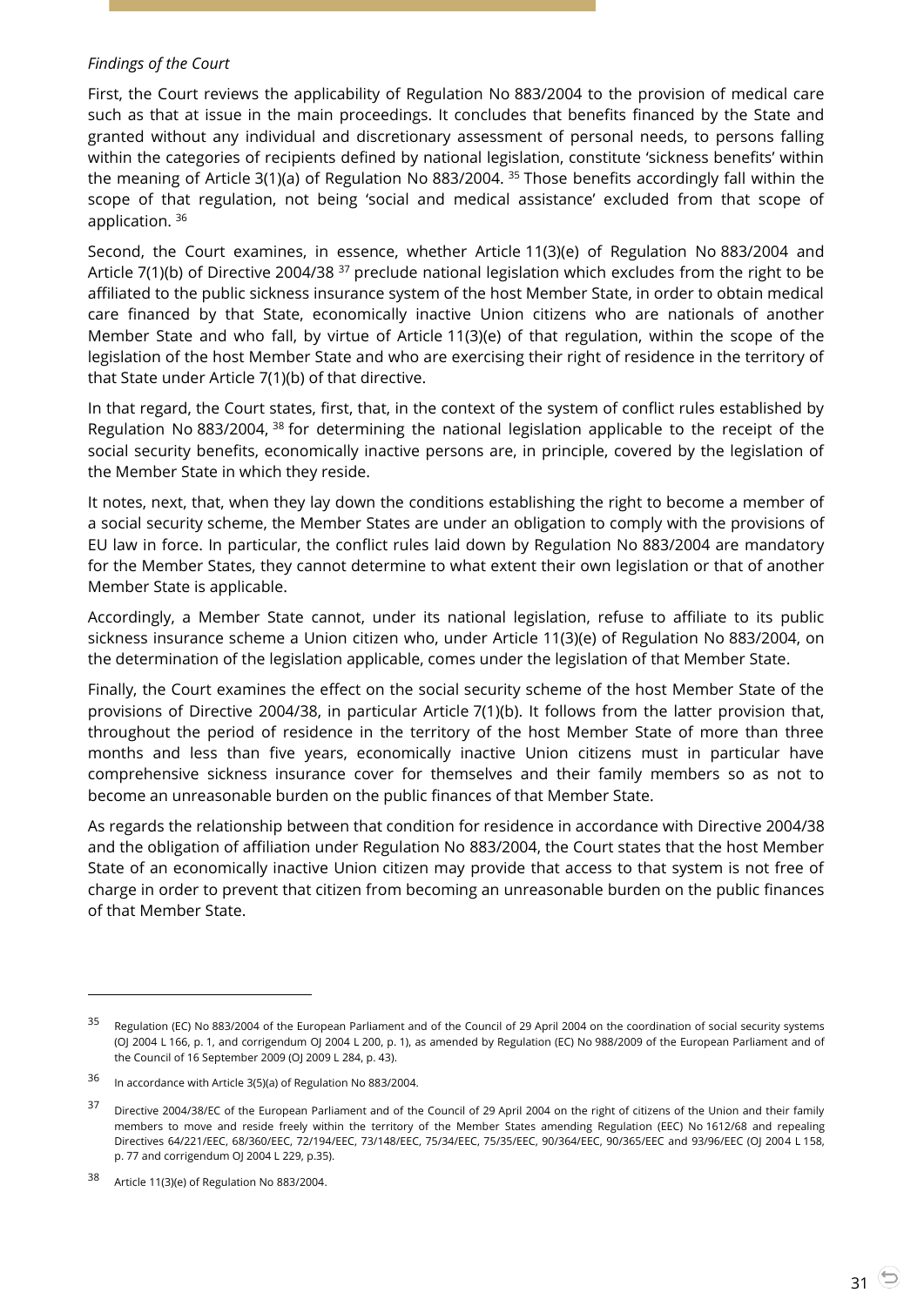*Findings of the Court*

First, the Court reviews the applicability of Regulation No 883/2004 to the provision of medical care such as that at issue in the main proceedings. It concludes that benefits financed by the State and granted without any individual and discretionary assessment of personal needs, to persons falling within the categories of recipients defined by national legislation, constitute 'sickness benefits' within the meaning of Article 3(1)(a) of Regulation No 883/2004. [35] Those benefits accordingly fall within the scope of that regulation, not being 'social and medical assistance' excluded from that scope of application. [36]

Second, the Court examines, in essence, whether Article 11(3)(e) of Regulation No 883/2004 and Article 7(1)(b) of Directive 2004/38 [37] preclude national legislation which excludes from the right to be affiliated to the public sickness insurance system of the host Member State, in order to obtain medical care financed by that State, economically inactive Union citizens who are nationals of another Member State and who fall, by virtue of Article 11(3)(e) of that regulation, within the scope of the legislation of the host Member State and who are exercising their right of residence in the territory of that State under Article 7(1)(b) of that directive.

In that regard, the Court states, first, that, in the context of the system of conflict rules established by Regulation No 883/2004, [38] for determining the national legislation applicable to the receipt of the social security benefits, economically inactive persons are, in principle, covered by the legislation of the Member State in which they reside.

It notes, next, that, when they lay down the conditions establishing the right to become a member of a social security scheme, the Member States are under an obligation to comply with the provisions of EU law in force. In particular, the conflict rules laid down by Regulation No 883/2004 are mandatory for the Member States, they cannot determine to what extent their own legislation or that of another Member State is applicable.

Accordingly, a Member State cannot, under its national legislation, refuse to affiliate to its public sickness insurance scheme a Union citizen who, under Article 11(3)(e) of Regulation No 883/2004, on the determination of the legislation applicable, comes under the legislation of that Member State.

Finally, the Court examines the effect on the social security scheme of the host Member State of the provisions of Directive 2004/38, in particular Article 7(1)(b). It follows from the latter provision that, throughout the period of residence in the territory of the host Member State of more than three months and less than five years, economically inactive Union citizens must in particular have comprehensive sickness insurance cover for themselves and their family members so as not to become an unreasonable burden on the public finances of that Member State.

As regards the relationship between that condition for residence in accordance with Directive 2004/38 and the obligation of affiliation under Regulation No 883/2004, the Court states that the host Member State of an economically inactive Union citizen may provide that access to that system is not free of charge in order to prevent that citizen from becoming an unreasonable burden on the public finances of that Member State.

---

[35] Regulation (EC) No 883/2004 of the European Parliament and of the Council of 29 April 2004 on the coordination of social security systems (OJ 2004 L 166, p. 1, and corrigendum OJ 2004 L 200, p. 1), as amended by Regulation (EC) No 988/2009 of the European Parliament and of the Council of 16 September 2009 (OJ 2009 L 284, p. 43).

[36] In accordance with Article 3(5)(a) of Regulation No 883/2004.

[37] Directive 2004/38/EC of the European Parliament and of the Council of 29 April 2004 on the right of citizens of the Union and their family members to move and reside freely within the territory of the Member States amending Regulation (EEC) No 1612/68 and repealing Directives 64/221/EEC, 68/360/EEC, 72/194/EEC, 73/148/EEC, 75/34/EEC, 75/35/EEC, 90/364/EEC, 90/365/EEC and 93/96/EEC (OJ 2004 L 158, p. 77 and corrigendum OJ 2004 L 229, p.35).

[38] Article 11(3)(e) of Regulation No 883/2004.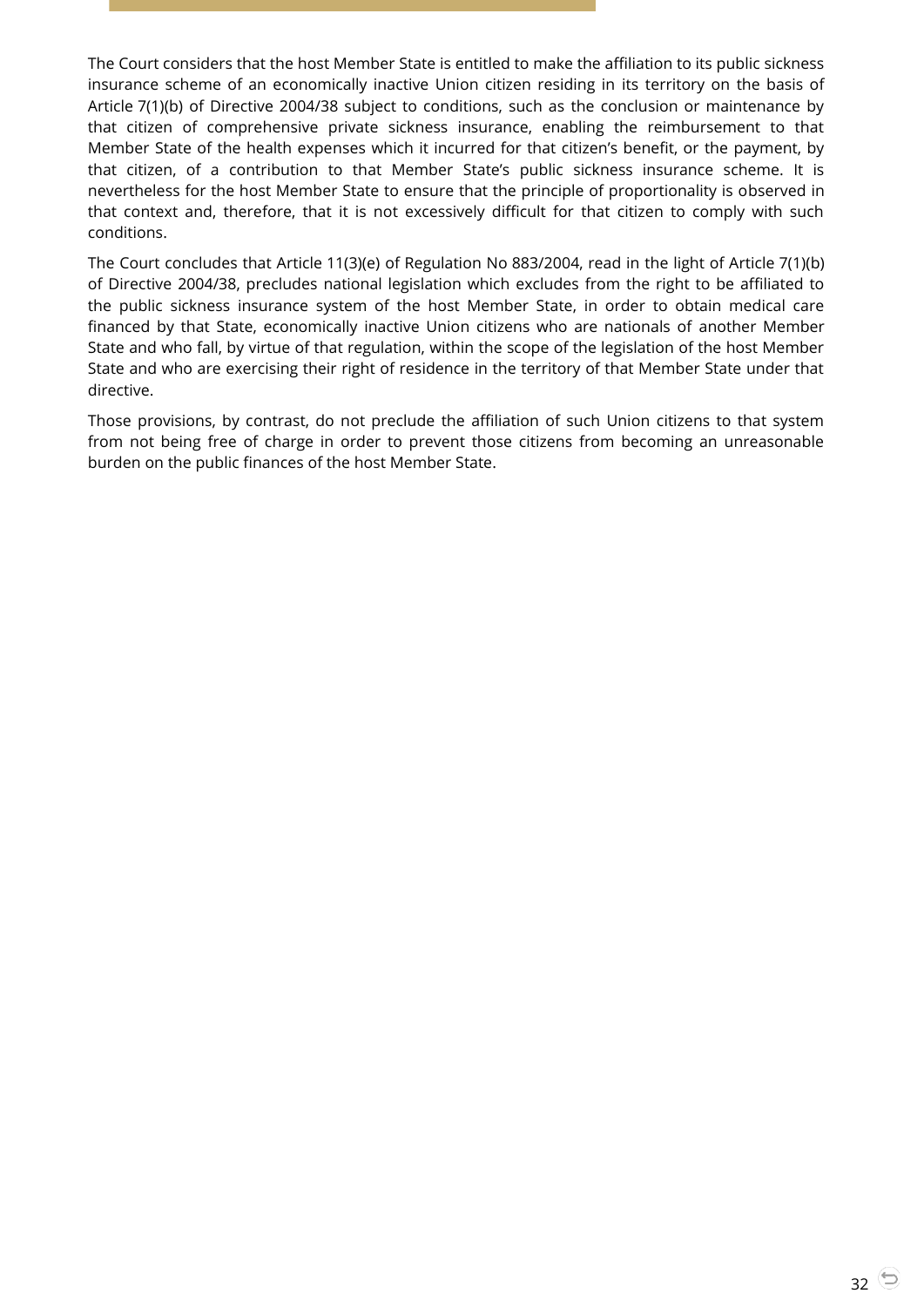The Court considers that the host Member State is entitled to make the affiliation to its public sickness insurance scheme of an economically inactive Union citizen residing in its territory on the basis of Article 7(1)(b) of Directive 2004/38 subject to conditions, such as the conclusion or maintenance by that citizen of comprehensive private sickness insurance, enabling the reimbursement to that Member State of the health expenses which it incurred for that citizen's benefit, or the payment, by that citizen, of a contribution to that Member State's public sickness insurance scheme. It is nevertheless for the host Member State to ensure that the principle of proportionality is observed in that context and, therefore, that it is not excessively difficult for that citizen to comply with such conditions.

The Court concludes that Article 11(3)(e) of Regulation No 883/2004, read in the light of Article 7(1)(b) of Directive 2004/38, precludes national legislation which excludes from the right to be affiliated to the public sickness insurance system of the host Member State, in order to obtain medical care financed by that State, economically inactive Union citizens who are nationals of another Member State and who fall, by virtue of that regulation, within the scope of the legislation of the host Member State and who are exercising their right of residence in the territory of that Member State under that directive.

Those provisions, by contrast, do not preclude the affiliation of such Union citizens to that system from not being free of charge in order to prevent those citizens from becoming an unreasonable burden on the public finances of the host Member State.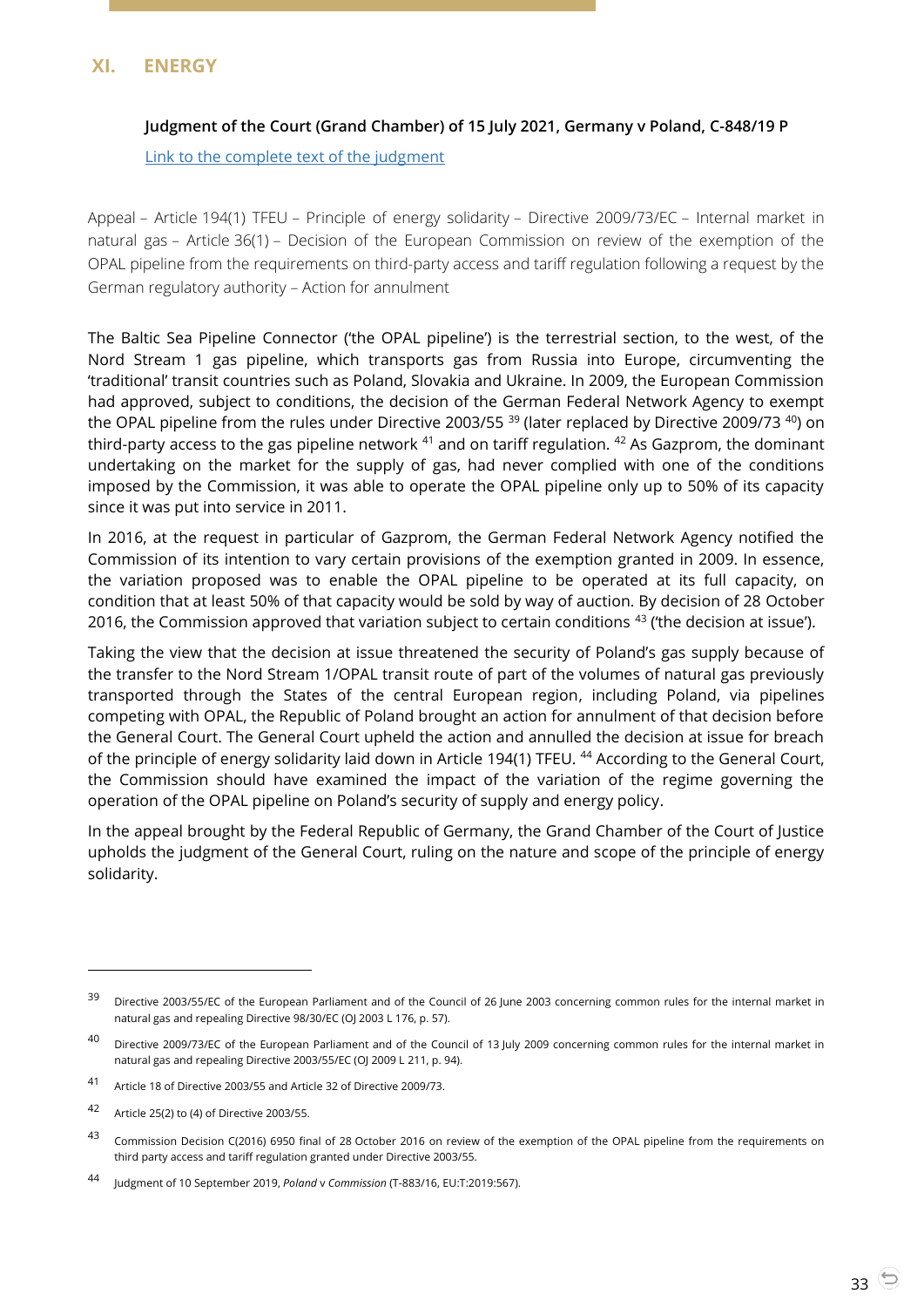## XI. ENERGY

**Judgment of the Court (Grand Chamber) of 15 July 2021, Germany v Poland, C-848/19 P**

Link to the complete text of the judgment

Appeal – Article 194(1) TFEU – Principle of energy solidarity – Directive 2009/73/EC – Internal market in natural gas – Article 36(1) – Decision of the European Commission on review of the exemption of the OPAL pipeline from the requirements on third-party access and tariff regulation following a request by the German regulatory authority – Action for annulment

The Baltic Sea Pipeline Connector ('the OPAL pipeline') is the terrestrial section, to the west, of the Nord Stream 1 gas pipeline, which transports gas from Russia into Europe, circumventing the 'traditional' transit countries such as Poland, Slovakia and Ukraine. In 2009, the European Commission had approved, subject to conditions, the decision of the German Federal Network Agency to exempt the OPAL pipeline from the rules under Directive 2003/55 [39] (later replaced by Directive 2009/73 [40]) on third-party access to the gas pipeline network [41] and on tariff regulation. [42] As Gazprom, the dominant undertaking on the market for the supply of gas, had never complied with one of the conditions imposed by the Commission, it was able to operate the OPAL pipeline only up to 50% of its capacity since it was put into service in 2011.

In 2016, at the request in particular of Gazprom, the German Federal Network Agency notified the Commission of its intention to vary certain provisions of the exemption granted in 2009. In essence, the variation proposed was to enable the OPAL pipeline to be operated at its full capacity, on condition that at least 50% of that capacity would be sold by way of auction. By decision of 28 October 2016, the Commission approved that variation subject to certain conditions [43] ('the decision at issue').

Taking the view that the decision at issue threatened the security of Poland's gas supply because of the transfer to the Nord Stream 1/OPAL transit route of part of the volumes of natural gas previously transported through the States of the central European region, including Poland, via pipelines competing with OPAL, the Republic of Poland brought an action for annulment of that decision before the General Court. The General Court upheld the action and annulled the decision at issue for breach of the principle of energy solidarity laid down in Article 194(1) TFEU. [44] According to the General Court, the Commission should have examined the impact of the variation of the regime governing the operation of the OPAL pipeline on Poland's security of supply and energy policy.

In the appeal brought by the Federal Republic of Germany, the Grand Chamber of the Court of Justice upholds the judgment of the General Court, ruling on the nature and scope of the principle of energy solidarity.

---

[39] Directive 2003/55/EC of the European Parliament and of the Council of 26 June 2003 concerning common rules for the internal market in natural gas and repealing Directive 98/30/EC (OJ 2003 L 176, p. 57).

[40] Directive 2009/73/EC of the European Parliament and of the Council of 13 July 2009 concerning common rules for the internal market in natural gas and repealing Directive 2003/55/EC (OJ 2009 L 211, p. 94).

[41] Article 18 of Directive 2003/55 and Article 32 of Directive 2009/73.

[42] Article 25(2) to (4) of Directive 2003/55.

[43] Commission Decision C(2016) 6950 final of 28 October 2016 on review of the exemption of the OPAL pipeline from the requirements on third party access and tariff regulation granted under Directive 2003/55.

[44] Judgment of 10 September 2019, *Poland* v *Commission* (T-883/16, EU:T:2019:567).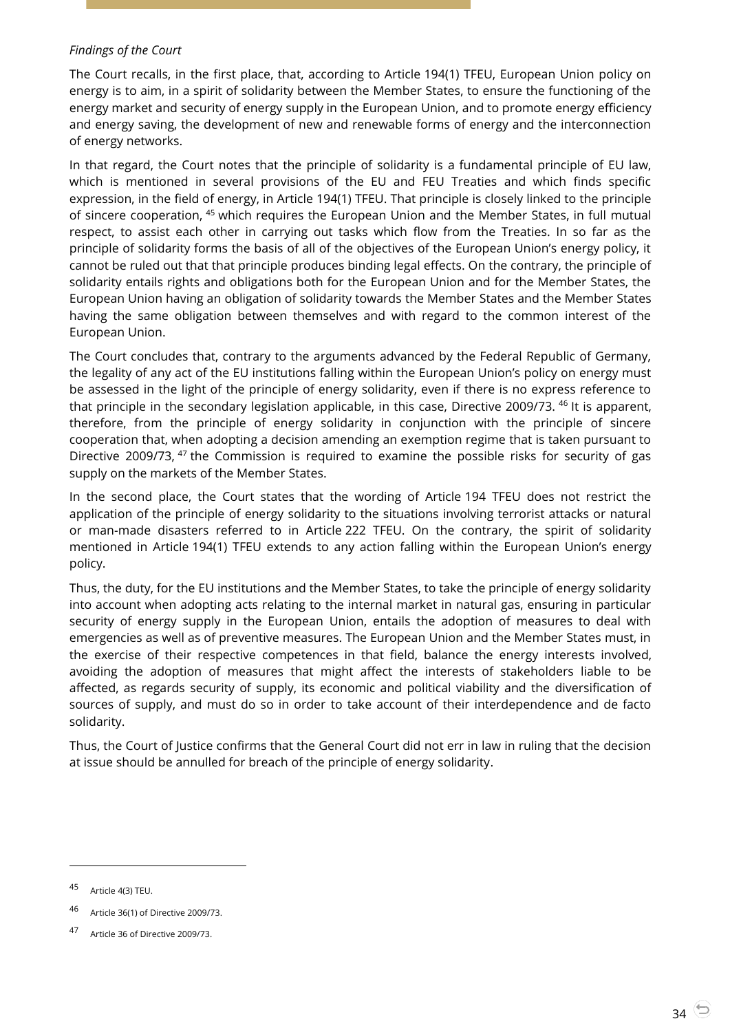*Findings of the Court*

The Court recalls, in the first place, that, according to Article 194(1) TFEU, European Union policy on energy is to aim, in a spirit of solidarity between the Member States, to ensure the functioning of the energy market and security of energy supply in the European Union, and to promote energy efficiency and energy saving, the development of new and renewable forms of energy and the interconnection of energy networks.

In that regard, the Court notes that the principle of solidarity is a fundamental principle of EU law, which is mentioned in several provisions of the EU and FEU Treaties and which finds specific expression, in the field of energy, in Article 194(1) TFEU. That principle is closely linked to the principle of sincere cooperation, [45] which requires the European Union and the Member States, in full mutual respect, to assist each other in carrying out tasks which flow from the Treaties. In so far as the principle of solidarity forms the basis of all of the objectives of the European Union's energy policy, it cannot be ruled out that that principle produces binding legal effects. On the contrary, the principle of solidarity entails rights and obligations both for the European Union and for the Member States, the European Union having an obligation of solidarity towards the Member States and the Member States having the same obligation between themselves and with regard to the common interest of the European Union.

The Court concludes that, contrary to the arguments advanced by the Federal Republic of Germany, the legality of any act of the EU institutions falling within the European Union's policy on energy must be assessed in the light of the principle of energy solidarity, even if there is no express reference to that principle in the secondary legislation applicable, in this case, Directive 2009/73. [46] It is apparent, therefore, from the principle of energy solidarity in conjunction with the principle of sincere cooperation that, when adopting a decision amending an exemption regime that is taken pursuant to Directive 2009/73, [47] the Commission is required to examine the possible risks for security of gas supply on the markets of the Member States.

In the second place, the Court states that the wording of Article 194 TFEU does not restrict the application of the principle of energy solidarity to the situations involving terrorist attacks or natural or man-made disasters referred to in Article 222 TFEU. On the contrary, the spirit of solidarity mentioned in Article 194(1) TFEU extends to any action falling within the European Union's energy policy.

Thus, the duty, for the EU institutions and the Member States, to take the principle of energy solidarity into account when adopting acts relating to the internal market in natural gas, ensuring in particular security of energy supply in the European Union, entails the adoption of measures to deal with emergencies as well as of preventive measures. The European Union and the Member States must, in the exercise of their respective competences in that field, balance the energy interests involved, avoiding the adoption of measures that might affect the interests of stakeholders liable to be affected, as regards security of supply, its economic and political viability and the diversification of sources of supply, and must do so in order to take account of their interdependence and de facto solidarity.

Thus, the Court of Justice confirms that the General Court did not err in law in ruling that the decision at issue should be annulled for breach of the principle of energy solidarity.

---

[45] Article 4(3) TEU.

[46] Article 36(1) of Directive 2009/73.

[47] Article 36 of Directive 2009/73.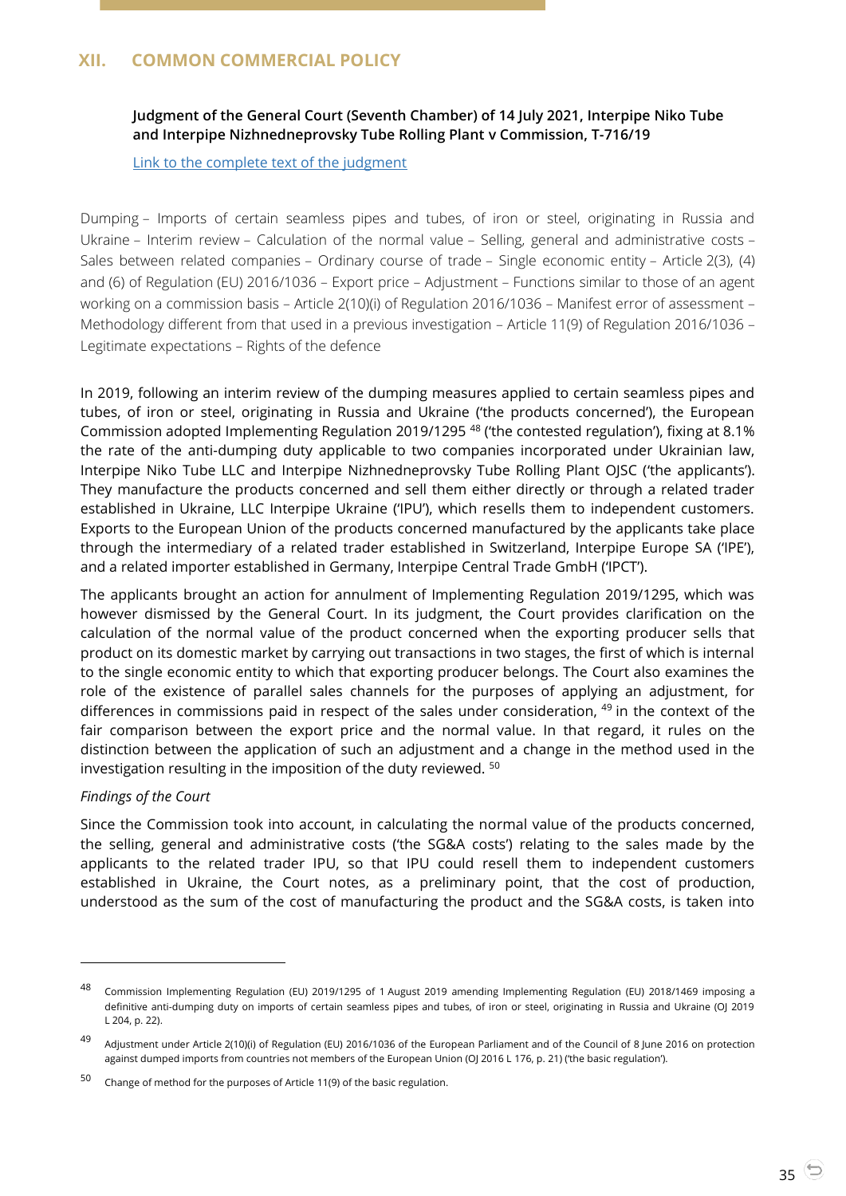## XII. COMMON COMMERCIAL POLICY

**Judgment of the General Court (Seventh Chamber) of 14 July 2021, Interpipe Niko Tube and Interpipe Nizhnedneprovsky Tube Rolling Plant v Commission, T-716/19**

[Link to the complete text of the judgment]

Dumping – Imports of certain seamless pipes and tubes, of iron or steel, originating in Russia and Ukraine – Interim review – Calculation of the normal value – Selling, general and administrative costs – Sales between related companies – Ordinary course of trade – Single economic entity – Article 2(3), (4) and (6) of Regulation (EU) 2016/1036 – Export price – Adjustment – Functions similar to those of an agent working on a commission basis – Article 2(10)(i) of Regulation 2016/1036 – Manifest error of assessment – Methodology different from that used in a previous investigation – Article 11(9) of Regulation 2016/1036 – Legitimate expectations – Rights of the defence

In 2019, following an interim review of the dumping measures applied to certain seamless pipes and tubes, of iron or steel, originating in Russia and Ukraine ('the products concerned'), the European Commission adopted Implementing Regulation 2019/1295 [48] ('the contested regulation'), fixing at 8.1% the rate of the anti-dumping duty applicable to two companies incorporated under Ukrainian law, Interpipe Niko Tube LLC and Interpipe Nizhnedneprovsky Tube Rolling Plant OJSC ('the applicants'). They manufacture the products concerned and sell them either directly or through a related trader established in Ukraine, LLC Interpipe Ukraine ('IPU'), which resells them to independent customers. Exports to the European Union of the products concerned manufactured by the applicants take place through the intermediary of a related trader established in Switzerland, Interpipe Europe SA ('IPE'), and a related importer established in Germany, Interpipe Central Trade GmbH ('IPCT').

The applicants brought an action for annulment of Implementing Regulation 2019/1295, which was however dismissed by the General Court. In its judgment, the Court provides clarification on the calculation of the normal value of the product concerned when the exporting producer sells that product on its domestic market by carrying out transactions in two stages, the first of which is internal to the single economic entity to which that exporting producer belongs. The Court also examines the role of the existence of parallel sales channels for the purposes of applying an adjustment, for differences in commissions paid in respect of the sales under consideration, [49] in the context of the fair comparison between the export price and the normal value. In that regard, it rules on the distinction between the application of such an adjustment and a change in the method used in the investigation resulting in the imposition of the duty reviewed. [50]

*Findings of the Court*

Since the Commission took into account, in calculating the normal value of the products concerned, the selling, general and administrative costs ('the SG&A costs') relating to the sales made by the applicants to the related trader IPU, so that IPU could resell them to independent customers established in Ukraine, the Court notes, as a preliminary point, that the cost of production, understood as the sum of the cost of manufacturing the product and the SG&A costs, is taken into

---

[48] Commission Implementing Regulation (EU) 2019/1295 of 1 August 2019 amending Implementing Regulation (EU) 2018/1469 imposing a definitive anti-dumping duty on imports of certain seamless pipes and tubes, of iron or steel, originating in Russia and Ukraine (OJ 2019 L 204, p. 22).

[49] Adjustment under Article 2(10)(i) of Regulation (EU) 2016/1036 of the European Parliament and of the Council of 8 June 2016 on protection against dumped imports from countries not members of the European Union (OJ 2016 L 176, p. 21) ('the basic regulation').

[50] Change of method for the purposes of Article 11(9) of the basic regulation.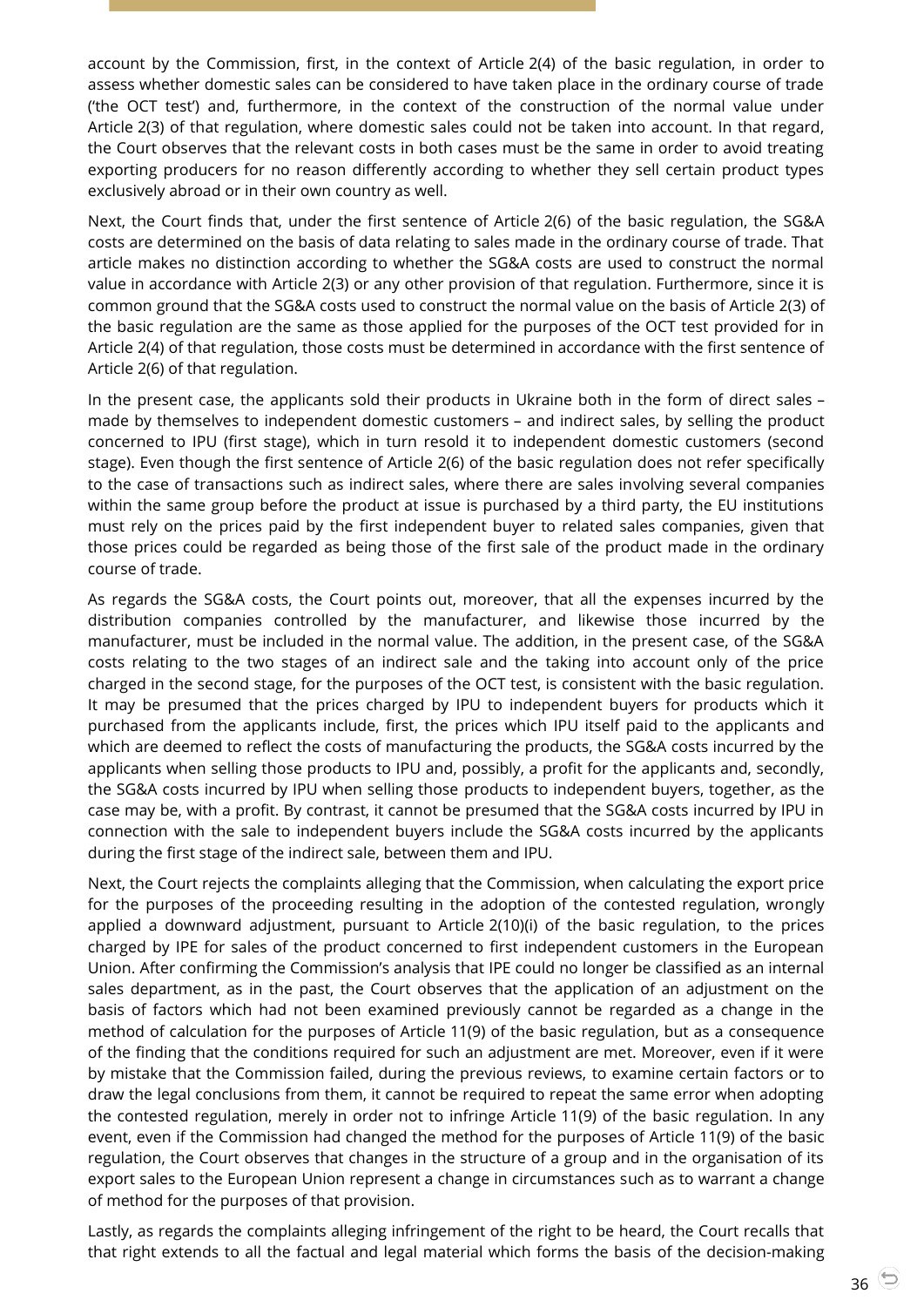account by the Commission, first, in the context of Article 2(4) of the basic regulation, in order to assess whether domestic sales can be considered to have taken place in the ordinary course of trade ('the OCT test') and, furthermore, in the context of the construction of the normal value under Article 2(3) of that regulation, where domestic sales could not be taken into account. In that regard, the Court observes that the relevant costs in both cases must be the same in order to avoid treating exporting producers for no reason differently according to whether they sell certain product types exclusively abroad or in their own country as well.

Next, the Court finds that, under the first sentence of Article 2(6) of the basic regulation, the SG&A costs are determined on the basis of data relating to sales made in the ordinary course of trade. That article makes no distinction according to whether the SG&A costs are used to construct the normal value in accordance with Article 2(3) or any other provision of that regulation. Furthermore, since it is common ground that the SG&A costs used to construct the normal value on the basis of Article 2(3) of the basic regulation are the same as those applied for the purposes of the OCT test provided for in Article 2(4) of that regulation, those costs must be determined in accordance with the first sentence of Article 2(6) of that regulation.

In the present case, the applicants sold their products in Ukraine both in the form of direct sales – made by themselves to independent domestic customers – and indirect sales, by selling the product concerned to IPU (first stage), which in turn resold it to independent domestic customers (second stage). Even though the first sentence of Article 2(6) of the basic regulation does not refer specifically to the case of transactions such as indirect sales, where there are sales involving several companies within the same group before the product at issue is purchased by a third party, the EU institutions must rely on the prices paid by the first independent buyer to related sales companies, given that those prices could be regarded as being those of the first sale of the product made in the ordinary course of trade.

As regards the SG&A costs, the Court points out, moreover, that all the expenses incurred by the distribution companies controlled by the manufacturer, and likewise those incurred by the manufacturer, must be included in the normal value. The addition, in the present case, of the SG&A costs relating to the two stages of an indirect sale and the taking into account only of the price charged in the second stage, for the purposes of the OCT test, is consistent with the basic regulation. It may be presumed that the prices charged by IPU to independent buyers for products which it purchased from the applicants include, first, the prices which IPU itself paid to the applicants and which are deemed to reflect the costs of manufacturing the products, the SG&A costs incurred by the applicants when selling those products to IPU and, possibly, a profit for the applicants and, secondly, the SG&A costs incurred by IPU when selling those products to independent buyers, together, as the case may be, with a profit. By contrast, it cannot be presumed that the SG&A costs incurred by IPU in connection with the sale to independent buyers include the SG&A costs incurred by the applicants during the first stage of the indirect sale, between them and IPU.

Next, the Court rejects the complaints alleging that the Commission, when calculating the export price for the purposes of the proceeding resulting in the adoption of the contested regulation, wrongly applied a downward adjustment, pursuant to Article 2(10)(i) of the basic regulation, to the prices charged by IPE for sales of the product concerned to first independent customers in the European Union. After confirming the Commission's analysis that IPE could no longer be classified as an internal sales department, as in the past, the Court observes that the application of an adjustment on the basis of factors which had not been examined previously cannot be regarded as a change in the method of calculation for the purposes of Article 11(9) of the basic regulation, but as a consequence of the finding that the conditions required for such an adjustment are met. Moreover, even if it were by mistake that the Commission failed, during the previous reviews, to examine certain factors or to draw the legal conclusions from them, it cannot be required to repeat the same error when adopting the contested regulation, merely in order not to infringe Article 11(9) of the basic regulation. In any event, even if the Commission had changed the method for the purposes of Article 11(9) of the basic regulation, the Court observes that changes in the structure of a group and in the organisation of its export sales to the European Union represent a change in circumstances such as to warrant a change of method for the purposes of that provision.

Lastly, as regards the complaints alleging infringement of the right to be heard, the Court recalls that that right extends to all the factual and legal material which forms the basis of the decision-making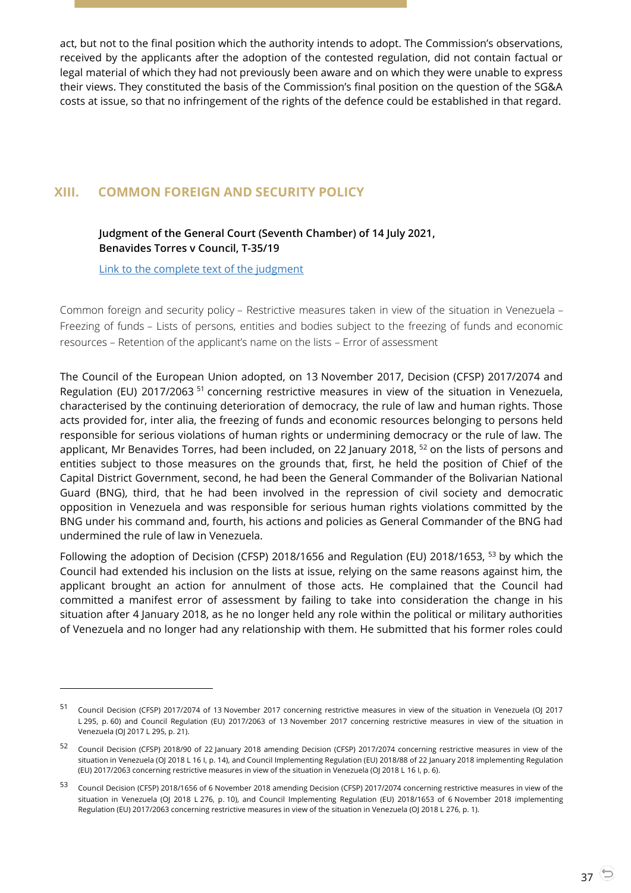act, but not to the final position which the authority intends to adopt. The Commission's observations, received by the applicants after the adoption of the contested regulation, did not contain factual or legal material of which they had not previously been aware and on which they were unable to express their views. They constituted the basis of the Commission's final position on the question of the SG&A costs at issue, so that no infringement of the rights of the defence could be established in that regard.

## XIII. COMMON FOREIGN AND SECURITY POLICY

**Judgment of the General Court (Seventh Chamber) of 14 July 2021, Benavides Torres v Council, T-35/19**

Link to the complete text of the judgment

Common foreign and security policy – Restrictive measures taken in view of the situation in Venezuela – Freezing of funds – Lists of persons, entities and bodies subject to the freezing of funds and economic resources – Retention of the applicant's name on the lists – Error of assessment

The Council of the European Union adopted, on 13 November 2017, Decision (CFSP) 2017/2074 and Regulation (EU) 2017/2063 [51] concerning restrictive measures in view of the situation in Venezuela, characterised by the continuing deterioration of democracy, the rule of law and human rights. Those acts provided for, inter alia, the freezing of funds and economic resources belonging to persons held responsible for serious violations of human rights or undermining democracy or the rule of law. The applicant, Mr Benavides Torres, had been included, on 22 January 2018, [52] on the lists of persons and entities subject to those measures on the grounds that, first, he held the position of Chief of the Capital District Government, second, he had been the General Commander of the Bolivarian National Guard (BNG), third, that he had been involved in the repression of civil society and democratic opposition in Venezuela and was responsible for serious human rights violations committed by the BNG under his command and, fourth, his actions and policies as General Commander of the BNG had undermined the rule of law in Venezuela.

Following the adoption of Decision (CFSP) 2018/1656 and Regulation (EU) 2018/1653, [53] by which the Council had extended his inclusion on the lists at issue, relying on the same reasons against him, the applicant brought an action for annulment of those acts. He complained that the Council had committed a manifest error of assessment by failing to take into consideration the change in his situation after 4 January 2018, as he no longer held any role within the political or military authorities of Venezuela and no longer had any relationship with them. He submitted that his former roles could

---

[51] Council Decision (CFSP) 2017/2074 of 13 November 2017 concerning restrictive measures in view of the situation in Venezuela (OJ 2017 L 295, p. 60) and Council Regulation (EU) 2017/2063 of 13 November 2017 concerning restrictive measures in view of the situation in Venezuela (OJ 2017 L 295, p. 21).

[52] Council Decision (CFSP) 2018/90 of 22 January 2018 amending Decision (CFSP) 2017/2074 concerning restrictive measures in view of the situation in Venezuela (OJ 2018 L 16 I, p. 14), and Council Implementing Regulation (EU) 2018/88 of 22 January 2018 implementing Regulation (EU) 2017/2063 concerning restrictive measures in view of the situation in Venezuela (OJ 2018 L 16 I, p. 6).

[53] Council Decision (CFSP) 2018/1656 of 6 November 2018 amending Decision (CFSP) 2017/2074 concerning restrictive measures in view of the situation in Venezuela (OJ 2018 L 276, p. 10), and Council Implementing Regulation (EU) 2018/1653 of 6 November 2018 implementing Regulation (EU) 2017/2063 concerning restrictive measures in view of the situation in Venezuela (OJ 2018 L 276, p. 1).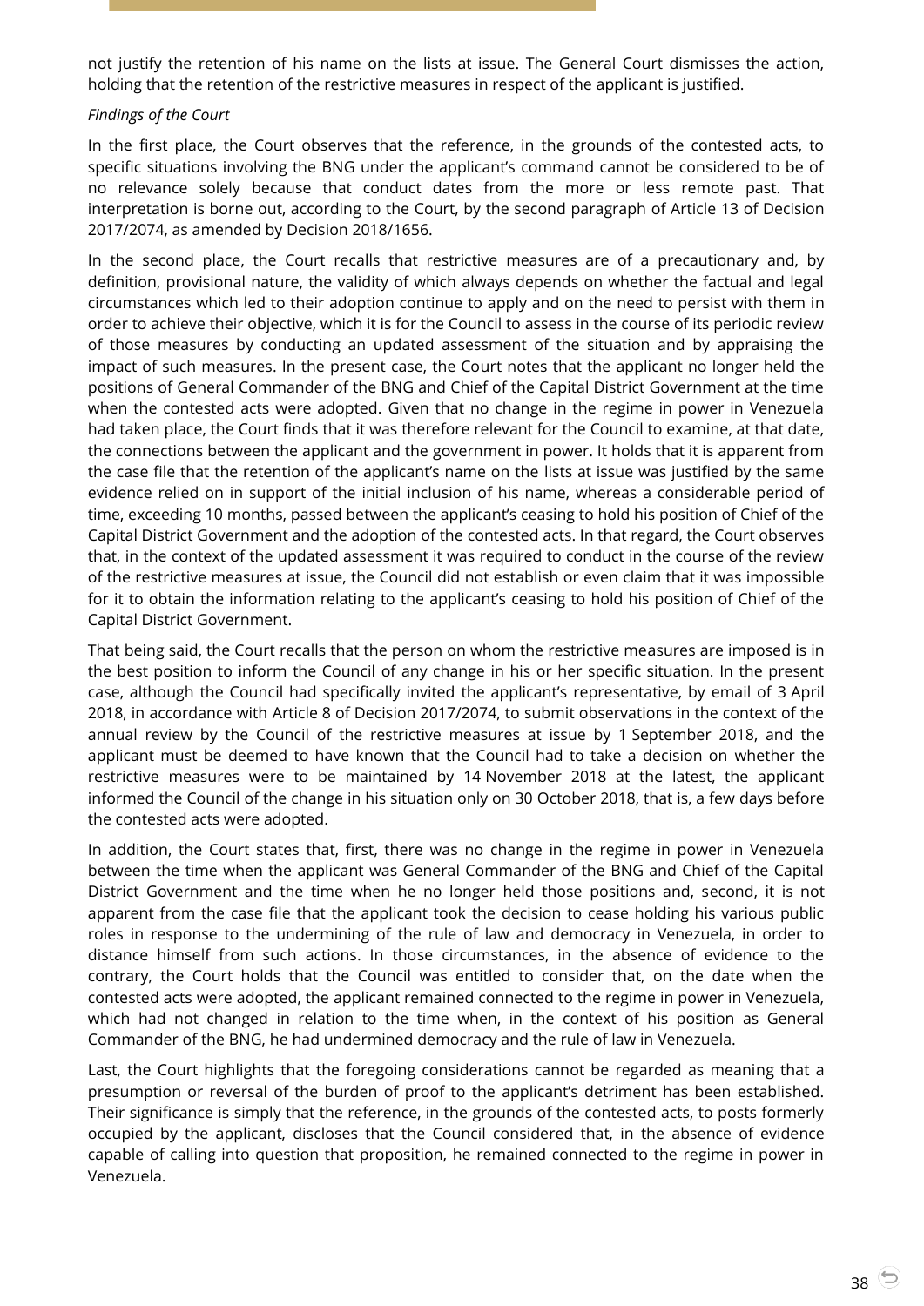not justify the retention of his name on the lists at issue. The General Court dismisses the action, holding that the retention of the restrictive measures in respect of the applicant is justified.

*Findings of the Court*

In the first place, the Court observes that the reference, in the grounds of the contested acts, to specific situations involving the BNG under the applicant's command cannot be considered to be of no relevance solely because that conduct dates from the more or less remote past. That interpretation is borne out, according to the Court, by the second paragraph of Article 13 of Decision 2017/2074, as amended by Decision 2018/1656.

In the second place, the Court recalls that restrictive measures are of a precautionary and, by definition, provisional nature, the validity of which always depends on whether the factual and legal circumstances which led to their adoption continue to apply and on the need to persist with them in order to achieve their objective, which it is for the Council to assess in the course of its periodic review of those measures by conducting an updated assessment of the situation and by appraising the impact of such measures. In the present case, the Court notes that the applicant no longer held the positions of General Commander of the BNG and Chief of the Capital District Government at the time when the contested acts were adopted. Given that no change in the regime in power in Venezuela had taken place, the Court finds that it was therefore relevant for the Council to examine, at that date, the connections between the applicant and the government in power. It holds that it is apparent from the case file that the retention of the applicant's name on the lists at issue was justified by the same evidence relied on in support of the initial inclusion of his name, whereas a considerable period of time, exceeding 10 months, passed between the applicant's ceasing to hold his position of Chief of the Capital District Government and the adoption of the contested acts. In that regard, the Court observes that, in the context of the updated assessment it was required to conduct in the course of the review of the restrictive measures at issue, the Council did not establish or even claim that it was impossible for it to obtain the information relating to the applicant's ceasing to hold his position of Chief of the Capital District Government.

That being said, the Court recalls that the person on whom the restrictive measures are imposed is in the best position to inform the Council of any change in his or her specific situation. In the present case, although the Council had specifically invited the applicant's representative, by email of 3 April 2018, in accordance with Article 8 of Decision 2017/2074, to submit observations in the context of the annual review by the Council of the restrictive measures at issue by 1 September 2018, and the applicant must be deemed to have known that the Council had to take a decision on whether the restrictive measures were to be maintained by 14 November 2018 at the latest, the applicant informed the Council of the change in his situation only on 30 October 2018, that is, a few days before the contested acts were adopted.

In addition, the Court states that, first, there was no change in the regime in power in Venezuela between the time when the applicant was General Commander of the BNG and Chief of the Capital District Government and the time when he no longer held those positions and, second, it is not apparent from the case file that the applicant took the decision to cease holding his various public roles in response to the undermining of the rule of law and democracy in Venezuela, in order to distance himself from such actions. In those circumstances, in the absence of evidence to the contrary, the Court holds that the Council was entitled to consider that, on the date when the contested acts were adopted, the applicant remained connected to the regime in power in Venezuela, which had not changed in relation to the time when, in the context of his position as General Commander of the BNG, he had undermined democracy and the rule of law in Venezuela.

Last, the Court highlights that the foregoing considerations cannot be regarded as meaning that a presumption or reversal of the burden of proof to the applicant's detriment has been established. Their significance is simply that the reference, in the grounds of the contested acts, to posts formerly occupied by the applicant, discloses that the Council considered that, in the absence of evidence capable of calling into question that proposition, he remained connected to the regime in power in Venezuela.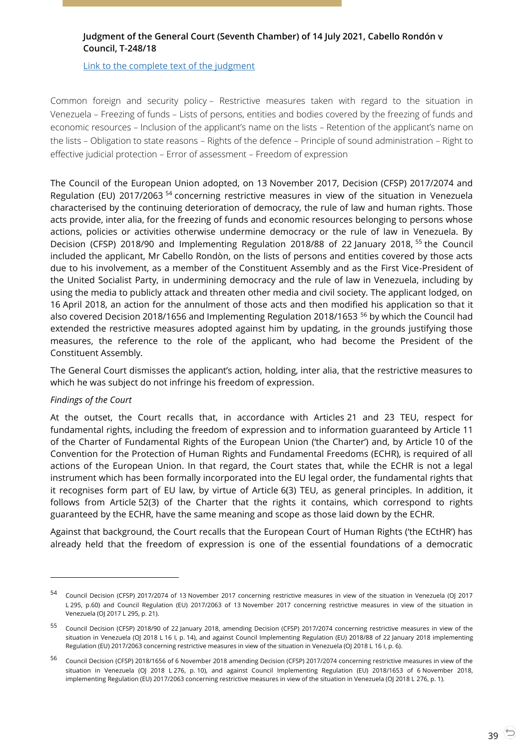**Judgment of the General Court (Seventh Chamber) of 14 July 2021, Cabello Rondón v Council, T-248/18**

Link to the complete text of the judgment

Common foreign and security policy – Restrictive measures taken with regard to the situation in Venezuela – Freezing of funds – Lists of persons, entities and bodies covered by the freezing of funds and economic resources – Inclusion of the applicant's name on the lists – Retention of the applicant's name on the lists – Obligation to state reasons – Rights of the defence – Principle of sound administration – Right to effective judicial protection – Error of assessment – Freedom of expression

The Council of the European Union adopted, on 13 November 2017, Decision (CFSP) 2017/2074 and Regulation (EU) 2017/2063 [54] concerning restrictive measures in view of the situation in Venezuela characterised by the continuing deterioration of democracy, the rule of law and human rights. Those acts provide, inter alia, for the freezing of funds and economic resources belonging to persons whose actions, policies or activities otherwise undermine democracy or the rule of law in Venezuela. By Decision (CFSP) 2018/90 and Implementing Regulation 2018/88 of 22 January 2018, [55] the Council included the applicant, Mr Cabello Rondòn, on the lists of persons and entities covered by those acts due to his involvement, as a member of the Constituent Assembly and as the First Vice-President of the United Socialist Party, in undermining democracy and the rule of law in Venezuela, including by using the media to publicly attack and threaten other media and civil society. The applicant lodged, on 16 April 2018, an action for the annulment of those acts and then modified his application so that it also covered Decision 2018/1656 and Implementing Regulation 2018/1653 [56] by which the Council had extended the restrictive measures adopted against him by updating, in the grounds justifying those measures, the reference to the role of the applicant, who had become the President of the Constituent Assembly.

The General Court dismisses the applicant's action, holding, inter alia, that the restrictive measures to which he was subject do not infringe his freedom of expression.

*Findings of the Court*

At the outset, the Court recalls that, in accordance with Articles 21 and 23 TEU, respect for fundamental rights, including the freedom of expression and to information guaranteed by Article 11 of the Charter of Fundamental Rights of the European Union ('the Charter') and, by Article 10 of the Convention for the Protection of Human Rights and Fundamental Freedoms (ECHR), is required of all actions of the European Union. In that regard, the Court states that, while the ECHR is not a legal instrument which has been formally incorporated into the EU legal order, the fundamental rights that it recognises form part of EU law, by virtue of Article 6(3) TEU, as general principles. In addition, it follows from Article 52(3) of the Charter that the rights it contains, which correspond to rights guaranteed by the ECHR, have the same meaning and scope as those laid down by the ECHR.

Against that background, the Court recalls that the European Court of Human Rights ('the ECtHR') has already held that the freedom of expression is one of the essential foundations of a democratic

---

[54] Council Decision (CFSP) 2017/2074 of 13 November 2017 concerning restrictive measures in view of the situation in Venezuela (OJ 2017 L 295, p.60) and Council Regulation (EU) 2017/2063 of 13 November 2017 concerning restrictive measures in view of the situation in Venezuela (OJ 2017 L 295, p. 21).

[55] Council Decision (CFSP) 2018/90 of 22 January 2018, amending Decision (CFSP) 2017/2074 concerning restrictive measures in view of the situation in Venezuela (OJ 2018 L 16 I, p. 14), and against Council Implementing Regulation (EU) 2018/88 of 22 January 2018 implementing Regulation (EU) 2017/2063 concerning restrictive measures in view of the situation in Venezuela (OJ 2018 L 16 I, p. 6).

[56] Council Decision (CFSP) 2018/1656 of 6 November 2018 amending Decision (CFSP) 2017/2074 concerning restrictive measures in view of the situation in Venezuela (OJ 2018 L 276, p. 10), and against Council Implementing Regulation (EU) 2018/1653 of 6 November 2018, implementing Regulation (EU) 2017/2063 concerning restrictive measures in view of the situation in Venezuela (OJ 2018 L 276, p. 1).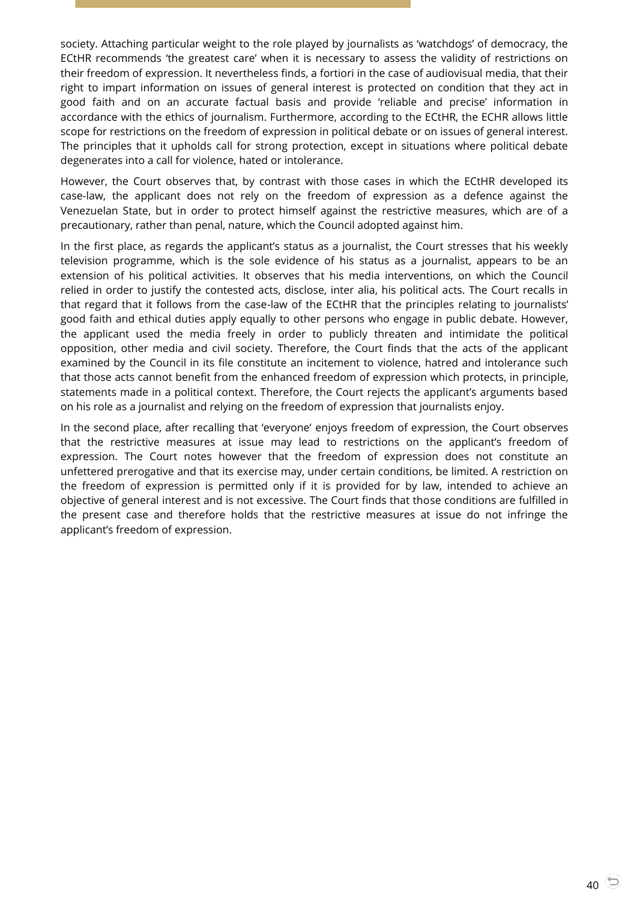society. Attaching particular weight to the role played by journalists as 'watchdogs' of democracy, the ECtHR recommends 'the greatest care' when it is necessary to assess the validity of restrictions on their freedom of expression. It nevertheless finds, a fortiori in the case of audiovisual media, that their right to impart information on issues of general interest is protected on condition that they act in good faith and on an accurate factual basis and provide 'reliable and precise' information in accordance with the ethics of journalism. Furthermore, according to the ECtHR, the ECHR allows little scope for restrictions on the freedom of expression in political debate or on issues of general interest. The principles that it upholds call for strong protection, except in situations where political debate degenerates into a call for violence, hated or intolerance.

However, the Court observes that, by contrast with those cases in which the ECtHR developed its case-law, the applicant does not rely on the freedom of expression as a defence against the Venezuelan State, but in order to protect himself against the restrictive measures, which are of a precautionary, rather than penal, nature, which the Council adopted against him.

In the first place, as regards the applicant's status as a journalist, the Court stresses that his weekly television programme, which is the sole evidence of his status as a journalist, appears to be an extension of his political activities. It observes that his media interventions, on which the Council relied in order to justify the contested acts, disclose, inter alia, his political acts. The Court recalls in that regard that it follows from the case-law of the ECtHR that the principles relating to journalists' good faith and ethical duties apply equally to other persons who engage in public debate. However, the applicant used the media freely in order to publicly threaten and intimidate the political opposition, other media and civil society. Therefore, the Court finds that the acts of the applicant examined by the Council in its file constitute an incitement to violence, hatred and intolerance such that those acts cannot benefit from the enhanced freedom of expression which protects, in principle, statements made in a political context. Therefore, the Court rejects the applicant's arguments based on his role as a journalist and relying on the freedom of expression that journalists enjoy.

In the second place, after recalling that 'everyone' enjoys freedom of expression, the Court observes that the restrictive measures at issue may lead to restrictions on the applicant's freedom of expression. The Court notes however that the freedom of expression does not constitute an unfettered prerogative and that its exercise may, under certain conditions, be limited. A restriction on the freedom of expression is permitted only if it is provided for by law, intended to achieve an objective of general interest and is not excessive. The Court finds that those conditions are fulfilled in the present case and therefore holds that the restrictive measures at issue do not infringe the applicant's freedom of expression.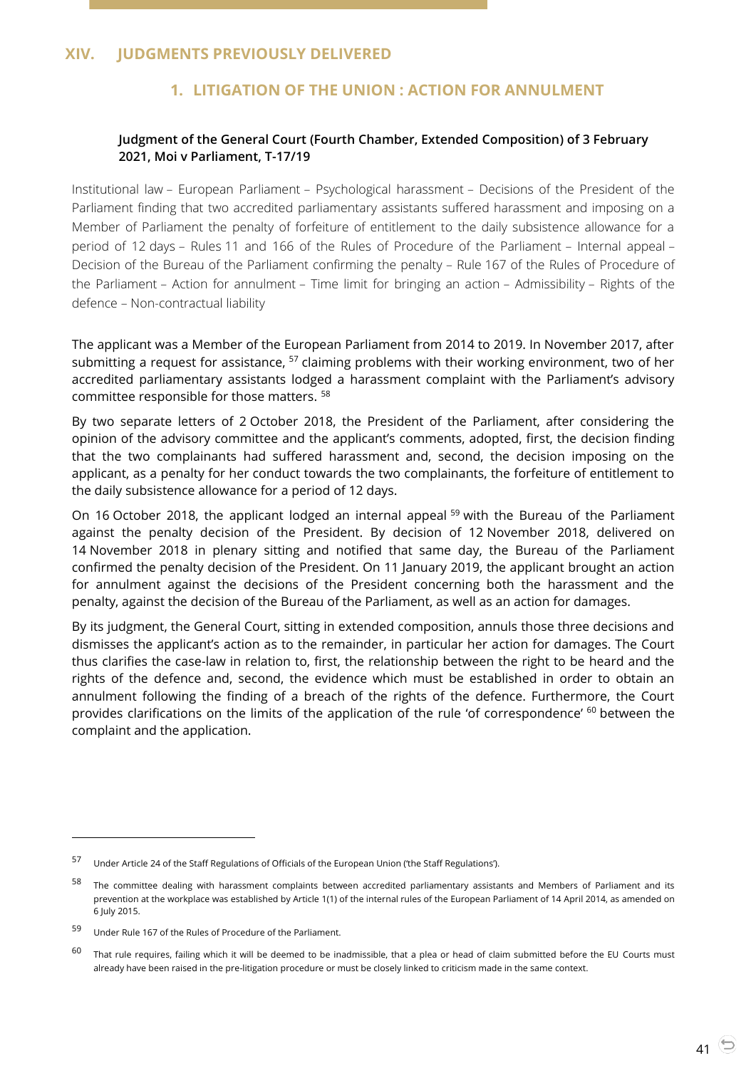# XIV. JUDGMENTS PREVIOUSLY DELIVERED

## 1. LITIGATION OF THE UNION : ACTION FOR ANNULMENT

### Judgment of the General Court (Fourth Chamber, Extended Composition) of 3 February 2021, Moi v Parliament, T-17/19

Institutional law – European Parliament – Psychological harassment – Decisions of the President of the Parliament finding that two accredited parliamentary assistants suffered harassment and imposing on a Member of Parliament the penalty of forfeiture of entitlement to the daily subsistence allowance for a period of 12 days – Rules 11 and 166 of the Rules of Procedure of the Parliament – Internal appeal – Decision of the Bureau of the Parliament confirming the penalty – Rule 167 of the Rules of Procedure of the Parliament – Action for annulment – Time limit for bringing an action – Admissibility – Rights of the defence – Non-contractual liability

The applicant was a Member of the European Parliament from 2014 to 2019. In November 2017, after submitting a request for assistance, [57] claiming problems with their working environment, two of her accredited parliamentary assistants lodged a harassment complaint with the Parliament's advisory committee responsible for those matters. [58]

By two separate letters of 2 October 2018, the President of the Parliament, after considering the opinion of the advisory committee and the applicant's comments, adopted, first, the decision finding that the two complainants had suffered harassment and, second, the decision imposing on the applicant, as a penalty for her conduct towards the two complainants, the forfeiture of entitlement to the daily subsistence allowance for a period of 12 days.

On 16 October 2018, the applicant lodged an internal appeal [59] with the Bureau of the Parliament against the penalty decision of the President. By decision of 12 November 2018, delivered on 14 November 2018 in plenary sitting and notified that same day, the Bureau of the Parliament confirmed the penalty decision of the President. On 11 January 2019, the applicant brought an action for annulment against the decisions of the President concerning both the harassment and the penalty, against the decision of the Bureau of the Parliament, as well as an action for damages.

By its judgment, the General Court, sitting in extended composition, annuls those three decisions and dismisses the applicant's action as to the remainder, in particular her action for damages. The Court thus clarifies the case-law in relation to, first, the relationship between the right to be heard and the rights of the defence and, second, the evidence which must be established in order to obtain an annulment following the finding of a breach of the rights of the defence. Furthermore, the Court provides clarifications on the limits of the application of the rule 'of correspondence' [60] between the complaint and the application.

---

[57] Under Article 24 of the Staff Regulations of Officials of the European Union ('the Staff Regulations').

[58] The committee dealing with harassment complaints between accredited parliamentary assistants and Members of Parliament and its prevention at the workplace was established by Article 1(1) of the internal rules of the European Parliament of 14 April 2014, as amended on 6 July 2015.

[59] Under Rule 167 of the Rules of Procedure of the Parliament.

[60] That rule requires, failing which it will be deemed to be inadmissible, that a plea or head of claim submitted before the EU Courts must already have been raised in the pre-litigation procedure or must be closely linked to criticism made in the same context.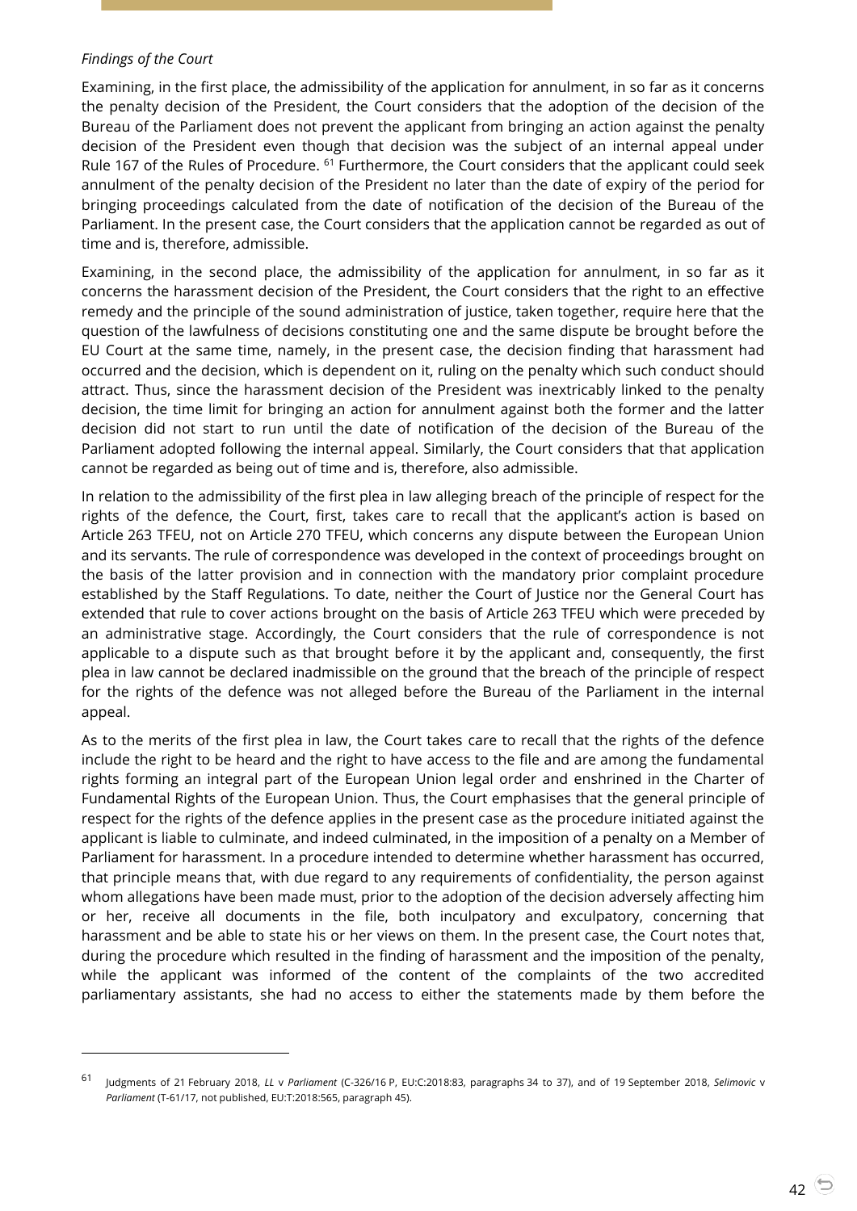*Findings of the Court*

Examining, in the first place, the admissibility of the application for annulment, in so far as it concerns the penalty decision of the President, the Court considers that the adoption of the decision of the Bureau of the Parliament does not prevent the applicant from bringing an action against the penalty decision of the President even though that decision was the subject of an internal appeal under Rule 167 of the Rules of Procedure. [61] Furthermore, the Court considers that the applicant could seek annulment of the penalty decision of the President no later than the date of expiry of the period for bringing proceedings calculated from the date of notification of the decision of the Bureau of the Parliament. In the present case, the Court considers that the application cannot be regarded as out of time and is, therefore, admissible.

Examining, in the second place, the admissibility of the application for annulment, in so far as it concerns the harassment decision of the President, the Court considers that the right to an effective remedy and the principle of the sound administration of justice, taken together, require here that the question of the lawfulness of decisions constituting one and the same dispute be brought before the EU Court at the same time, namely, in the present case, the decision finding that harassment had occurred and the decision, which is dependent on it, ruling on the penalty which such conduct should attract. Thus, since the harassment decision of the President was inextricably linked to the penalty decision, the time limit for bringing an action for annulment against both the former and the latter decision did not start to run until the date of notification of the decision of the Bureau of the Parliament adopted following the internal appeal. Similarly, the Court considers that that application cannot be regarded as being out of time and is, therefore, also admissible.

In relation to the admissibility of the first plea in law alleging breach of the principle of respect for the rights of the defence, the Court, first, takes care to recall that the applicant's action is based on Article 263 TFEU, not on Article 270 TFEU, which concerns any dispute between the European Union and its servants. The rule of correspondence was developed in the context of proceedings brought on the basis of the latter provision and in connection with the mandatory prior complaint procedure established by the Staff Regulations. To date, neither the Court of Justice nor the General Court has extended that rule to cover actions brought on the basis of Article 263 TFEU which were preceded by an administrative stage. Accordingly, the Court considers that the rule of correspondence is not applicable to a dispute such as that brought before it by the applicant and, consequently, the first plea in law cannot be declared inadmissible on the ground that the breach of the principle of respect for the rights of the defence was not alleged before the Bureau of the Parliament in the internal appeal.

As to the merits of the first plea in law, the Court takes care to recall that the rights of the defence include the right to be heard and the right to have access to the file and are among the fundamental rights forming an integral part of the European Union legal order and enshrined in the Charter of Fundamental Rights of the European Union. Thus, the Court emphasises that the general principle of respect for the rights of the defence applies in the present case as the procedure initiated against the applicant is liable to culminate, and indeed culminated, in the imposition of a penalty on a Member of Parliament for harassment. In a procedure intended to determine whether harassment has occurred, that principle means that, with due regard to any requirements of confidentiality, the person against whom allegations have been made must, prior to the adoption of the decision adversely affecting him or her, receive all documents in the file, both inculpatory and exculpatory, concerning that harassment and be able to state his or her views on them. In the present case, the Court notes that, during the procedure which resulted in the finding of harassment and the imposition of the penalty, while the applicant was informed of the content of the complaints of the two accredited parliamentary assistants, she had no access to either the statements made by them before the

---

[61] Judgments of 21 February 2018, *LL* v *Parliament* (C-326/16 P, EU:C:2018:83, paragraphs 34 to 37), and of 19 September 2018, *Selimovic* v *Parliament* (T-61/17, not published, EU:T:2018:565, paragraph 45).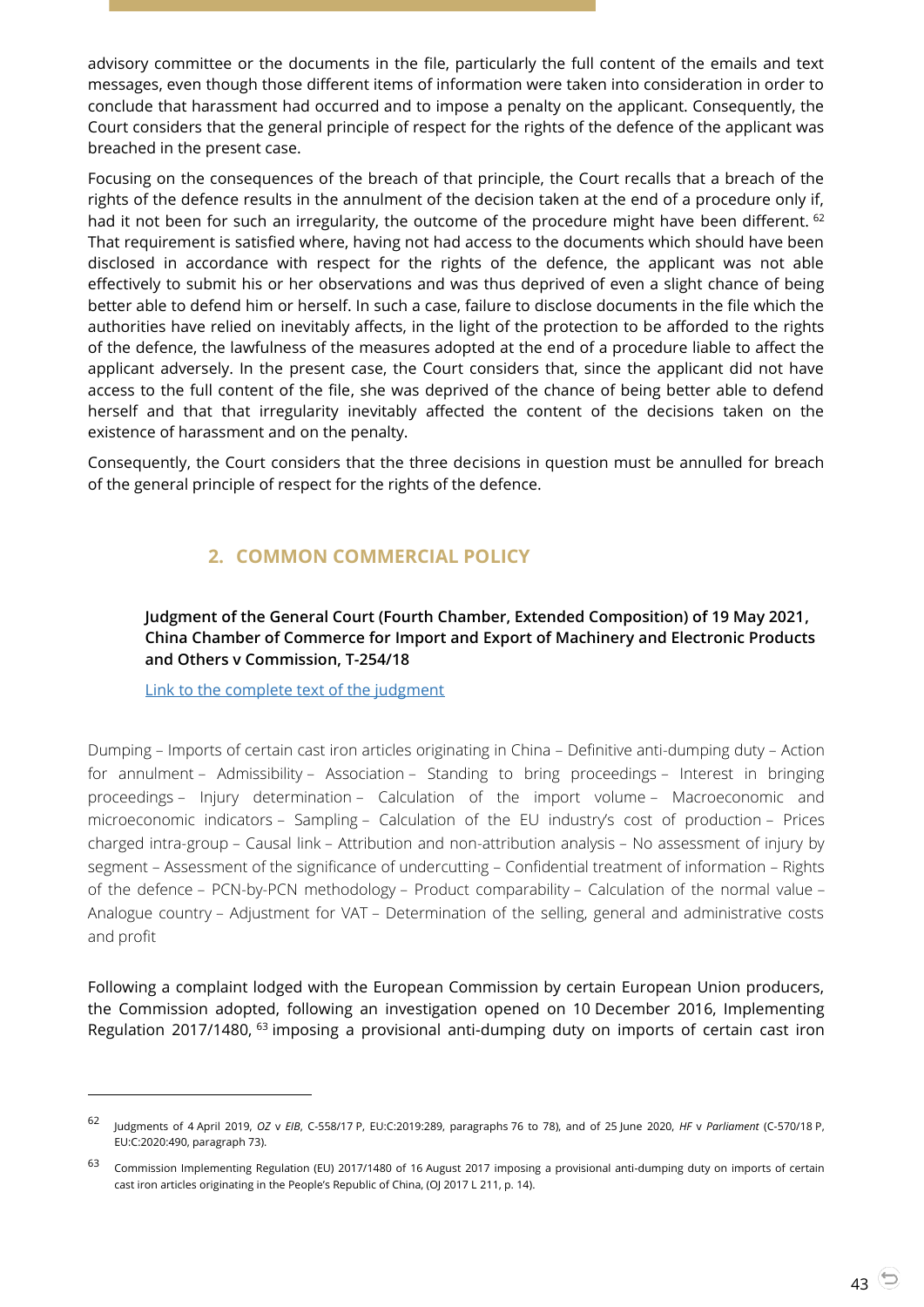advisory committee or the documents in the file, particularly the full content of the emails and text messages, even though those different items of information were taken into consideration in order to conclude that harassment had occurred and to impose a penalty on the applicant. Consequently, the Court considers that the general principle of respect for the rights of the defence of the applicant was breached in the present case.

Focusing on the consequences of the breach of that principle, the Court recalls that a breach of the rights of the defence results in the annulment of the decision taken at the end of a procedure only if, had it not been for such an irregularity, the outcome of the procedure might have been different. [62] That requirement is satisfied where, having not had access to the documents which should have been disclosed in accordance with respect for the rights of the defence, the applicant was not able effectively to submit his or her observations and was thus deprived of even a slight chance of being better able to defend him or herself. In such a case, failure to disclose documents in the file which the authorities have relied on inevitably affects, in the light of the protection to be afforded to the rights of the defence, the lawfulness of the measures adopted at the end of a procedure liable to affect the applicant adversely. In the present case, the Court considers that, since the applicant did not have access to the full content of the file, she was deprived of the chance of being better able to defend herself and that that irregularity inevitably affected the content of the decisions taken on the existence of harassment and on the penalty.

Consequently, the Court considers that the three decisions in question must be annulled for breach of the general principle of respect for the rights of the defence.

## 2. COMMON COMMERCIAL POLICY

**Judgment of the General Court (Fourth Chamber, Extended Composition) of 19 May 2021, China Chamber of Commerce for Import and Export of Machinery and Electronic Products and Others v Commission, T-254/18**

Link to the complete text of the judgment

Dumping – Imports of certain cast iron articles originating in China – Definitive anti-dumping duty – Action for annulment – Admissibility – Association – Standing to bring proceedings – Interest in bringing proceedings – Injury determination – Calculation of the import volume – Macroeconomic and microeconomic indicators – Sampling – Calculation of the EU industry's cost of production – Prices charged intra-group – Causal link – Attribution and non-attribution analysis – No assessment of injury by segment – Assessment of the significance of undercutting – Confidential treatment of information – Rights of the defence – PCN-by-PCN methodology – Product comparability – Calculation of the normal value – Analogue country – Adjustment for VAT – Determination of the selling, general and administrative costs and profit

Following a complaint lodged with the European Commission by certain European Union producers, the Commission adopted, following an investigation opened on 10 December 2016, Implementing Regulation 2017/1480, [63] imposing a provisional anti-dumping duty on imports of certain cast iron

---

[62] Judgments of 4 April 2019, *OZ* v *EIB*, C-558/17 P, EU:C:2019:289, paragraphs 76 to 78), and of 25 June 2020, *HF* v *Parliament* (C-570/18 P, EU:C:2020:490, paragraph 73).

[63] Commission Implementing Regulation (EU) 2017/1480 of 16 August 2017 imposing a provisional anti-dumping duty on imports of certain cast iron articles originating in the People's Republic of China, (OJ 2017 L 211, p. 14).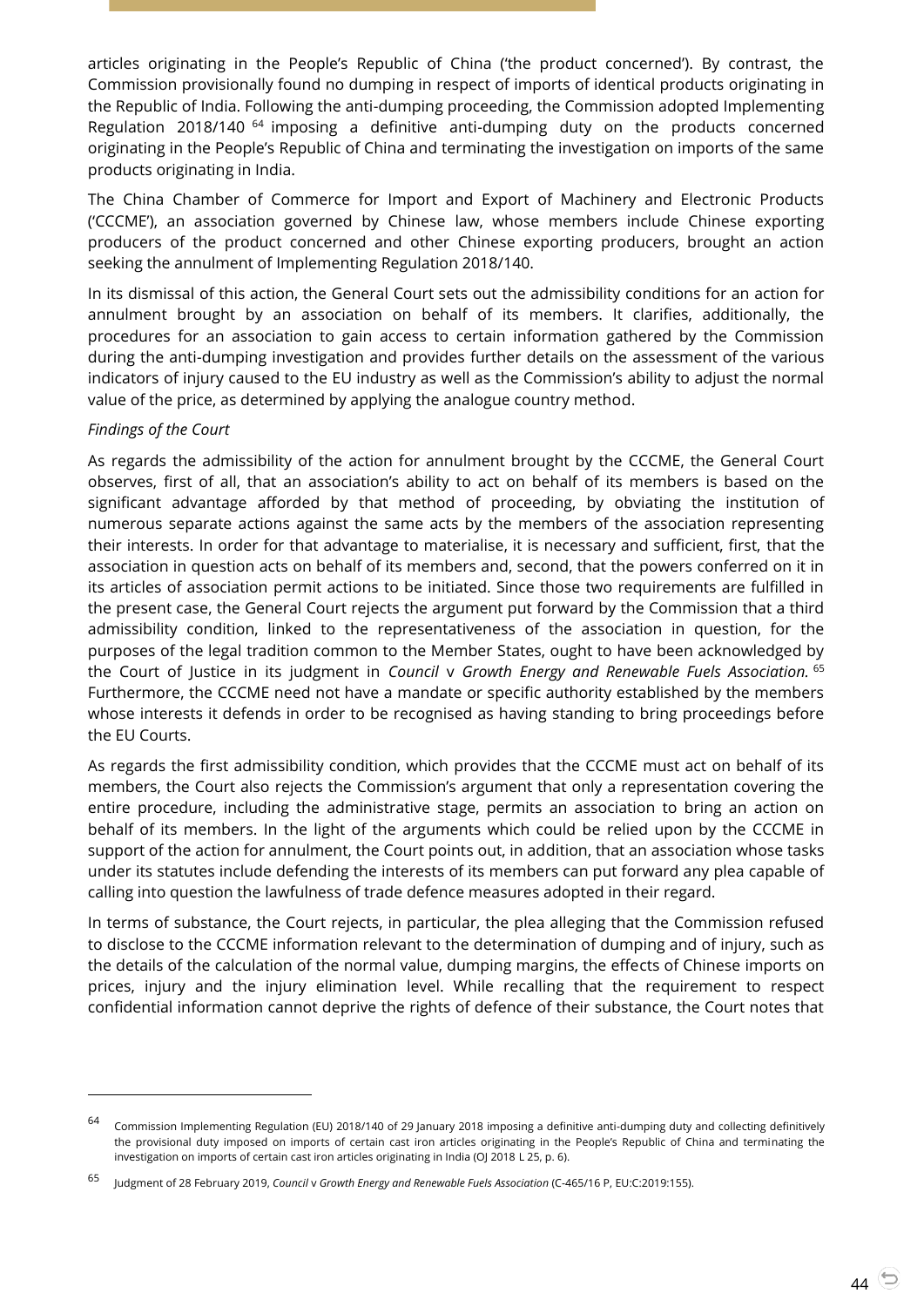articles originating in the People's Republic of China ('the product concerned'). By contrast, the Commission provisionally found no dumping in respect of imports of identical products originating in the Republic of India. Following the anti-dumping proceeding, the Commission adopted Implementing Regulation 2018/140 [64] imposing a definitive anti-dumping duty on the products concerned originating in the People's Republic of China and terminating the investigation on imports of the same products originating in India.

The China Chamber of Commerce for Import and Export of Machinery and Electronic Products ('CCCME'), an association governed by Chinese law, whose members include Chinese exporting producers of the product concerned and other Chinese exporting producers, brought an action seeking the annulment of Implementing Regulation 2018/140.

In its dismissal of this action, the General Court sets out the admissibility conditions for an action for annulment brought by an association on behalf of its members. It clarifies, additionally, the procedures for an association to gain access to certain information gathered by the Commission during the anti-dumping investigation and provides further details on the assessment of the various indicators of injury caused to the EU industry as well as the Commission's ability to adjust the normal value of the price, as determined by applying the analogue country method.

*Findings of the Court*

As regards the admissibility of the action for annulment brought by the CCCME, the General Court observes, first of all, that an association's ability to act on behalf of its members is based on the significant advantage afforded by that method of proceeding, by obviating the institution of numerous separate actions against the same acts by the members of the association representing their interests. In order for that advantage to materialise, it is necessary and sufficient, first, that the association in question acts on behalf of its members and, second, that the powers conferred on it in its articles of association permit actions to be initiated. Since those two requirements are fulfilled in the present case, the General Court rejects the argument put forward by the Commission that a third admissibility condition, linked to the representativeness of the association in question, for the purposes of the legal tradition common to the Member States, ought to have been acknowledged by the Court of Justice in its judgment in *Council* v *Growth Energy and Renewable Fuels Association.* [65] Furthermore, the CCCME need not have a mandate or specific authority established by the members whose interests it defends in order to be recognised as having standing to bring proceedings before the EU Courts.

As regards the first admissibility condition, which provides that the CCCME must act on behalf of its members, the Court also rejects the Commission's argument that only a representation covering the entire procedure, including the administrative stage, permits an association to bring an action on behalf of its members. In the light of the arguments which could be relied upon by the CCCME in support of the action for annulment, the Court points out, in addition, that an association whose tasks under its statutes include defending the interests of its members can put forward any plea capable of calling into question the lawfulness of trade defence measures adopted in their regard.

In terms of substance, the Court rejects, in particular, the plea alleging that the Commission refused to disclose to the CCCME information relevant to the determination of dumping and of injury, such as the details of the calculation of the normal value, dumping margins, the effects of Chinese imports on prices, injury and the injury elimination level. While recalling that the requirement to respect confidential information cannot deprive the rights of defence of their substance, the Court notes that

---

[64] Commission Implementing Regulation (EU) 2018/140 of 29 January 2018 imposing a definitive anti-dumping duty and collecting definitively the provisional duty imposed on imports of certain cast iron articles originating in the People's Republic of China and terminating the investigation on imports of certain cast iron articles originating in India (OJ 2018 L 25, p. 6).

[65] Judgment of 28 February 2019, *Council* v *Growth Energy and Renewable Fuels Association* (C-465/16 P, EU:C:2019:155).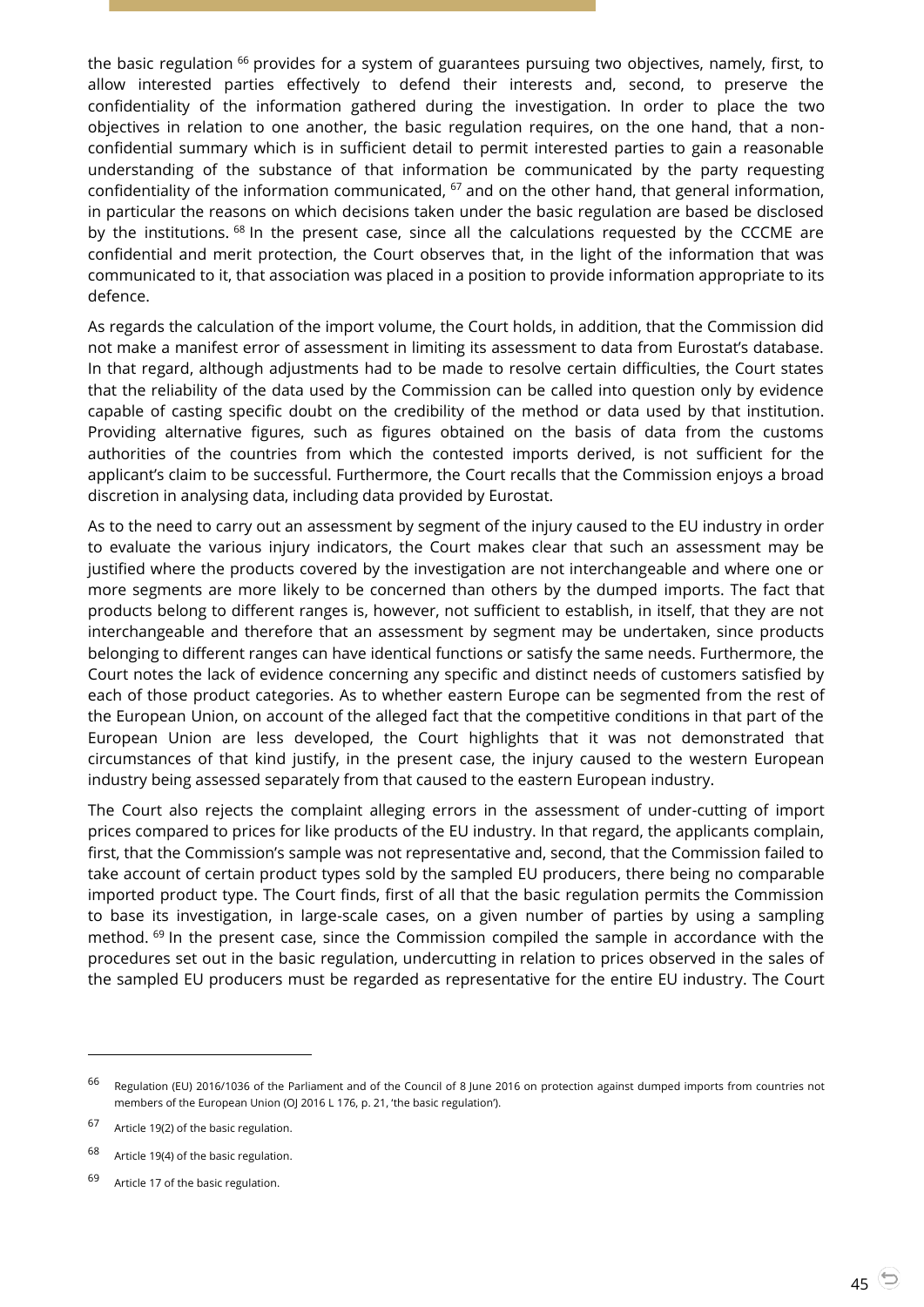the basic regulation [66] provides for a system of guarantees pursuing two objectives, namely, first, to allow interested parties effectively to defend their interests and, second, to preserve the confidentiality of the information gathered during the investigation. In order to place the two objectives in relation to one another, the basic regulation requires, on the one hand, that a non-confidential summary which is in sufficient detail to permit interested parties to gain a reasonable understanding of the substance of that information be communicated by the party requesting confidentiality of the information communicated, [67] and on the other hand, that general information, in particular the reasons on which decisions taken under the basic regulation are based be disclosed by the institutions. [68] In the present case, since all the calculations requested by the CCCME are confidential and merit protection, the Court observes that, in the light of the information that was communicated to it, that association was placed in a position to provide information appropriate to its defence.

As regards the calculation of the import volume, the Court holds, in addition, that the Commission did not make a manifest error of assessment in limiting its assessment to data from Eurostat's database. In that regard, although adjustments had to be made to resolve certain difficulties, the Court states that the reliability of the data used by the Commission can be called into question only by evidence capable of casting specific doubt on the credibility of the method or data used by that institution. Providing alternative figures, such as figures obtained on the basis of data from the customs authorities of the countries from which the contested imports derived, is not sufficient for the applicant's claim to be successful. Furthermore, the Court recalls that the Commission enjoys a broad discretion in analysing data, including data provided by Eurostat.

As to the need to carry out an assessment by segment of the injury caused to the EU industry in order to evaluate the various injury indicators, the Court makes clear that such an assessment may be justified where the products covered by the investigation are not interchangeable and where one or more segments are more likely to be concerned than others by the dumped imports. The fact that products belong to different ranges is, however, not sufficient to establish, in itself, that they are not interchangeable and therefore that an assessment by segment may be undertaken, since products belonging to different ranges can have identical functions or satisfy the same needs. Furthermore, the Court notes the lack of evidence concerning any specific and distinct needs of customers satisfied by each of those product categories. As to whether eastern Europe can be segmented from the rest of the European Union, on account of the alleged fact that the competitive conditions in that part of the European Union are less developed, the Court highlights that it was not demonstrated that circumstances of that kind justify, in the present case, the injury caused to the western European industry being assessed separately from that caused to the eastern European industry.

The Court also rejects the complaint alleging errors in the assessment of under-cutting of import prices compared to prices for like products of the EU industry. In that regard, the applicants complain, first, that the Commission's sample was not representative and, second, that the Commission failed to take account of certain product types sold by the sampled EU producers, there being no comparable imported product type. The Court finds, first of all that the basic regulation permits the Commission to base its investigation, in large-scale cases, on a given number of parties by using a sampling method. [69] In the present case, since the Commission compiled the sample in accordance with the procedures set out in the basic regulation, undercutting in relation to prices observed in the sales of the sampled EU producers must be regarded as representative for the entire EU industry. The Court

---

[66] Regulation (EU) 2016/1036 of the Parliament and of the Council of 8 June 2016 on protection against dumped imports from countries not members of the European Union (OJ 2016 L 176, p. 21, 'the basic regulation').

[67] Article 19(2) of the basic regulation.

[68] Article 19(4) of the basic regulation.

[69] Article 17 of the basic regulation.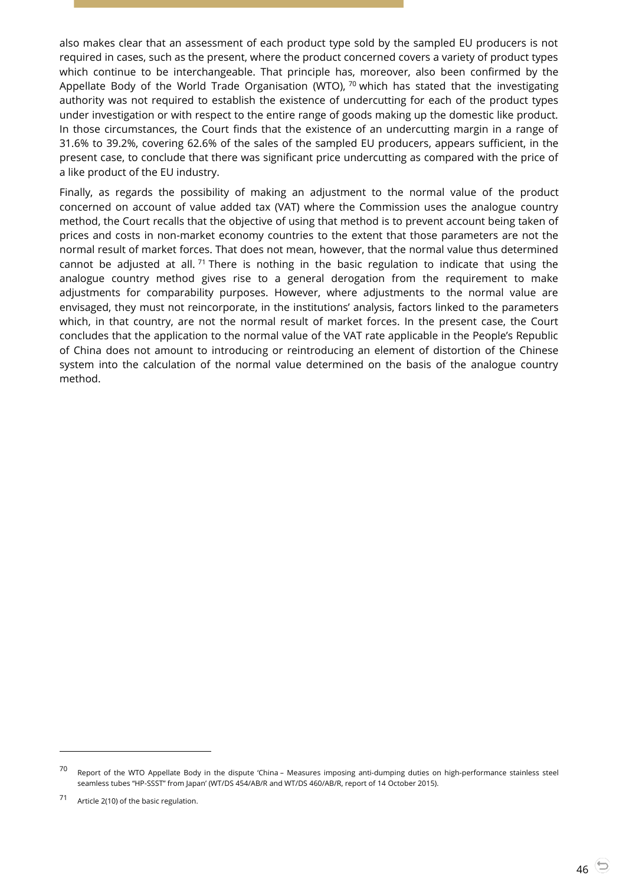also makes clear that an assessment of each product type sold by the sampled EU producers is not required in cases, such as the present, where the product concerned covers a variety of product types which continue to be interchangeable. That principle has, moreover, also been confirmed by the Appellate Body of the World Trade Organisation (WTO), [70] which has stated that the investigating authority was not required to establish the existence of undercutting for each of the product types under investigation or with respect to the entire range of goods making up the domestic like product. In those circumstances, the Court finds that the existence of an undercutting margin in a range of 31.6% to 39.2%, covering 62.6% of the sales of the sampled EU producers, appears sufficient, in the present case, to conclude that there was significant price undercutting as compared with the price of a like product of the EU industry.

Finally, as regards the possibility of making an adjustment to the normal value of the product concerned on account of value added tax (VAT) where the Commission uses the analogue country method, the Court recalls that the objective of using that method is to prevent account being taken of prices and costs in non-market economy countries to the extent that those parameters are not the normal result of market forces. That does not mean, however, that the normal value thus determined cannot be adjusted at all. [71] There is nothing in the basic regulation to indicate that using the analogue country method gives rise to a general derogation from the requirement to make adjustments for comparability purposes. However, where adjustments to the normal value are envisaged, they must not reincorporate, in the institutions' analysis, factors linked to the parameters which, in that country, are not the normal result of market forces. In the present case, the Court concludes that the application to the normal value of the VAT rate applicable in the People's Republic of China does not amount to introducing or reintroducing an element of distortion of the Chinese system into the calculation of the normal value determined on the basis of the analogue country method.

---

[70] Report of the WTO Appellate Body in the dispute 'China – Measures imposing anti-dumping duties on high-performance stainless steel seamless tubes "HP-SSST" from Japan' (WT/DS 454/AB/R and WT/DS 460/AB/R, report of 14 October 2015).

[71] Article 2(10) of the basic regulation.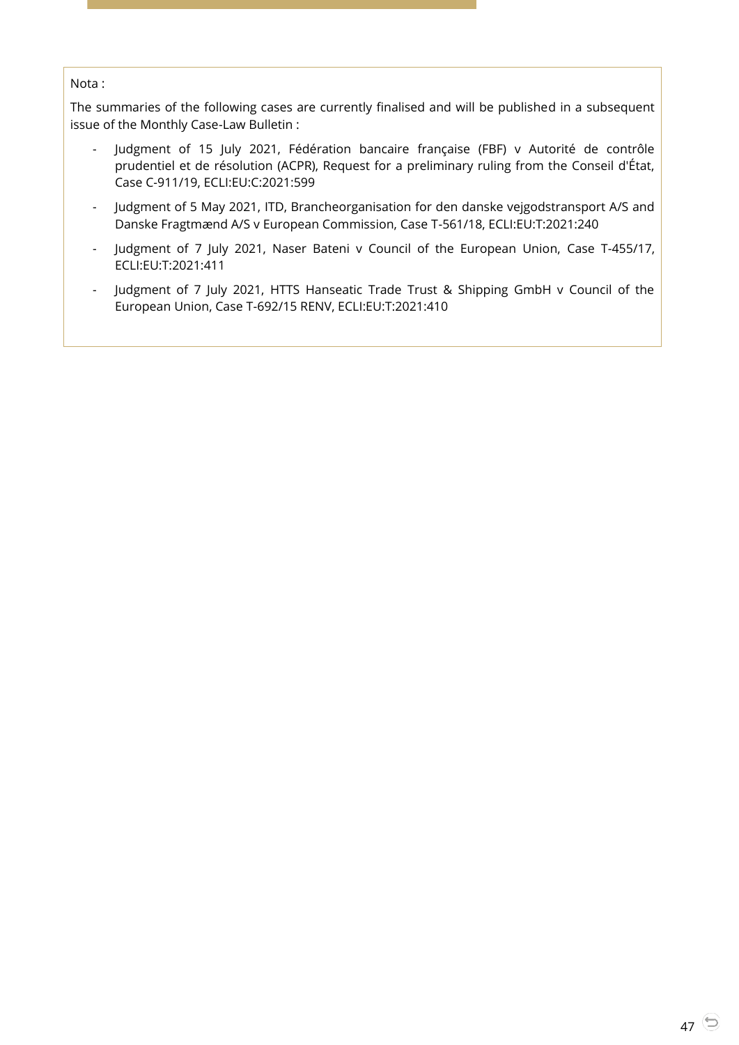Nota :

The summaries of the following cases are currently finalised and will be published in a subsequent issue of the Monthly Case-Law Bulletin :

- Judgment of 15 July 2021, Fédération bancaire française (FBF) v Autorité de contrôle prudentiel et de résolution (ACPR), Request for a preliminary ruling from the Conseil d'État, Case C-911/19, ECLI:EU:C:2021:599
- Judgment of 5 May 2021, ITD, Brancheorganisation for den danske vejgodstransport A/S and Danske Fragtmænd A/S v European Commission, Case T-561/18, ECLI:EU:T:2021:240
- Judgment of 7 July 2021, Naser Bateni v Council of the European Union, Case T-455/17, ECLI:EU:T:2021:411
- Judgment of 7 July 2021, HTTS Hanseatic Trade Trust & Shipping GmbH v Council of the European Union, Case T-692/15 RENV, ECLI:EU:T:2021:410